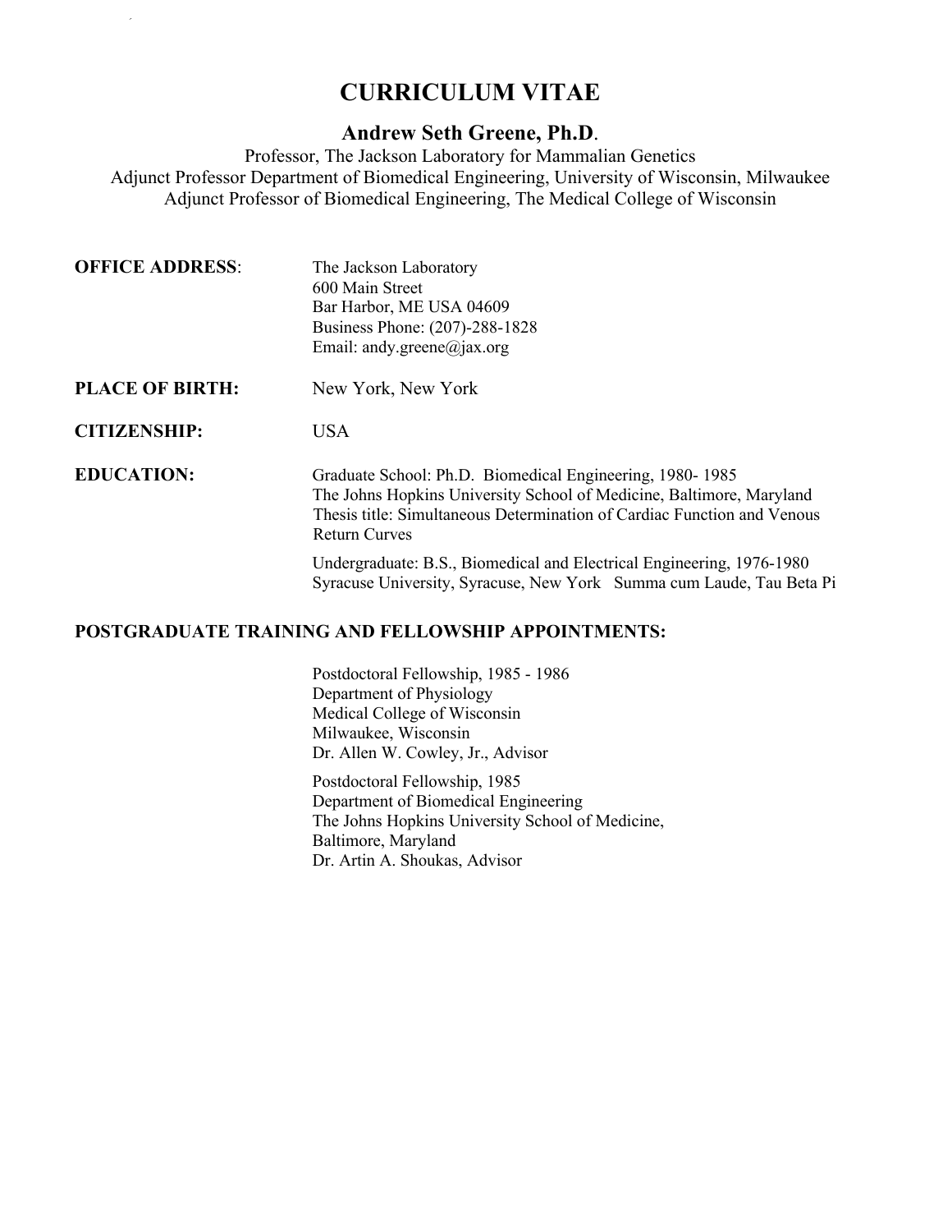# CURRICULUM VITAE

## Andrew Seth Greene, Ph.D.

Professor, The Jackson Laboratory for Mammalian Genetics
Adjunct Professor Department of Biomedical Engineering, University of Wisconsin, Milwaukee
Adjunct Professor of Biomedical Engineering, The Medical College of Wisconsin

**OFFICE ADDRESS**:

The Jackson Laboratory
600 Main Street
Bar Harbor, ME USA 04609
Business Phone: (207)-288-1828
Email: andy.greene@jax.org

**PLACE OF BIRTH:** New York, New York

**CITIZENSHIP:** USA

**EDUCATION:**

Graduate School: Ph.D. Biomedical Engineering, 1980- 1985
The Johns Hopkins University School of Medicine, Baltimore, Maryland
Thesis title: Simultaneous Determination of Cardiac Function and Venous Return Curves

Undergraduate: B.S., Biomedical and Electrical Engineering, 1976-1980
Syracuse University, Syracuse, New York Summa cum Laude, Tau Beta Pi

**POSTGRADUATE TRAINING AND FELLOWSHIP APPOINTMENTS:**

Postdoctoral Fellowship, 1985 - 1986
Department of Physiology
Medical College of Wisconsin
Milwaukee, Wisconsin
Dr. Allen W. Cowley, Jr., Advisor

Postdoctoral Fellowship, 1985
Department of Biomedical Engineering
The Johns Hopkins University School of Medicine,
Baltimore, Maryland
Dr. Artin A. Shoukas, Advisor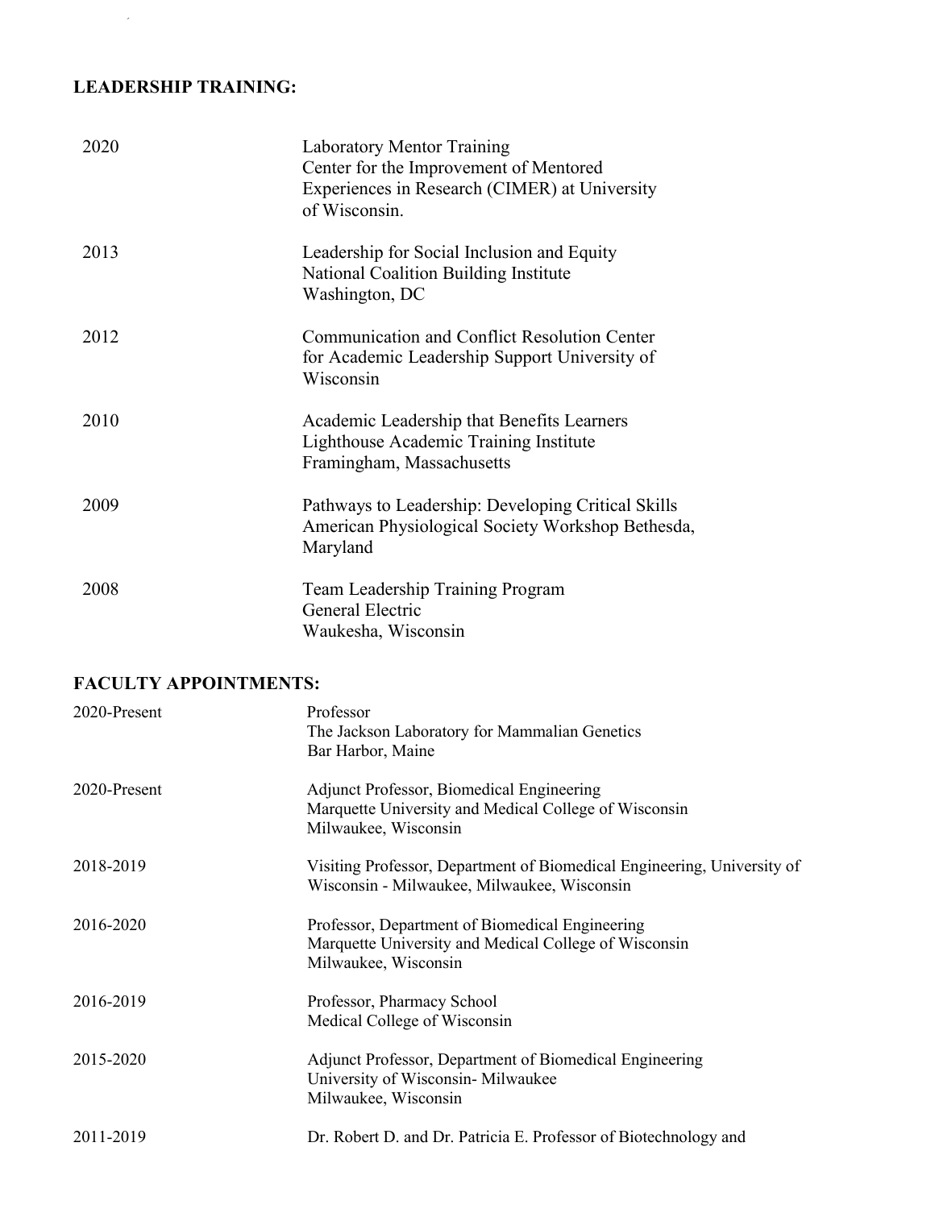## LEADERSHIP TRAINING:

| | |
|---|---|
| 2020 | Laboratory Mentor Training<br>Center for the Improvement of Mentored Experiences in Research (CIMER) at University of Wisconsin. |
| 2013 | Leadership for Social Inclusion and Equity<br>National Coalition Building Institute<br>Washington, DC |
| 2012 | Communication and Conflict Resolution Center for Academic Leadership Support University of Wisconsin |
| 2010 | Academic Leadership that Benefits Learners<br>Lighthouse Academic Training Institute<br>Framingham, Massachusetts |
| 2009 | Pathways to Leadership: Developing Critical Skills<br>American Physiological Society Workshop Bethesda, Maryland |
| 2008 | Team Leadership Training Program<br>General Electric<br>Waukesha, Wisconsin |

## FACULTY APPOINTMENTS:

| | |
|---|---|
| 2020-Present | Professor<br>The Jackson Laboratory for Mammalian Genetics<br>Bar Harbor, Maine |
| 2020-Present | Adjunct Professor, Biomedical Engineering<br>Marquette University and Medical College of Wisconsin<br>Milwaukee, Wisconsin |
| 2018-2019 | Visiting Professor, Department of Biomedical Engineering, University of Wisconsin - Milwaukee, Milwaukee, Wisconsin |
| 2016-2020 | Professor, Department of Biomedical Engineering<br>Marquette University and Medical College of Wisconsin<br>Milwaukee, Wisconsin |
| 2016-2019 | Professor, Pharmacy School<br>Medical College of Wisconsin |
| 2015-2020 | Adjunct Professor, Department of Biomedical Engineering<br>University of Wisconsin- Milwaukee<br>Milwaukee, Wisconsin |
| 2011-2019 | Dr. Robert D. and Dr. Patricia E. Professor of Biotechnology and |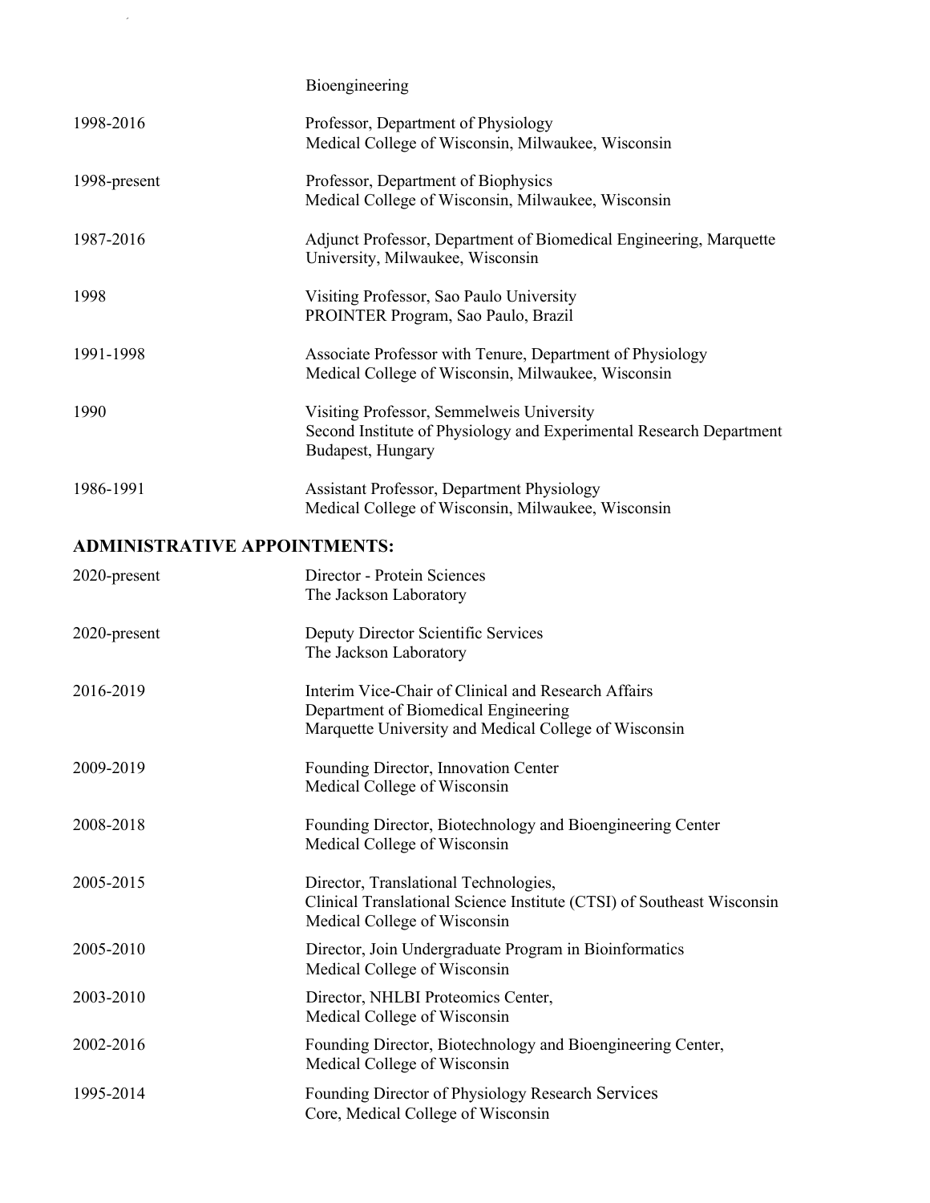Bioengineering

| | |
|---|---|
| 1998-2016 | Professor, Department of Physiology<br>Medical College of Wisconsin, Milwaukee, Wisconsin |
| 1998-present | Professor, Department of Biophysics<br>Medical College of Wisconsin, Milwaukee, Wisconsin |
| 1987-2016 | Adjunct Professor, Department of Biomedical Engineering, Marquette University, Milwaukee, Wisconsin |
| 1998 | Visiting Professor, Sao Paulo University<br>PROINTER Program, Sao Paulo, Brazil |
| 1991-1998 | Associate Professor with Tenure, Department of Physiology<br>Medical College of Wisconsin, Milwaukee, Wisconsin |
| 1990 | Visiting Professor, Semmelweis University<br>Second Institute of Physiology and Experimental Research Department<br>Budapest, Hungary |
| 1986-1991 | Assistant Professor, Department Physiology<br>Medical College of Wisconsin, Milwaukee, Wisconsin |

## ADMINISTRATIVE APPOINTMENTS:

| | |
|---|---|
| 2020-present | Director - Protein Sciences<br>The Jackson Laboratory |
| 2020-present | Deputy Director Scientific Services<br>The Jackson Laboratory |
| 2016-2019 | Interim Vice-Chair of Clinical and Research Affairs<br>Department of Biomedical Engineering<br>Marquette University and Medical College of Wisconsin |
| 2009-2019 | Founding Director, Innovation Center<br>Medical College of Wisconsin |
| 2008-2018 | Founding Director, Biotechnology and Bioengineering Center<br>Medical College of Wisconsin |
| 2005-2015 | Director, Translational Technologies,<br>Clinical Translational Science Institute (CTSI) of Southeast Wisconsin<br>Medical College of Wisconsin |
| 2005-2010 | Director, Join Undergraduate Program in Bioinformatics<br>Medical College of Wisconsin |
| 2003-2010 | Director, NHLBI Proteomics Center,<br>Medical College of Wisconsin |
| 2002-2016 | Founding Director, Biotechnology and Bioengineering Center,<br>Medical College of Wisconsin |
| 1995-2014 | Founding Director of Physiology Research Services<br>Core, Medical College of Wisconsin |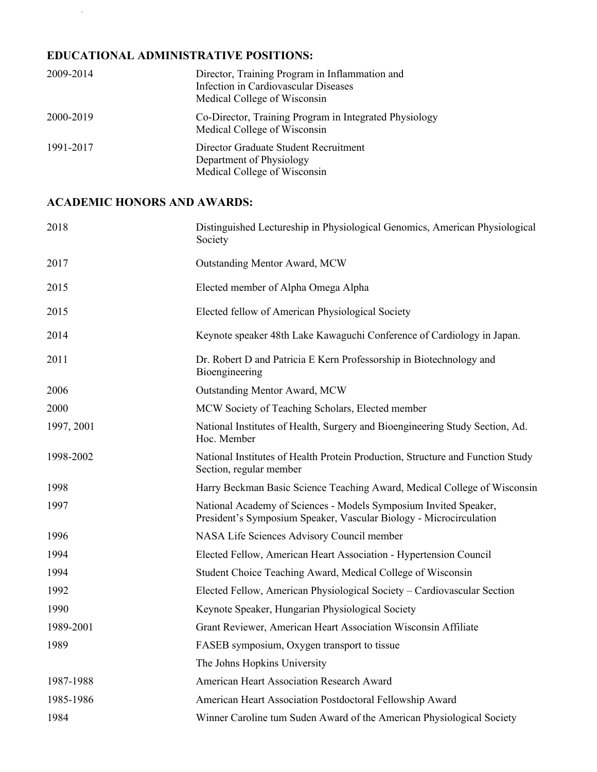## EDUCATIONAL ADMINISTRATIVE POSITIONS:

| | |
|---|---|
| 2009-2014 | Director, Training Program in Inflammation and Infection in Cardiovascular Diseases<br>Medical College of Wisconsin |
| 2000-2019 | Co-Director, Training Program in Integrated Physiology<br>Medical College of Wisconsin |
| 1991-2017 | Director Graduate Student Recruitment<br>Department of Physiology<br>Medical College of Wisconsin |

## ACADEMIC HONORS AND AWARDS:

| | |
|---|---|
| 2018 | Distinguished Lectureship in Physiological Genomics, American Physiological Society |
| 2017 | Outstanding Mentor Award, MCW |
| 2015 | Elected member of Alpha Omega Alpha |
| 2015 | Elected fellow of American Physiological Society |
| 2014 | Keynote speaker 48th Lake Kawaguchi Conference of Cardiology in Japan. |
| 2011 | Dr. Robert D and Patricia E Kern Professorship in Biotechnology and Bioengineering |
| 2006 | Outstanding Mentor Award, MCW |
| 2000 | MCW Society of Teaching Scholars, Elected member |
| 1997, 2001 | National Institutes of Health, Surgery and Bioengineering Study Section, Ad. Hoc. Member |
| 1998-2002 | National Institutes of Health Protein Production, Structure and Function Study Section, regular member |
| 1998 | Harry Beckman Basic Science Teaching Award, Medical College of Wisconsin |
| 1997 | National Academy of Sciences - Models Symposium Invited Speaker,<br>President's Symposium Speaker, Vascular Biology - Microcirculation |
| 1996 | NASA Life Sciences Advisory Council member |
| 1994 | Elected Fellow, American Heart Association - Hypertension Council |
| 1994 | Student Choice Teaching Award, Medical College of Wisconsin |
| 1992 | Elected Fellow, American Physiological Society – Cardiovascular Section |
| 1990 | Keynote Speaker, Hungarian Physiological Society |
| 1989-2001 | Grant Reviewer, American Heart Association Wisconsin Affiliate |
| 1989 | FASEB symposium, Oxygen transport to tissue |
| | The Johns Hopkins University |
| 1987-1988 | American Heart Association Research Award |
| 1985-1986 | American Heart Association Postdoctoral Fellowship Award |
| 1984 | Winner Caroline tum Suden Award of the American Physiological Society |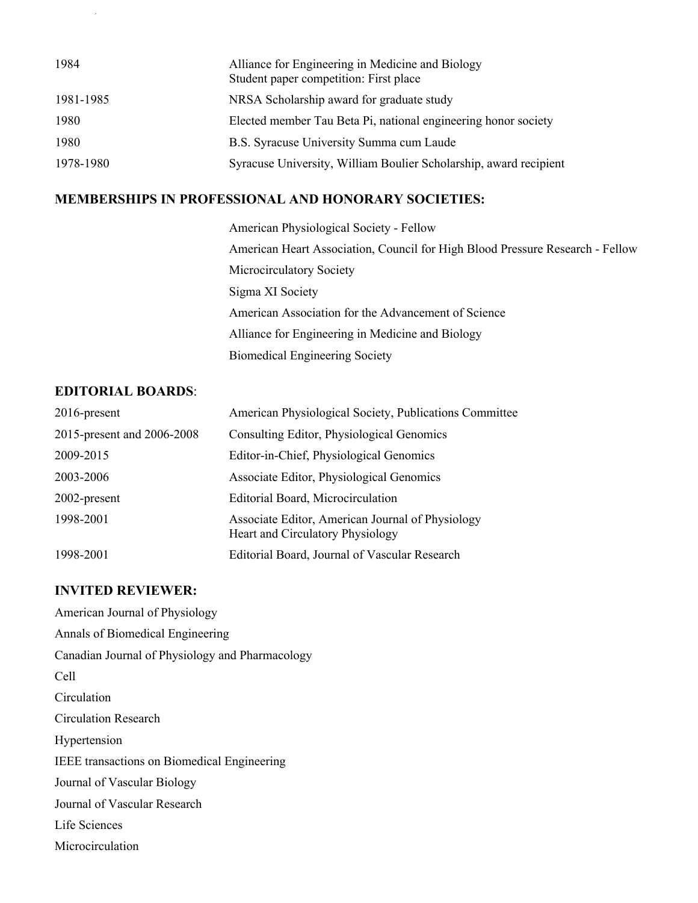| | |
|---|---|
| 1984 | Alliance for Engineering in Medicine and Biology<br>Student paper competition: First place |
| 1981-1985 | NRSA Scholarship award for graduate study |
| 1980 | Elected member Tau Beta Pi, national engineering honor society |
| 1980 | B.S. Syracuse University Summa cum Laude |
| 1978-1980 | Syracuse University, William Boulier Scholarship, award recipient |

## MEMBERSHIPS IN PROFESSIONAL AND HONORARY SOCIETIES:

American Physiological Society - Fellow

American Heart Association, Council for High Blood Pressure Research - Fellow

Microcirculatory Society

Sigma XI Society

American Association for the Advancement of Science

Alliance for Engineering in Medicine and Biology

Biomedical Engineering Society

## EDITORIAL BOARDS:

| | |
|---|---|
| 2016-present | American Physiological Society, Publications Committee |
| 2015-present and 2006-2008 | Consulting Editor, Physiological Genomics |
| 2009-2015 | Editor-in-Chief, Physiological Genomics |
| 2003-2006 | Associate Editor, Physiological Genomics |
| 2002-present | Editorial Board, Microcirculation |
| 1998-2001 | Associate Editor, American Journal of Physiology<br>Heart and Circulatory Physiology |
| 1998-2001 | Editorial Board, Journal of Vascular Research |

## INVITED REVIEWER:

American Journal of Physiology

Annals of Biomedical Engineering

Canadian Journal of Physiology and Pharmacology

Cell

Circulation

Circulation Research

Hypertension

IEEE transactions on Biomedical Engineering

Journal of Vascular Biology

Journal of Vascular Research

Life Sciences

Microcirculation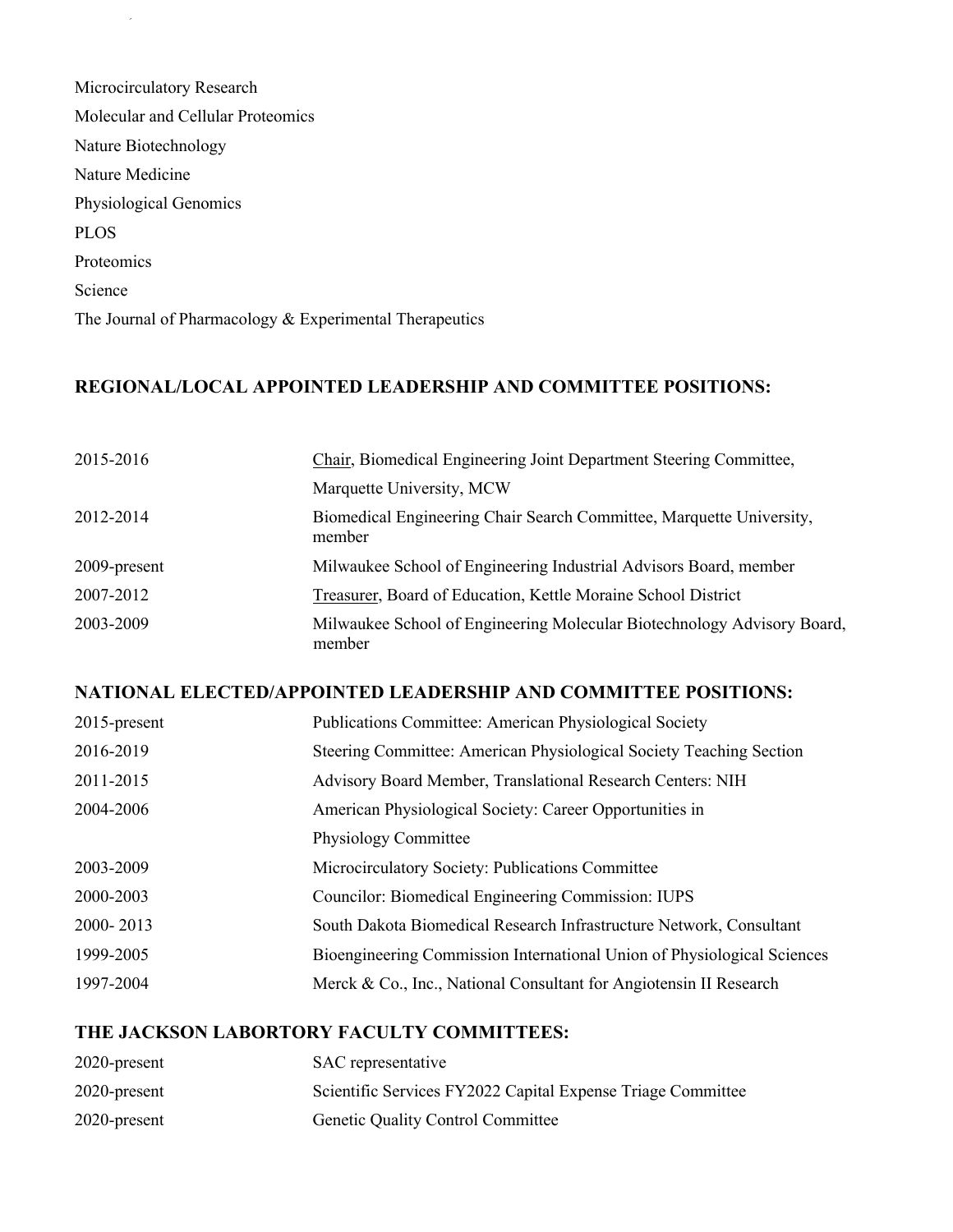Microcirculatory Research

Molecular and Cellular Proteomics

Nature Biotechnology

Nature Medicine

Physiological Genomics

PLOS

Proteomics

Science

The Journal of Pharmacology & Experimental Therapeutics

## REGIONAL/LOCAL APPOINTED LEADERSHIP AND COMMITTEE POSITIONS:

| | |
|---|---|
| 2015-2016 | Chair, Biomedical Engineering Joint Department Steering Committee, Marquette University, MCW |
| 2012-2014 | Biomedical Engineering Chair Search Committee, Marquette University, member |
| 2009-present | Milwaukee School of Engineering Industrial Advisors Board, member |
| 2007-2012 | Treasurer, Board of Education, Kettle Moraine School District |
| 2003-2009 | Milwaukee School of Engineering Molecular Biotechnology Advisory Board, member |

## NATIONAL ELECTED/APPOINTED LEADERSHIP AND COMMITTEE POSITIONS:

| | |
|---|---|
| 2015-present | Publications Committee: American Physiological Society |
| 2016-2019 | Steering Committee: American Physiological Society Teaching Section |
| 2011-2015 | Advisory Board Member, Translational Research Centers: NIH |
| 2004-2006 | American Physiological Society: Career Opportunities in Physiology Committee |
| 2003-2009 | Microcirculatory Society: Publications Committee |
| 2000-2003 | Councilor: Biomedical Engineering Commission: IUPS |
| 2000- 2013 | South Dakota Biomedical Research Infrastructure Network, Consultant |
| 1999-2005 | Bioengineering Commission International Union of Physiological Sciences |
| 1997-2004 | Merck & Co., Inc., National Consultant for Angiotensin II Research |

## THE JACKSON LABORTORY FACULTY COMMITTEES:

| | |
|---|---|
| 2020-present | SAC representative |
| 2020-present | Scientific Services FY2022 Capital Expense Triage Committee |
| 2020-present | Genetic Quality Control Committee |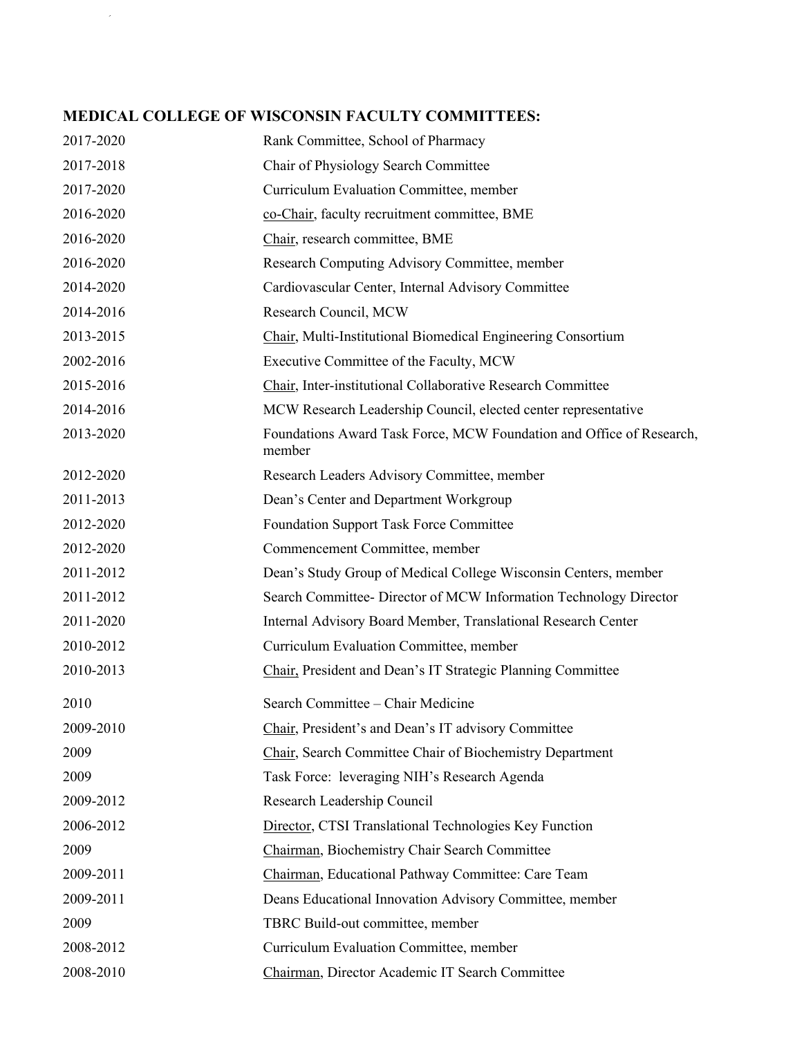**MEDICAL COLLEGE OF WISCONSIN FACULTY COMMITTEES:**

| | |
|---|---|
| 2017-2020 | Rank Committee, School of Pharmacy |
| 2017-2018 | Chair of Physiology Search Committee |
| 2017-2020 | Curriculum Evaluation Committee, member |
| 2016-2020 | co-Chair, faculty recruitment committee, BME |
| 2016-2020 | Chair, research committee, BME |
| 2016-2020 | Research Computing Advisory Committee, member |
| 2014-2020 | Cardiovascular Center, Internal Advisory Committee |
| 2014-2016 | Research Council, MCW |
| 2013-2015 | Chair, Multi-Institutional Biomedical Engineering Consortium |
| 2002-2016 | Executive Committee of the Faculty, MCW |
| 2015-2016 | Chair, Inter-institutional Collaborative Research Committee |
| 2014-2016 | MCW Research Leadership Council, elected center representative |
| 2013-2020 | Foundations Award Task Force, MCW Foundation and Office of Research, member |
| 2012-2020 | Research Leaders Advisory Committee, member |
| 2011-2013 | Dean's Center and Department Workgroup |
| 2012-2020 | Foundation Support Task Force Committee |
| 2012-2020 | Commencement Committee, member |
| 2011-2012 | Dean's Study Group of Medical College Wisconsin Centers, member |
| 2011-2012 | Search Committee- Director of MCW Information Technology Director |
| 2011-2020 | Internal Advisory Board Member, Translational Research Center |
| 2010-2012 | Curriculum Evaluation Committee, member |
| 2010-2013 | Chair, President and Dean's IT Strategic Planning Committee |
| 2010 | Search Committee – Chair Medicine |
| 2009-2010 | Chair, President's and Dean's IT advisory Committee |
| 2009 | Chair, Search Committee Chair of Biochemistry Department |
| 2009 | Task Force: leveraging NIH's Research Agenda |
| 2009-2012 | Research Leadership Council |
| 2006-2012 | Director, CTSI Translational Technologies Key Function |
| 2009 | Chairman, Biochemistry Chair Search Committee |
| 2009-2011 | Chairman, Educational Pathway Committee: Care Team |
| 2009-2011 | Deans Educational Innovation Advisory Committee, member |
| 2009 | TBRC Build-out committee, member |
| 2008-2012 | Curriculum Evaluation Committee, member |
| 2008-2010 | Chairman, Director Academic IT Search Committee |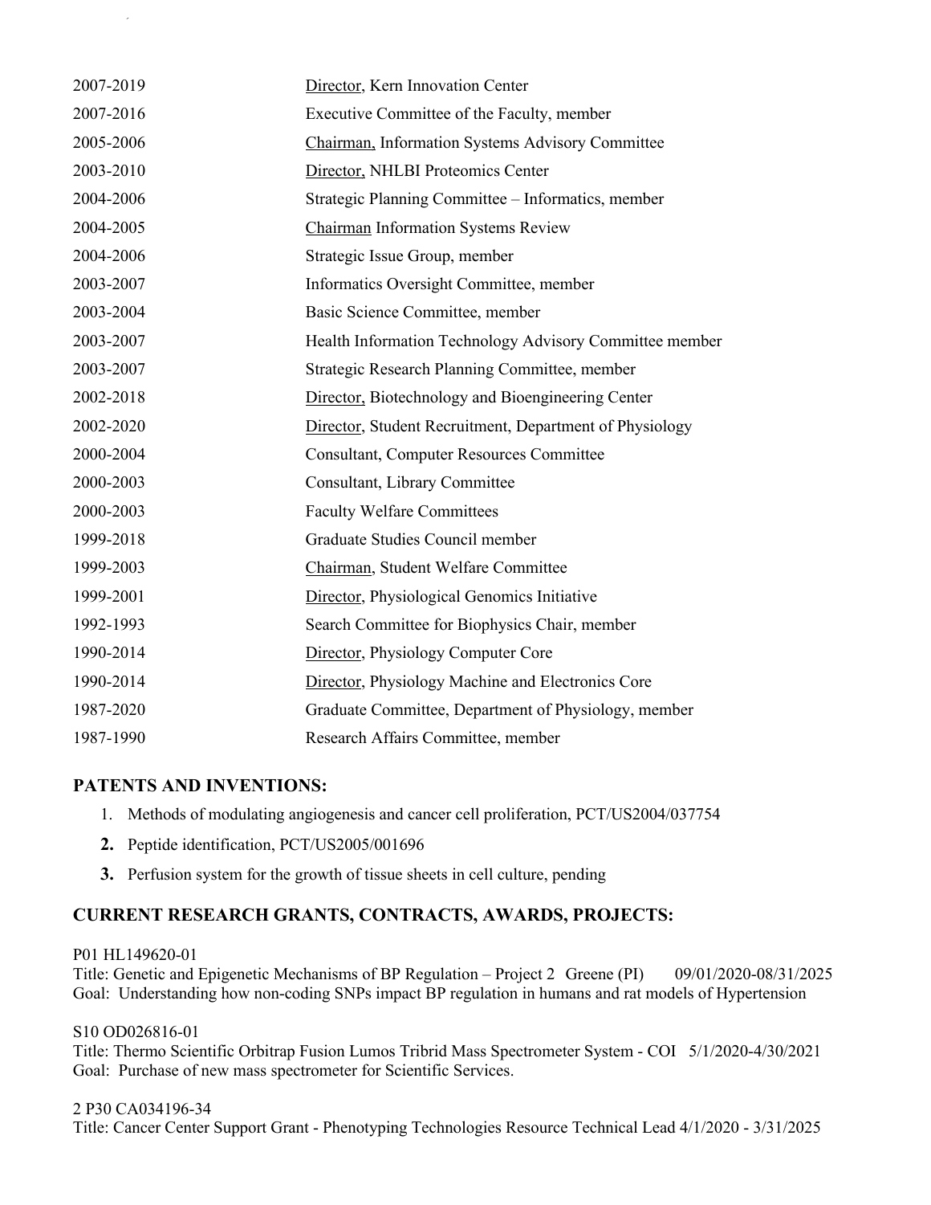| | |
|---|---|
| 2007-2019 | Director, Kern Innovation Center |
| 2007-2016 | Executive Committee of the Faculty, member |
| 2005-2006 | Chairman, Information Systems Advisory Committee |
| 2003-2010 | Director, NHLBI Proteomics Center |
| 2004-2006 | Strategic Planning Committee – Informatics, member |
| 2004-2005 | Chairman Information Systems Review |
| 2004-2006 | Strategic Issue Group, member |
| 2003-2007 | Informatics Oversight Committee, member |
| 2003-2004 | Basic Science Committee, member |
| 2003-2007 | Health Information Technology Advisory Committee member |
| 2003-2007 | Strategic Research Planning Committee, member |
| 2002-2018 | Director, Biotechnology and Bioengineering Center |
| 2002-2020 | Director, Student Recruitment, Department of Physiology |
| 2000-2004 | Consultant, Computer Resources Committee |
| 2000-2003 | Consultant, Library Committee |
| 2000-2003 | Faculty Welfare Committees |
| 1999-2018 | Graduate Studies Council member |
| 1999-2003 | Chairman, Student Welfare Committee |
| 1999-2001 | Director, Physiological Genomics Initiative |
| 1992-1993 | Search Committee for Biophysics Chair, member |
| 1990-2014 | Director, Physiology Computer Core |
| 1990-2014 | Director, Physiology Machine and Electronics Core |
| 1987-2020 | Graduate Committee, Department of Physiology, member |
| 1987-1990 | Research Affairs Committee, member |

## PATENTS AND INVENTIONS:

1. Methods of modulating angiogenesis and cancer cell proliferation, PCT/US2004/037754
2. Peptide identification, PCT/US2005/001696
3. Perfusion system for the growth of tissue sheets in cell culture, pending

## CURRENT RESEARCH GRANTS, CONTRACTS, AWARDS, PROJECTS:

P01 HL149620-01
Title: Genetic and Epigenetic Mechanisms of BP Regulation – Project 2 Greene (PI) 09/01/2020-08/31/2025
Goal: Understanding how non-coding SNPs impact BP regulation in humans and rat models of Hypertension

S10 OD026816-01
Title: Thermo Scientific Orbitrap Fusion Lumos Tribrid Mass Spectrometer System - COI 5/1/2020-4/30/2021
Goal: Purchase of new mass spectrometer for Scientific Services.

2 P30 CA034196-34
Title: Cancer Center Support Grant - Phenotyping Technologies Resource Technical Lead 4/1/2020 - 3/31/2025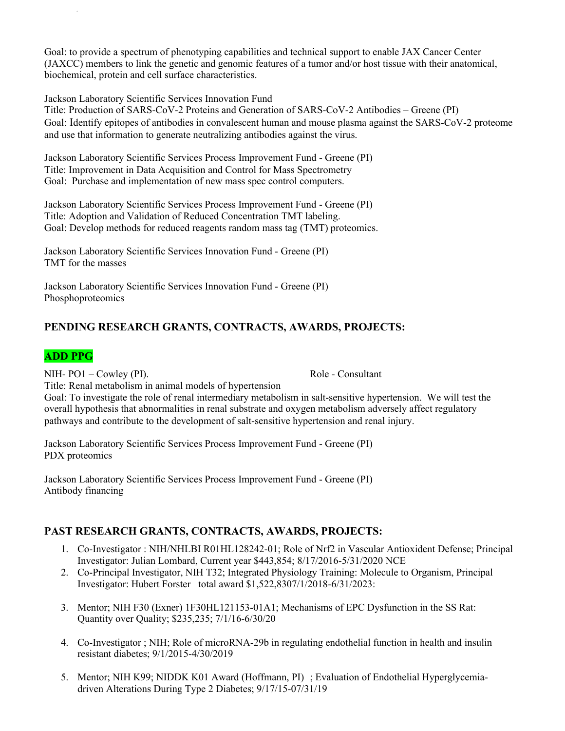Goal: to provide a spectrum of phenotyping capabilities and technical support to enable JAX Cancer Center (JAXCC) members to link the genetic and genomic features of a tumor and/or host tissue with their anatomical, biochemical, protein and cell surface characteristics.

Jackson Laboratory Scientific Services Innovation Fund
Title: Production of SARS-CoV-2 Proteins and Generation of SARS-CoV-2 Antibodies – Greene (PI)
Goal: Identify epitopes of antibodies in convalescent human and mouse plasma against the SARS-CoV-2 proteome and use that information to generate neutralizing antibodies against the virus.

Jackson Laboratory Scientific Services Process Improvement Fund - Greene (PI)
Title: Improvement in Data Acquisition and Control for Mass Spectrometry
Goal: Purchase and implementation of new mass spec control computers.

Jackson Laboratory Scientific Services Process Improvement Fund - Greene (PI)
Title: Adoption and Validation of Reduced Concentration TMT labeling.
Goal: Develop methods for reduced reagents random mass tag (TMT) proteomics.

Jackson Laboratory Scientific Services Innovation Fund - Greene (PI)
TMT for the masses

Jackson Laboratory Scientific Services Innovation Fund - Greene (PI)
Phosphoproteomics

## PENDING RESEARCH GRANTS, CONTRACTS, AWARDS, PROJECTS:

**ADD PPG**

NIH- PO1 – Cowley (PI). Role - Consultant
Title: Renal metabolism in animal models of hypertension
Goal: To investigate the role of renal intermediary metabolism in salt-sensitive hypertension. We will test the overall hypothesis that abnormalities in renal substrate and oxygen metabolism adversely affect regulatory pathways and contribute to the development of salt-sensitive hypertension and renal injury.

Jackson Laboratory Scientific Services Process Improvement Fund - Greene (PI)
PDX proteomics

Jackson Laboratory Scientific Services Process Improvement Fund - Greene (PI)
Antibody financing

## PAST RESEARCH GRANTS, CONTRACTS, AWARDS, PROJECTS:

1. Co-Investigator : NIH/NHLBI R01HL128242-01; Role of Nrf2 in Vascular Antioxident Defense; Principal Investigator: Julian Lombard, Current year $443,854; 8/17/2016-5/31/2020 NCE
2. Co-Principal Investigator, NIH T32; Integrated Physiology Training: Molecule to Organism, Principal Investigator: Hubert Forster total award $1,522,8307/1/2018-6/31/2023:
3. Mentor; NIH F30 (Exner) 1F30HL121153-01A1; Mechanisms of EPC Dysfunction in the SS Rat: Quantity over Quality; $235,235; 7/1/16-6/30/20
4. Co-Investigator ; NIH; Role of microRNA-29b in regulating endothelial function in health and insulin resistant diabetes; 9/1/2015-4/30/2019
5. Mentor; NIH K99; NIDDK K01 Award (Hoffmann, PI) ; Evaluation of Endothelial Hyperglycemia-driven Alterations During Type 2 Diabetes; 9/17/15-07/31/19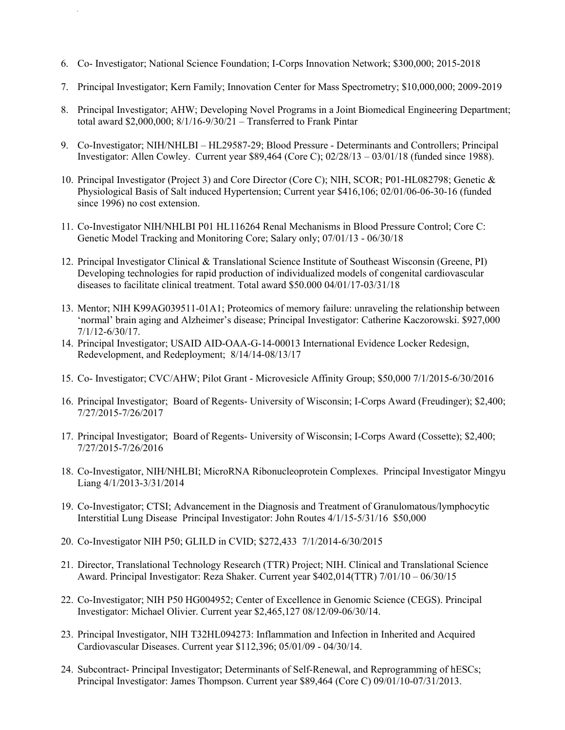6. Co- Investigator; National Science Foundation; I-Corps Innovation Network; $300,000; 2015-2018

7. Principal Investigator; Kern Family; Innovation Center for Mass Spectrometry; $10,000,000; 2009-2019

8. Principal Investigator; AHW; Developing Novel Programs in a Joint Biomedical Engineering Department; total award $2,000,000; 8/1/16-9/30/21 – Transferred to Frank Pintar

9. Co-Investigator; NIH/NHLBI – HL29587-29; Blood Pressure - Determinants and Controllers; Principal Investigator: Allen Cowley. Current year $89,464 (Core C); 02/28/13 – 03/01/18 (funded since 1988).

10. Principal Investigator (Project 3) and Core Director (Core C); NIH, SCOR; P01-HL082798; Genetic & Physiological Basis of Salt induced Hypertension; Current year $416,106; 02/01/06-06-30-16 (funded since 1996) no cost extension.

11. Co-Investigator NIH/NHLBI P01 HL116264 Renal Mechanisms in Blood Pressure Control; Core C: Genetic Model Tracking and Monitoring Core; Salary only; 07/01/13 - 06/30/18

12. Principal Investigator Clinical & Translational Science Institute of Southeast Wisconsin (Greene, PI) Developing technologies for rapid production of individualized models of congenital cardiovascular diseases to facilitate clinical treatment. Total award $50.000 04/01/17-03/31/18

13. Mentor; NIH K99AG039511-01A1; Proteomics of memory failure: unraveling the relationship between 'normal' brain aging and Alzheimer's disease; Principal Investigator: Catherine Kaczorowski. $927,000 7/1/12-6/30/17.

14. Principal Investigator; USAID AID-OAA-G-14-00013 International Evidence Locker Redesign, Redevelopment, and Redeployment; 8/14/14-08/13/17

15. Co- Investigator; CVC/AHW; Pilot Grant - Microvesicle Affinity Group; $50,000 7/1/2015-6/30/2016

16. Principal Investigator; Board of Regents- University of Wisconsin; I-Corps Award (Freudinger); $2,400; 7/27/2015-7/26/2017

17. Principal Investigator; Board of Regents- University of Wisconsin; I-Corps Award (Cossette); $2,400; 7/27/2015-7/26/2016

18. Co-Investigator, NIH/NHLBI; MicroRNA Ribonucleoprotein Complexes. Principal Investigator Mingyu Liang 4/1/2013-3/31/2014

19. Co-Investigator; CTSI; Advancement in the Diagnosis and Treatment of Granulomatous/lymphocytic Interstitial Lung Disease Principal Investigator: John Routes 4/1/15-5/31/16 $50,000

20. Co-Investigator NIH P50; GLILD in CVID; $272,433 7/1/2014-6/30/2015

21. Director, Translational Technology Research (TTR) Project; NIH. Clinical and Translational Science Award. Principal Investigator: Reza Shaker. Current year $402,014(TTR) 7/01/10 – 06/30/15

22. Co-Investigator; NIH P50 HG004952; Center of Excellence in Genomic Science (CEGS). Principal Investigator: Michael Olivier. Current year $2,465,127 08/12/09-06/30/14.

23. Principal Investigator, NIH T32HL094273: Inflammation and Infection in Inherited and Acquired Cardiovascular Diseases. Current year $112,396; 05/01/09 - 04/30/14.

24. Subcontract- Principal Investigator; Determinants of Self-Renewal, and Reprogramming of hESCs; Principal Investigator: James Thompson. Current year $89,464 (Core C) 09/01/10-07/31/2013.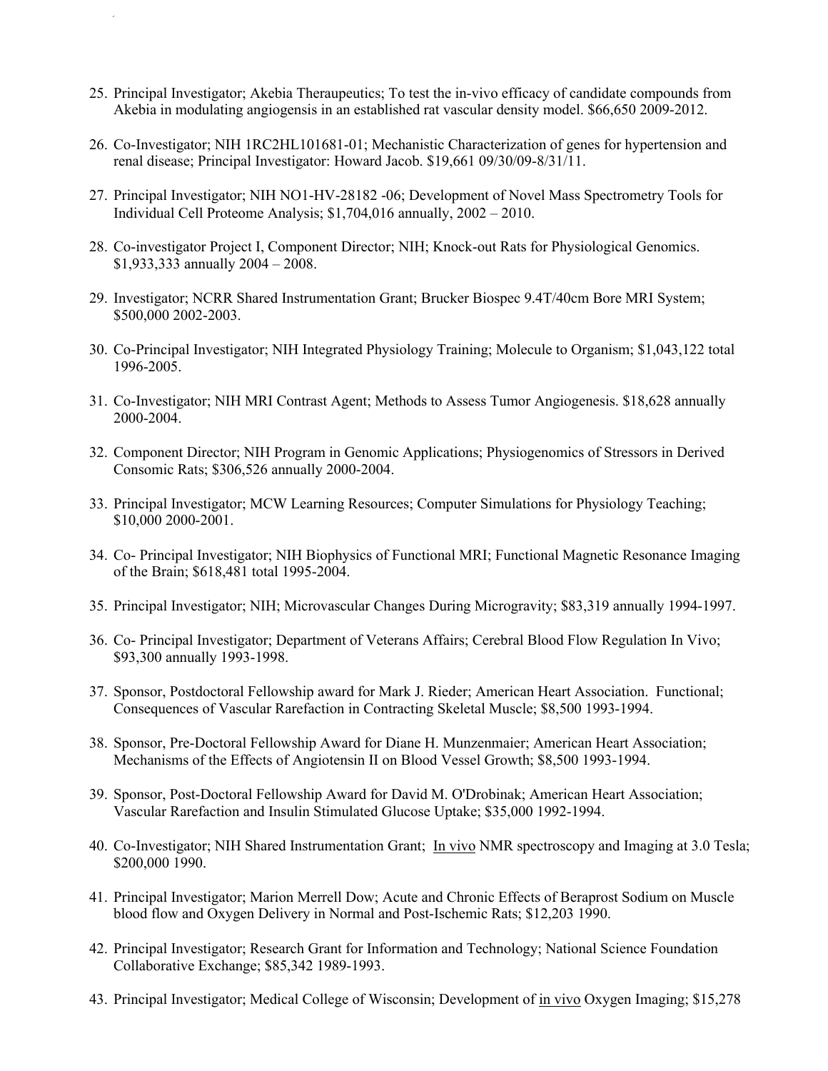25. Principal Investigator; Akebia Theraupeutics; To test the in-vivo efficacy of candidate compounds from Akebia in modulating angiogensis in an established rat vascular density model. $66,650 2009-2012.

26. Co-Investigator; NIH 1RC2HL101681-01; Mechanistic Characterization of genes for hypertension and renal disease; Principal Investigator: Howard Jacob. $19,661 09/30/09-8/31/11.

27. Principal Investigator; NIH NO1-HV-28182 -06; Development of Novel Mass Spectrometry Tools for Individual Cell Proteome Analysis; $1,704,016 annually, 2002 – 2010.

28. Co-investigator Project I, Component Director; NIH; Knock-out Rats for Physiological Genomics. $1,933,333 annually 2004 – 2008.

29. Investigator; NCRR Shared Instrumentation Grant; Brucker Biospec 9.4T/40cm Bore MRI System; $500,000 2002-2003.

30. Co-Principal Investigator; NIH Integrated Physiology Training; Molecule to Organism; $1,043,122 total 1996-2005.

31. Co-Investigator; NIH MRI Contrast Agent; Methods to Assess Tumor Angiogenesis. $18,628 annually 2000-2004.

32. Component Director; NIH Program in Genomic Applications; Physiogenomics of Stressors in Derived Consomic Rats; $306,526 annually 2000-2004.

33. Principal Investigator; MCW Learning Resources; Computer Simulations for Physiology Teaching; $10,000 2000-2001.

34. Co- Principal Investigator; NIH Biophysics of Functional MRI; Functional Magnetic Resonance Imaging of the Brain; $618,481 total 1995-2004.

35. Principal Investigator; NIH; Microvascular Changes During Microgravity; $83,319 annually 1994-1997.

36. Co- Principal Investigator; Department of Veterans Affairs; Cerebral Blood Flow Regulation In Vivo; $93,300 annually 1993-1998.

37. Sponsor, Postdoctoral Fellowship award for Mark J. Rieder; American Heart Association. Functional; Consequences of Vascular Rarefaction in Contracting Skeletal Muscle; $8,500 1993-1994.

38. Sponsor, Pre-Doctoral Fellowship Award for Diane H. Munzenmaier; American Heart Association; Mechanisms of the Effects of Angiotensin II on Blood Vessel Growth; $8,500 1993-1994.

39. Sponsor, Post-Doctoral Fellowship Award for David M. O'Drobinak; American Heart Association; Vascular Rarefaction and Insulin Stimulated Glucose Uptake; $35,000 1992-1994.

40. Co-Investigator; NIH Shared Instrumentation Grant; In vivo NMR spectroscopy and Imaging at 3.0 Tesla; $200,000 1990.

41. Principal Investigator; Marion Merrell Dow; Acute and Chronic Effects of Beraprost Sodium on Muscle blood flow and Oxygen Delivery in Normal and Post-Ischemic Rats; $12,203 1990.

42. Principal Investigator; Research Grant for Information and Technology; National Science Foundation Collaborative Exchange; $85,342 1989-1993.

43. Principal Investigator; Medical College of Wisconsin; Development of in vivo Oxygen Imaging; $15,278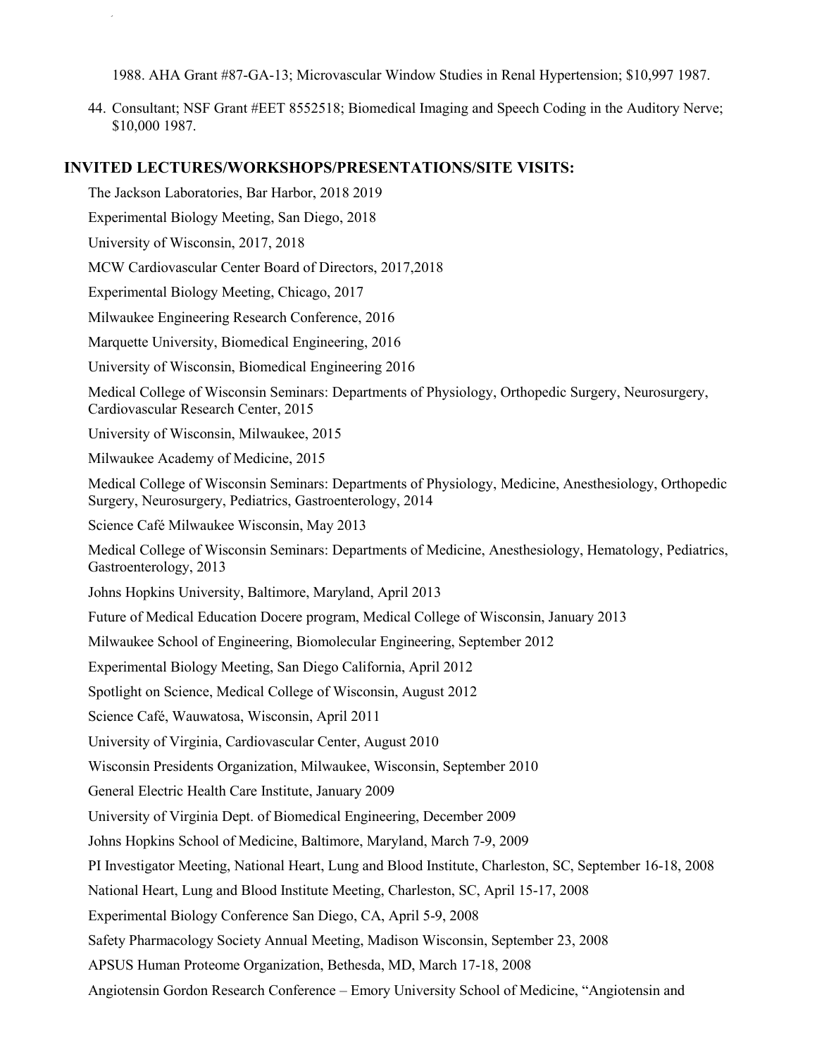1988. AHA Grant #87-GA-13; Microvascular Window Studies in Renal Hypertension; $10,997 1987.

44. Consultant; NSF Grant #EET 8552518; Biomedical Imaging and Speech Coding in the Auditory Nerve; $10,000 1987.

## INVITED LECTURES/WORKSHOPS/PRESENTATIONS/SITE VISITS:

The Jackson Laboratories, Bar Harbor, 2018 2019

Experimental Biology Meeting, San Diego, 2018

University of Wisconsin, 2017, 2018

MCW Cardiovascular Center Board of Directors, 2017,2018

Experimental Biology Meeting, Chicago, 2017

Milwaukee Engineering Research Conference, 2016

Marquette University, Biomedical Engineering, 2016

University of Wisconsin, Biomedical Engineering 2016

Medical College of Wisconsin Seminars: Departments of Physiology, Orthopedic Surgery, Neurosurgery, Cardiovascular Research Center, 2015

University of Wisconsin, Milwaukee, 2015

Milwaukee Academy of Medicine, 2015

Medical College of Wisconsin Seminars: Departments of Physiology, Medicine, Anesthesiology, Orthopedic Surgery, Neurosurgery, Pediatrics, Gastroenterology, 2014

Science Café Milwaukee Wisconsin, May 2013

Medical College of Wisconsin Seminars: Departments of Medicine, Anesthesiology, Hematology, Pediatrics, Gastroenterology, 2013

Johns Hopkins University, Baltimore, Maryland, April 2013

Future of Medical Education Docere program, Medical College of Wisconsin, January 2013

Milwaukee School of Engineering, Biomolecular Engineering, September 2012

Experimental Biology Meeting, San Diego California, April 2012

Spotlight on Science, Medical College of Wisconsin, August 2012

Science Café, Wauwatosa, Wisconsin, April 2011

University of Virginia, Cardiovascular Center, August 2010

Wisconsin Presidents Organization, Milwaukee, Wisconsin, September 2010

General Electric Health Care Institute, January 2009

University of Virginia Dept. of Biomedical Engineering, December 2009

Johns Hopkins School of Medicine, Baltimore, Maryland, March 7-9, 2009

PI Investigator Meeting, National Heart, Lung and Blood Institute, Charleston, SC, September 16-18, 2008

National Heart, Lung and Blood Institute Meeting, Charleston, SC, April 15-17, 2008

Experimental Biology Conference San Diego, CA, April 5-9, 2008

Safety Pharmacology Society Annual Meeting, Madison Wisconsin, September 23, 2008

APSUS Human Proteome Organization, Bethesda, MD, March 17-18, 2008

Angiotensin Gordon Research Conference – Emory University School of Medicine, "Angiotensin and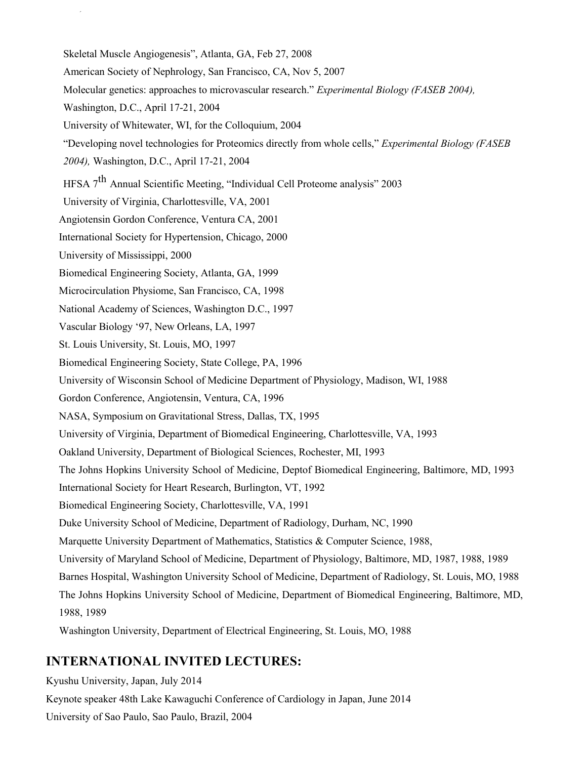Skeletal Muscle Angiogenesis", Atlanta, GA, Feb 27, 2008

American Society of Nephrology, San Francisco, CA, Nov 5, 2007

Molecular genetics: approaches to microvascular research." *Experimental Biology (FASEB 2004),* Washington, D.C., April 17-21, 2004

University of Whitewater, WI, for the Colloquium, 2004

"Developing novel technologies for Proteomics directly from whole cells," *Experimental Biology (FASEB 2004),* Washington, D.C., April 17-21, 2004

HFSA 7th Annual Scientific Meeting, "Individual Cell Proteome analysis" 2003

University of Virginia, Charlottesville, VA, 2001

Angiotensin Gordon Conference, Ventura CA, 2001

International Society for Hypertension, Chicago, 2000

University of Mississippi, 2000

Biomedical Engineering Society, Atlanta, GA, 1999

Microcirculation Physiome, San Francisco, CA, 1998

National Academy of Sciences, Washington D.C., 1997

Vascular Biology '97, New Orleans, LA, 1997

St. Louis University, St. Louis, MO, 1997

Biomedical Engineering Society, State College, PA, 1996

University of Wisconsin School of Medicine Department of Physiology, Madison, WI, 1988

Gordon Conference, Angiotensin, Ventura, CA, 1996

NASA, Symposium on Gravitational Stress, Dallas, TX, 1995

University of Virginia, Department of Biomedical Engineering, Charlottesville, VA, 1993

Oakland University, Department of Biological Sciences, Rochester, MI, 1993

The Johns Hopkins University School of Medicine, Deptof Biomedical Engineering, Baltimore, MD, 1993

International Society for Heart Research, Burlington, VT, 1992

Biomedical Engineering Society, Charlottesville, VA, 1991

Duke University School of Medicine, Department of Radiology, Durham, NC, 1990

Marquette University Department of Mathematics, Statistics & Computer Science, 1988,

University of Maryland School of Medicine, Department of Physiology, Baltimore, MD, 1987, 1988, 1989

Barnes Hospital, Washington University School of Medicine, Department of Radiology, St. Louis, MO, 1988

The Johns Hopkins University School of Medicine, Department of Biomedical Engineering, Baltimore, MD, 1988, 1989

Washington University, Department of Electrical Engineering, St. Louis, MO, 1988

## INTERNATIONAL INVITED LECTURES:

Kyushu University, Japan, July 2014

Keynote speaker 48th Lake Kawaguchi Conference of Cardiology in Japan, June 2014

University of Sao Paulo, Sao Paulo, Brazil, 2004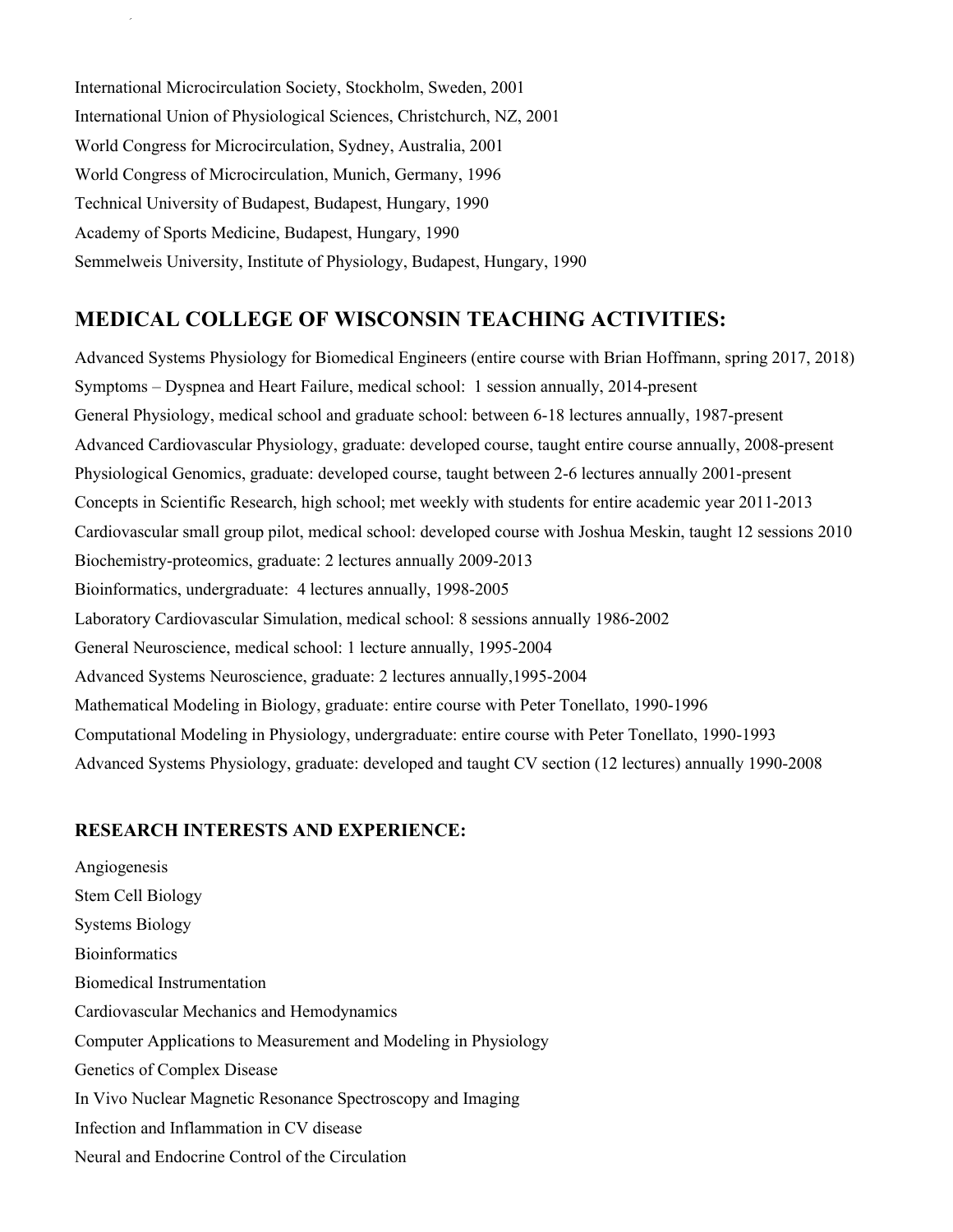International Microcirculation Society, Stockholm, Sweden, 2001

International Union of Physiological Sciences, Christchurch, NZ, 2001

World Congress for Microcirculation, Sydney, Australia, 2001

World Congress of Microcirculation, Munich, Germany, 1996

Technical University of Budapest, Budapest, Hungary, 1990

Academy of Sports Medicine, Budapest, Hungary, 1990

Semmelweis University, Institute of Physiology, Budapest, Hungary, 1990

## MEDICAL COLLEGE OF WISCONSIN TEACHING ACTIVITIES:

Advanced Systems Physiology for Biomedical Engineers (entire course with Brian Hoffmann, spring 2017, 2018)

Symptoms – Dyspnea and Heart Failure, medical school: 1 session annually, 2014-present

General Physiology, medical school and graduate school: between 6-18 lectures annually, 1987-present

Advanced Cardiovascular Physiology, graduate: developed course, taught entire course annually, 2008-present

Physiological Genomics, graduate: developed course, taught between 2-6 lectures annually 2001-present

Concepts in Scientific Research, high school; met weekly with students for entire academic year 2011-2013

Cardiovascular small group pilot, medical school: developed course with Joshua Meskin, taught 12 sessions 2010

Biochemistry-proteomics, graduate: 2 lectures annually 2009-2013

Bioinformatics, undergraduate: 4 lectures annually, 1998-2005

Laboratory Cardiovascular Simulation, medical school: 8 sessions annually 1986-2002

General Neuroscience, medical school: 1 lecture annually, 1995-2004

Advanced Systems Neuroscience, graduate: 2 lectures annually,1995-2004

Mathematical Modeling in Biology, graduate: entire course with Peter Tonellato, 1990-1996

Computational Modeling in Physiology, undergraduate: entire course with Peter Tonellato, 1990-1993

Advanced Systems Physiology, graduate: developed and taught CV section (12 lectures) annually 1990-2008

### RESEARCH INTERESTS AND EXPERIENCE:

Angiogenesis

Stem Cell Biology

Systems Biology

Bioinformatics

Biomedical Instrumentation

Cardiovascular Mechanics and Hemodynamics

Computer Applications to Measurement and Modeling in Physiology

Genetics of Complex Disease

In Vivo Nuclear Magnetic Resonance Spectroscopy and Imaging

Infection and Inflammation in CV disease

Neural and Endocrine Control of the Circulation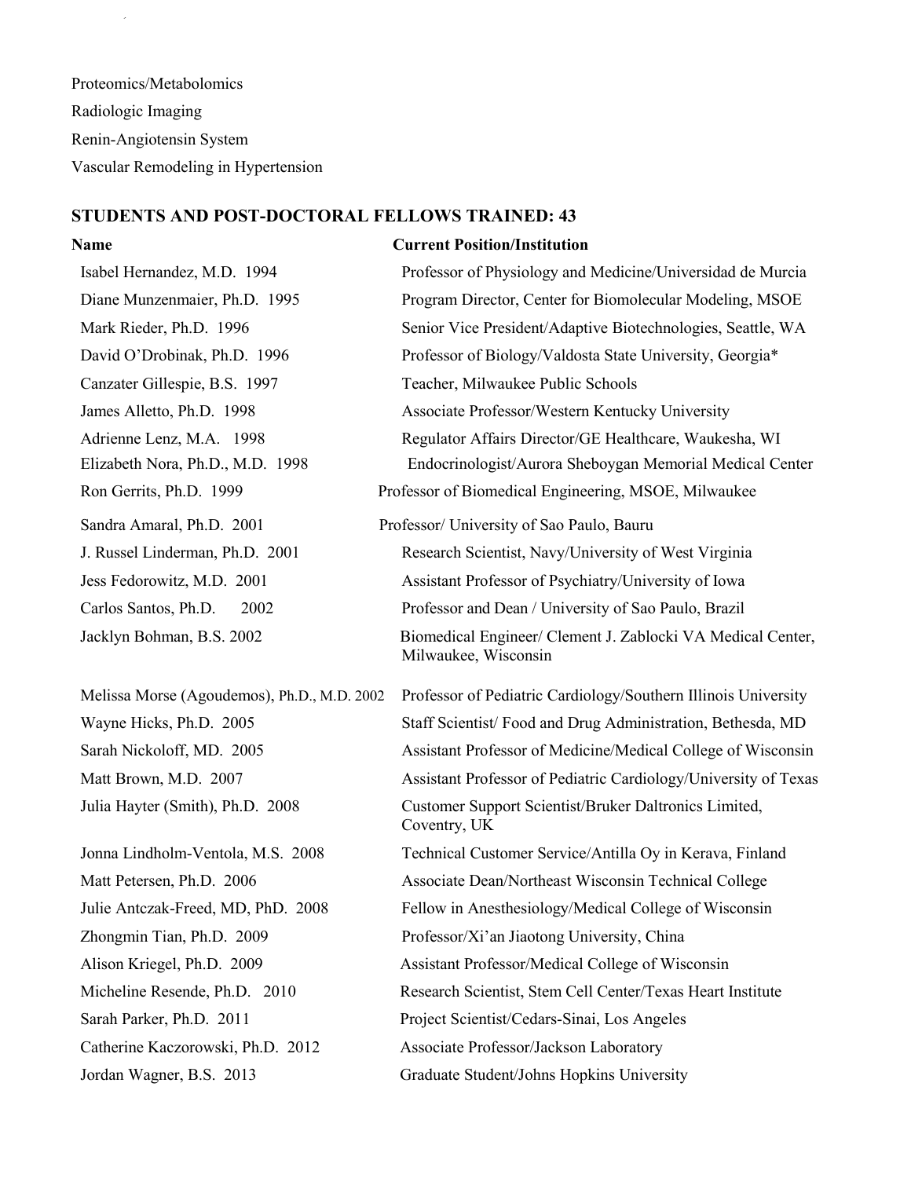Proteomics/Metabolomics

Radiologic Imaging

Renin-Angiotensin System

Vascular Remodeling in Hypertension

## STUDENTS AND POST-DOCTORAL FELLOWS TRAINED: 43

| Name | Current Position/Institution |
|---|---|
| Isabel Hernandez, M.D. 1994 | Professor of Physiology and Medicine/Universidad de Murcia |
| Diane Munzenmaier, Ph.D. 1995 | Program Director, Center for Biomolecular Modeling, MSOE |
| Mark Rieder, Ph.D. 1996 | Senior Vice President/Adaptive Biotechnologies, Seattle, WA |
| David O'Drobinak, Ph.D. 1996 | Professor of Biology/Valdosta State University, Georgia* |
| Canzater Gillespie, B.S. 1997 | Teacher, Milwaukee Public Schools |
| James Alletto, Ph.D. 1998 | Associate Professor/Western Kentucky University |
| Adrienne Lenz, M.A. 1998 | Regulator Affairs Director/GE Healthcare, Waukesha, WI |
| Elizabeth Nora, Ph.D., M.D. 1998 | Endocrinologist/Aurora Sheboygan Memorial Medical Center |
| Ron Gerrits, Ph.D. 1999 | Professor of Biomedical Engineering, MSOE, Milwaukee |
| Sandra Amaral, Ph.D. 2001 | Professor/ University of Sao Paulo, Bauru |
| J. Russel Linderman, Ph.D. 2001 | Research Scientist, Navy/University of West Virginia |
| Jess Fedorowitz, M.D. 2001 | Assistant Professor of Psychiatry/University of Iowa |
| Carlos Santos, Ph.D. 2002 | Professor and Dean / University of Sao Paulo, Brazil |
| Jacklyn Bohman, B.S. 2002 | Biomedical Engineer/ Clement J. Zablocki VA Medical Center, Milwaukee, Wisconsin |
| Melissa Morse (Agoudemos), Ph.D., M.D. 2002 | Professor of Pediatric Cardiology/Southern Illinois University |
| Wayne Hicks, Ph.D. 2005 | Staff Scientist/ Food and Drug Administration, Bethesda, MD |
| Sarah Nickoloff, MD. 2005 | Assistant Professor of Medicine/Medical College of Wisconsin |
| Matt Brown, M.D. 2007 | Assistant Professor of Pediatric Cardiology/University of Texas |
| Julia Hayter (Smith), Ph.D. 2008 | Customer Support Scientist/Bruker Daltronics Limited, Coventry, UK |
| Jonna Lindholm-Ventola, M.S. 2008 | Technical Customer Service/Antilla Oy in Kerava, Finland |
| Matt Petersen, Ph.D. 2006 | Associate Dean/Northeast Wisconsin Technical College |
| Julie Antczak-Freed, MD, PhD. 2008 | Fellow in Anesthesiology/Medical College of Wisconsin |
| Zhongmin Tian, Ph.D. 2009 | Professor/Xi'an Jiaotong University, China |
| Alison Kriegel, Ph.D. 2009 | Assistant Professor/Medical College of Wisconsin |
| Micheline Resende, Ph.D. 2010 | Research Scientist, Stem Cell Center/Texas Heart Institute |
| Sarah Parker, Ph.D. 2011 | Project Scientist/Cedars-Sinai, Los Angeles |
| Catherine Kaczorowski, Ph.D. 2012 | Associate Professor/Jackson Laboratory |
| Jordan Wagner, B.S. 2013 | Graduate Student/Johns Hopkins University |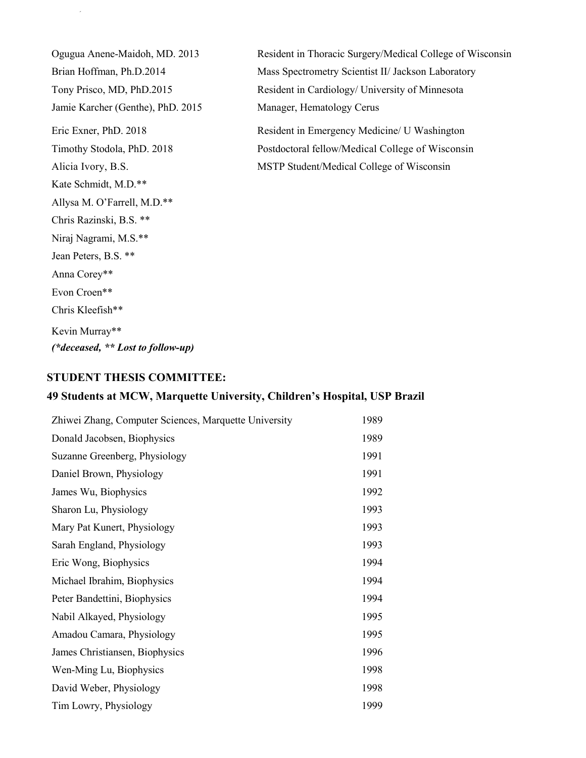| | |
|---|---|
| Ogugua Anene-Maidoh, MD. 2013 | Resident in Thoracic Surgery/Medical College of Wisconsin |
| Brian Hoffman, Ph.D.2014 | Mass Spectrometry Scientist II/ Jackson Laboratory |
| Tony Prisco, MD, PhD.2015 | Resident in Cardiology/ University of Minnesota |
| Jamie Karcher (Genthe), PhD. 2015 | Manager, Hematology Cerus |
| Eric Exner, PhD. 2018 | Resident in Emergency Medicine/ U Washington |
| Timothy Stodola, PhD. 2018 | Postdoctoral fellow/Medical College of Wisconsin |
| Alicia Ivory, B.S. | MSTP Student/Medical College of Wisconsin |
| Kate Schmidt, M.D.** | |
| Allysa M. O'Farrell, M.D.** | |
| Chris Razinski, B.S. ** | |
| Niraj Nagrami, M.S.** | |
| Jean Peters, B.S. ** | |
| Anna Corey** | |
| Evon Croen** | |
| Chris Kleefish** | |
| Kevin Murray** | |

***(*deceased, ** Lost to follow-up)***

## STUDENT THESIS COMMITTEE:

## 49 Students at MCW, Marquette University, Children's Hospital, USP Brazil

| | |
|---|---|
| Zhiwei Zhang, Computer Sciences, Marquette University | 1989 |
| Donald Jacobsen, Biophysics | 1989 |
| Suzanne Greenberg, Physiology | 1991 |
| Daniel Brown, Physiology | 1991 |
| James Wu, Biophysics | 1992 |
| Sharon Lu, Physiology | 1993 |
| Mary Pat Kunert, Physiology | 1993 |
| Sarah England, Physiology | 1993 |
| Eric Wong, Biophysics | 1994 |
| Michael Ibrahim, Biophysics | 1994 |
| Peter Bandettini, Biophysics | 1994 |
| Nabil Alkayed, Physiology | 1995 |
| Amadou Camara, Physiology | 1995 |
| James Christiansen, Biophysics | 1996 |
| Wen-Ming Lu, Biophysics | 1998 |
| David Weber, Physiology | 1998 |
| Tim Lowry, Physiology | 1999 |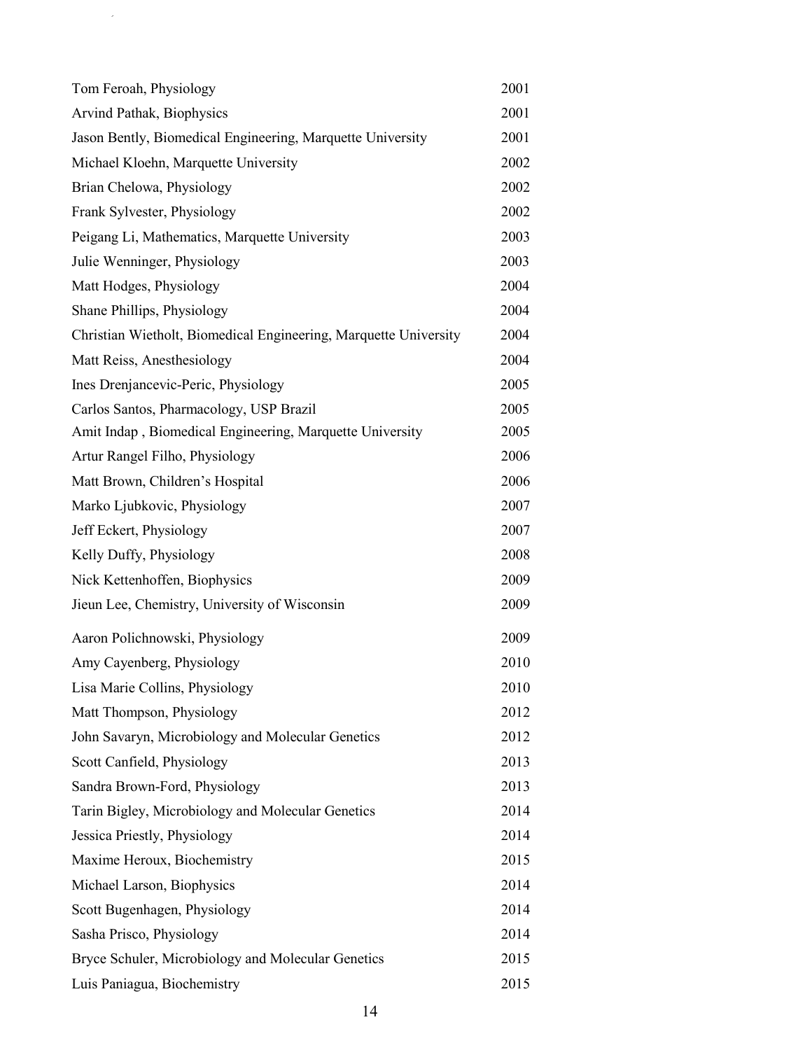| | |
|---|---|
| Tom Feroah, Physiology | 2001 |
| Arvind Pathak, Biophysics | 2001 |
| Jason Bently, Biomedical Engineering, Marquette University | 2001 |
| Michael Kloehn, Marquette University | 2002 |
| Brian Chelowa, Physiology | 2002 |
| Frank Sylvester, Physiology | 2002 |
| Peigang Li, Mathematics, Marquette University | 2003 |
| Julie Wenninger, Physiology | 2003 |
| Matt Hodges, Physiology | 2004 |
| Shane Phillips, Physiology | 2004 |
| Christian Wietholt, Biomedical Engineering, Marquette University | 2004 |
| Matt Reiss, Anesthesiology | 2004 |
| Ines Drenjancevic-Peric, Physiology | 2005 |
| Carlos Santos, Pharmacology, USP Brazil | 2005 |
| Amit Indap , Biomedical Engineering, Marquette University | 2005 |
| Artur Rangel Filho, Physiology | 2006 |
| Matt Brown, Children's Hospital | 2006 |
| Marko Ljubkovic, Physiology | 2007 |
| Jeff Eckert, Physiology | 2007 |
| Kelly Duffy, Physiology | 2008 |
| Nick Kettenhoffen, Biophysics | 2009 |
| Jieun Lee, Chemistry, University of Wisconsin | 2009 |
| Aaron Polichnowski, Physiology | 2009 |
| Amy Cayenberg, Physiology | 2010 |
| Lisa Marie Collins, Physiology | 2010 |
| Matt Thompson, Physiology | 2012 |
| John Savaryn, Microbiology and Molecular Genetics | 2012 |
| Scott Canfield, Physiology | 2013 |
| Sandra Brown-Ford, Physiology | 2013 |
| Tarin Bigley, Microbiology and Molecular Genetics | 2014 |
| Jessica Priestly, Physiology | 2014 |
| Maxime Heroux, Biochemistry | 2015 |
| Michael Larson, Biophysics | 2014 |
| Scott Bugenhagen, Physiology | 2014 |
| Sasha Prisco, Physiology | 2014 |
| Bryce Schuler, Microbiology and Molecular Genetics | 2015 |
| Luis Paniagua, Biochemistry | 2015 |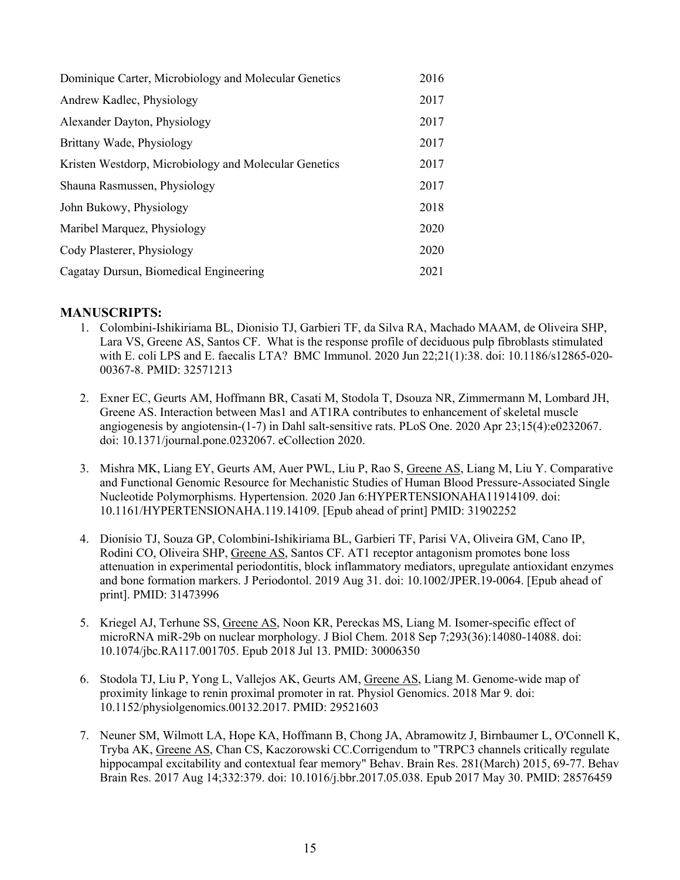| | |
|---|---|
| Dominique Carter, Microbiology and Molecular Genetics | 2016 |
| Andrew Kadlec, Physiology | 2017 |
| Alexander Dayton, Physiology | 2017 |
| Brittany Wade, Physiology | 2017 |
| Kristen Westdorp, Microbiology and Molecular Genetics | 2017 |
| Shauna Rasmussen, Physiology | 2017 |
| John Bukowy, Physiology | 2018 |
| Maribel Marquez, Physiology | 2020 |
| Cody Plasterer, Physiology | 2020 |
| Cagatay Dursun, Biomedical Engineering | 2021 |

## MANUSCRIPTS:

1. Colombini-Ishikiriama BL, Dionisio TJ, Garbieri TF, da Silva RA, Machado MAAM, de Oliveira SHP, Lara VS, Greene AS, Santos CF. What is the response profile of deciduous pulp fibroblasts stimulated with E. coli LPS and E. faecalis LTA? BMC Immunol. 2020 Jun 22;21(1):38. doi: 10.1186/s12865-020-00367-8. PMID: 32571213

2. Exner EC, Geurts AM, Hoffmann BR, Casati M, Stodola T, Dsouza NR, Zimmermann M, Lombard JH, Greene AS. Interaction between Mas1 and AT1RA contributes to enhancement of skeletal muscle angiogenesis by angiotensin-(1-7) in Dahl salt-sensitive rats. PLoS One. 2020 Apr 23;15(4):e0232067. doi: 10.1371/journal.pone.0232067. eCollection 2020.

3. Mishra MK, Liang EY, Geurts AM, Auer PWL, Liu P, Rao S, Greene AS, Liang M, Liu Y. Comparative and Functional Genomic Resource for Mechanistic Studies of Human Blood Pressure-Associated Single Nucleotide Polymorphisms. Hypertension. 2020 Jan 6:HYPERTENSIONAHA11914109. doi: 10.1161/HYPERTENSIONAHA.119.14109. [Epub ahead of print] PMID: 31902252

4. Dionísio TJ, Souza GP, Colombini-Ishikiriama BL, Garbieri TF, Parisi VA, Oliveira GM, Cano IP, Rodini CO, Oliveira SHP, Greene AS, Santos CF. AT1 receptor antagonism promotes bone loss attenuation in experimental periodontitis, block inflammatory mediators, upregulate antioxidant enzymes and bone formation markers. J Periodontol. 2019 Aug 31. doi: 10.1002/JPER.19-0064. [Epub ahead of print]. PMID: 31473996

5. Kriegel AJ, Terhune SS, Greene AS, Noon KR, Pereckas MS, Liang M. Isomer-specific effect of microRNA miR-29b on nuclear morphology. J Biol Chem. 2018 Sep 7;293(36):14080-14088. doi: 10.1074/jbc.RA117.001705. Epub 2018 Jul 13. PMID: 30006350

6. Stodola TJ, Liu P, Yong L, Vallejos AK, Geurts AM, Greene AS, Liang M. Genome-wide map of proximity linkage to renin proximal promoter in rat. Physiol Genomics. 2018 Mar 9. doi: 10.1152/physiolgenomics.00132.2017. PMID: 29521603

7. Neuner SM, Wilmott LA, Hope KA, Hoffmann B, Chong JA, Abramowitz J, Birnbaumer L, O'Connell K, Tryba AK, Greene AS, Chan CS, Kaczorowski CC.Corrigendum to "TRPC3 channels critically regulate hippocampal excitability and contextual fear memory" Behav. Brain Res. 281(March) 2015, 69-77. Behav Brain Res. 2017 Aug 14;332:379. doi: 10.1016/j.bbr.2017.05.038. Epub 2017 May 30. PMID: 28576459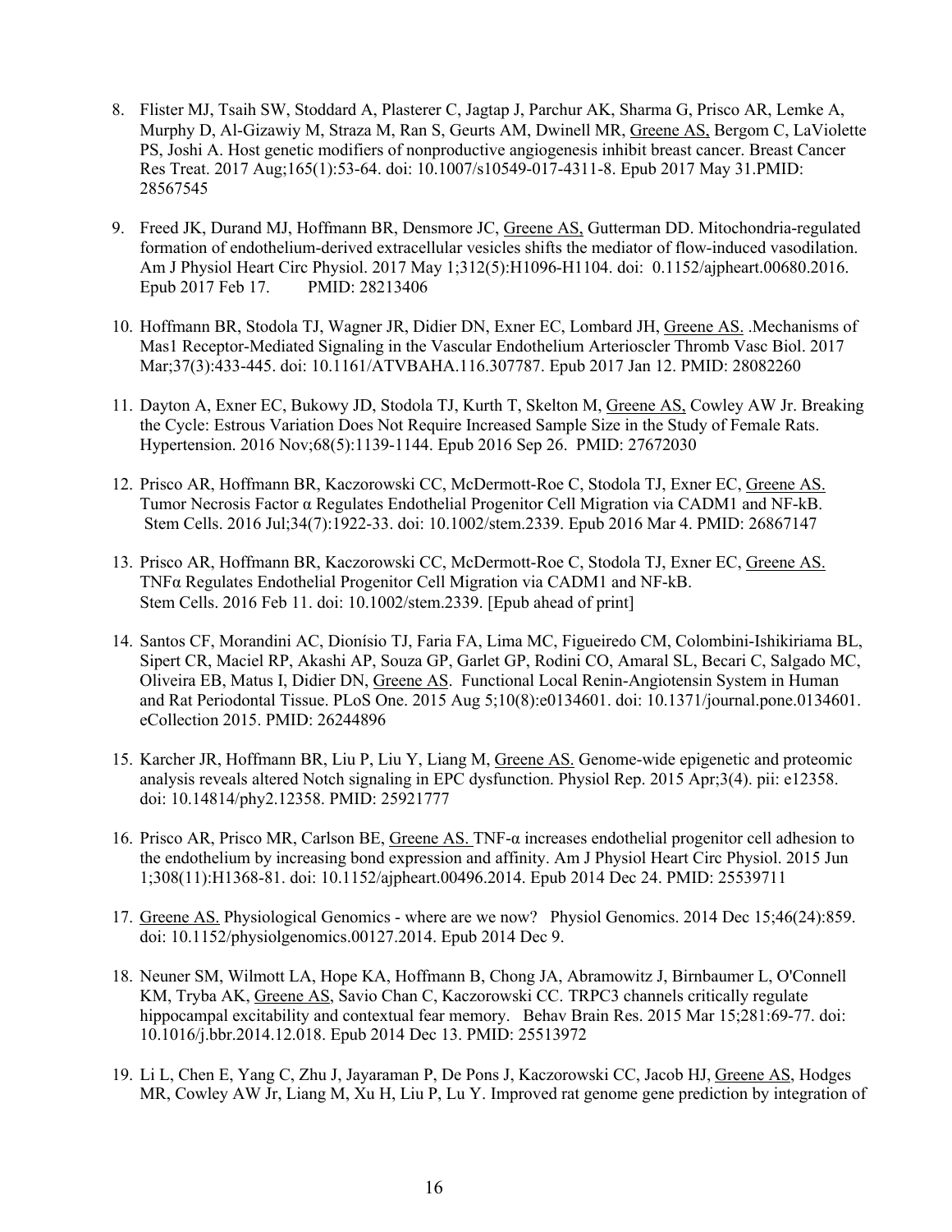8. Flister MJ, Tsaih SW, Stoddard A, Plasterer C, Jagtap J, Parchur AK, Sharma G, Prisco AR, Lemke A, Murphy D, Al-Gizawiy M, Straza M, Ran S, Geurts AM, Dwinell MR, <u>Greene AS,</u> Bergom C, LaViolette PS, Joshi A. Host genetic modifiers of nonproductive angiogenesis inhibit breast cancer. Breast Cancer Res Treat. 2017 Aug;165(1):53-64. doi: 10.1007/s10549-017-4311-8. Epub 2017 May 31.PMID: 28567545

9. Freed JK, Durand MJ, Hoffmann BR, Densmore JC, <u>Greene AS,</u> Gutterman DD. Mitochondria-regulated formation of endothelium-derived extracellular vesicles shifts the mediator of flow-induced vasodilation. Am J Physiol Heart Circ Physiol. 2017 May 1;312(5):H1096-H1104. doi: 0.1152/ajpheart.00680.2016. Epub 2017 Feb 17. PMID: 28213406

10. Hoffmann BR, Stodola TJ, Wagner JR, Didier DN, Exner EC, Lombard JH, <u>Greene AS.</u> .Mechanisms of Mas1 Receptor-Mediated Signaling in the Vascular Endothelium Arterioscler Thromb Vasc Biol. 2017 Mar;37(3):433-445. doi: 10.1161/ATVBAHA.116.307787. Epub 2017 Jan 12. PMID: 28082260

11. Dayton A, Exner EC, Bukowy JD, Stodola TJ, Kurth T, Skelton M, <u>Greene AS,</u> Cowley AW Jr. Breaking the Cycle: Estrous Variation Does Not Require Increased Sample Size in the Study of Female Rats. Hypertension. 2016 Nov;68(5):1139-1144. Epub 2016 Sep 26. PMID: 27672030

12. Prisco AR, Hoffmann BR, Kaczorowski CC, McDermott-Roe C, Stodola TJ, Exner EC, <u>Greene AS.</u> Tumor Necrosis Factor α Regulates Endothelial Progenitor Cell Migration via CADM1 and NF-kB. Stem Cells. 2016 Jul;34(7):1922-33. doi: 10.1002/stem.2339. Epub 2016 Mar 4. PMID: 26867147

13. Prisco AR, Hoffmann BR, Kaczorowski CC, McDermott-Roe C, Stodola TJ, Exner EC, <u>Greene AS.</u> TNFα Regulates Endothelial Progenitor Cell Migration via CADM1 and NF-kB. Stem Cells. 2016 Feb 11. doi: 10.1002/stem.2339. [Epub ahead of print]

14. Santos CF, Morandini AC, Dionísio TJ, Faria FA, Lima MC, Figueiredo CM, Colombini-Ishikiriama BL, Sipert CR, Maciel RP, Akashi AP, Souza GP, Garlet GP, Rodini CO, Amaral SL, Becari C, Salgado MC, Oliveira EB, Matus I, Didier DN, <u>Greene AS</u>. Functional Local Renin-Angiotensin System in Human and Rat Periodontal Tissue. PLoS One. 2015 Aug 5;10(8):e0134601. doi: 10.1371/journal.pone.0134601. eCollection 2015. PMID: 26244896

15. Karcher JR, Hoffmann BR, Liu P, Liu Y, Liang M, <u>Greene AS.</u> Genome-wide epigenetic and proteomic analysis reveals altered Notch signaling in EPC dysfunction. Physiol Rep. 2015 Apr;3(4). pii: e12358. doi: 10.14814/phy2.12358. PMID: 25921777

16. Prisco AR, Prisco MR, Carlson BE, <u>Greene AS.</u> TNF-α increases endothelial progenitor cell adhesion to the endothelium by increasing bond expression and affinity. Am J Physiol Heart Circ Physiol. 2015 Jun 1;308(11):H1368-81. doi: 10.1152/ajpheart.00496.2014. Epub 2014 Dec 24. PMID: 25539711

17. <u>Greene AS.</u> Physiological Genomics - where are we now? Physiol Genomics. 2014 Dec 15;46(24):859. doi: 10.1152/physiolgenomics.00127.2014. Epub 2014 Dec 9.

18. Neuner SM, Wilmott LA, Hope KA, Hoffmann B, Chong JA, Abramowitz J, Birnbaumer L, O'Connell KM, Tryba AK, <u>Greene AS</u>, Savio Chan C, Kaczorowski CC. TRPC3 channels critically regulate hippocampal excitability and contextual fear memory. Behav Brain Res. 2015 Mar 15;281:69-77. doi: 10.1016/j.bbr.2014.12.018. Epub 2014 Dec 13. PMID: 25513972

19. Li L, Chen E, Yang C, Zhu J, Jayaraman P, De Pons J, Kaczorowski CC, Jacob HJ, <u>Greene AS</u>, Hodges MR, Cowley AW Jr, Liang M, Xu H, Liu P, Lu Y. Improved rat genome gene prediction by integration of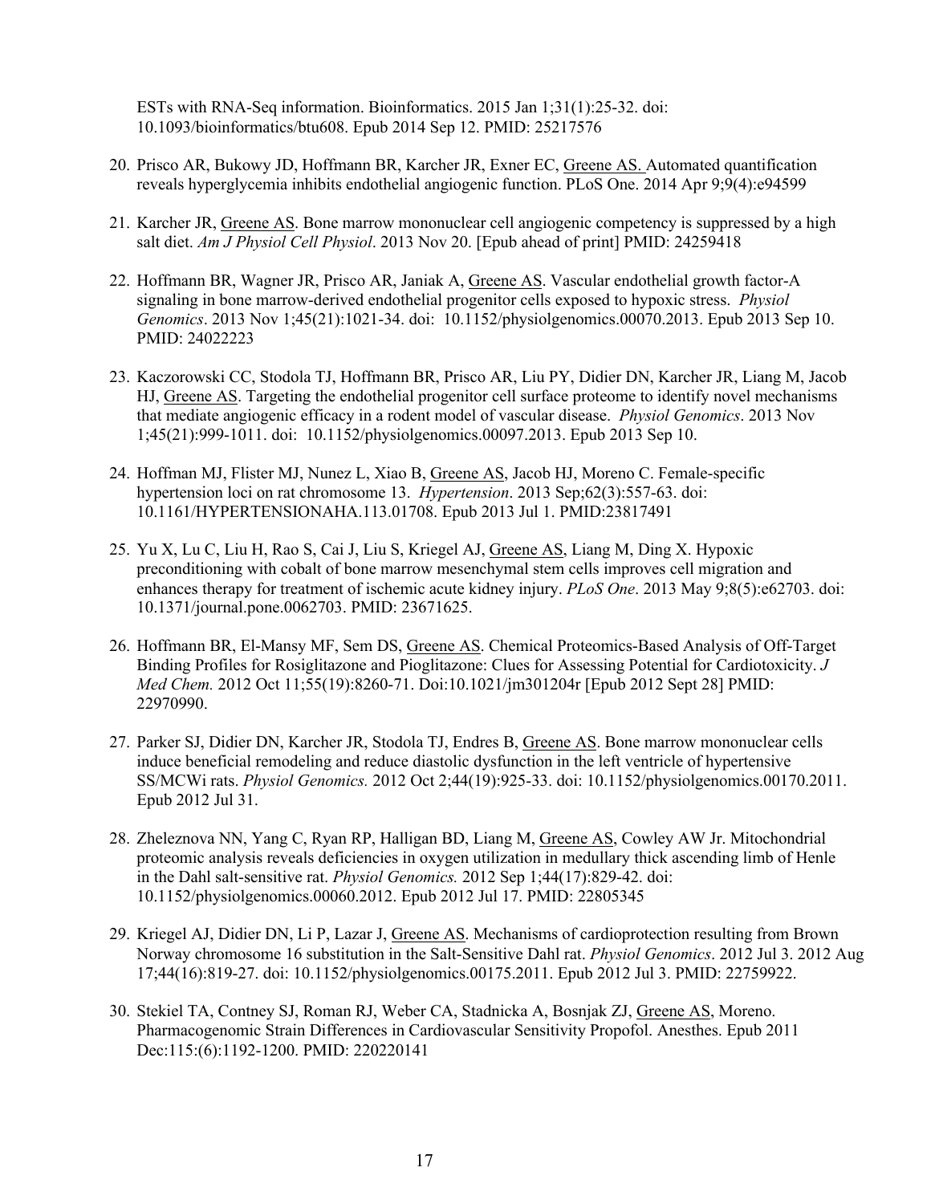ESTs with RNA-Seq information. Bioinformatics. 2015 Jan 1;31(1):25-32. doi: 10.1093/bioinformatics/btu608. Epub 2014 Sep 12. PMID: 25217576

20. Prisco AR, Bukowy JD, Hoffmann BR, Karcher JR, Exner EC, Greene AS. Automated quantification reveals hyperglycemia inhibits endothelial angiogenic function. PLoS One. 2014 Apr 9;9(4):e94599

21. Karcher JR, Greene AS. Bone marrow mononuclear cell angiogenic competency is suppressed by a high salt diet. *Am J Physiol Cell Physiol*. 2013 Nov 20. [Epub ahead of print] PMID: 24259418

22. Hoffmann BR, Wagner JR, Prisco AR, Janiak A, Greene AS. Vascular endothelial growth factor-A signaling in bone marrow-derived endothelial progenitor cells exposed to hypoxic stress. *Physiol Genomics*. 2013 Nov 1;45(21):1021-34. doi: 10.1152/physiolgenomics.00070.2013. Epub 2013 Sep 10. PMID: 24022223

23. Kaczorowski CC, Stodola TJ, Hoffmann BR, Prisco AR, Liu PY, Didier DN, Karcher JR, Liang M, Jacob HJ, Greene AS. Targeting the endothelial progenitor cell surface proteome to identify novel mechanisms that mediate angiogenic efficacy in a rodent model of vascular disease. *Physiol Genomics*. 2013 Nov 1;45(21):999-1011. doi: 10.1152/physiolgenomics.00097.2013. Epub 2013 Sep 10.

24. Hoffman MJ, Flister MJ, Nunez L, Xiao B, Greene AS, Jacob HJ, Moreno C. Female-specific hypertension loci on rat chromosome 13. *Hypertension*. 2013 Sep;62(3):557-63. doi: 10.1161/HYPERTENSIONAHA.113.01708. Epub 2013 Jul 1. PMID:23817491

25. Yu X, Lu C, Liu H, Rao S, Cai J, Liu S, Kriegel AJ, Greene AS, Liang M, Ding X. Hypoxic preconditioning with cobalt of bone marrow mesenchymal stem cells improves cell migration and enhances therapy for treatment of ischemic acute kidney injury. *PLoS One*. 2013 May 9;8(5):e62703. doi: 10.1371/journal.pone.0062703. PMID: 23671625.

26. Hoffmann BR, El-Mansy MF, Sem DS, Greene AS. Chemical Proteomics-Based Analysis of Off-Target Binding Profiles for Rosiglitazone and Pioglitazone: Clues for Assessing Potential for Cardiotoxicity. *J Med Chem.* 2012 Oct 11;55(19):8260-71. Doi:10.1021/jm301204r [Epub 2012 Sept 28] PMID: 22970990.

27. Parker SJ, Didier DN, Karcher JR, Stodola TJ, Endres B, Greene AS. Bone marrow mononuclear cells induce beneficial remodeling and reduce diastolic dysfunction in the left ventricle of hypertensive SS/MCWi rats. *Physiol Genomics.* 2012 Oct 2;44(19):925-33. doi: 10.1152/physiolgenomics.00170.2011. Epub 2012 Jul 31.

28. Zheleznova NN, Yang C, Ryan RP, Halligan BD, Liang M, Greene AS, Cowley AW Jr. Mitochondrial proteomic analysis reveals deficiencies in oxygen utilization in medullary thick ascending limb of Henle in the Dahl salt-sensitive rat. *Physiol Genomics.* 2012 Sep 1;44(17):829-42. doi: 10.1152/physiolgenomics.00060.2012. Epub 2012 Jul 17. PMID: 22805345

29. Kriegel AJ, Didier DN, Li P, Lazar J, Greene AS. Mechanisms of cardioprotection resulting from Brown Norway chromosome 16 substitution in the Salt-Sensitive Dahl rat. *Physiol Genomics*. 2012 Jul 3. 2012 Aug 17;44(16):819-27. doi: 10.1152/physiolgenomics.00175.2011. Epub 2012 Jul 3. PMID: 22759922.

30. Stekiel TA, Contney SJ, Roman RJ, Weber CA, Stadnicka A, Bosnjak ZJ, Greene AS, Moreno. Pharmacogenomic Strain Differences in Cardiovascular Sensitivity Propofol. Anesthes. Epub 2011 Dec:115:(6):1192-1200. PMID: 220220141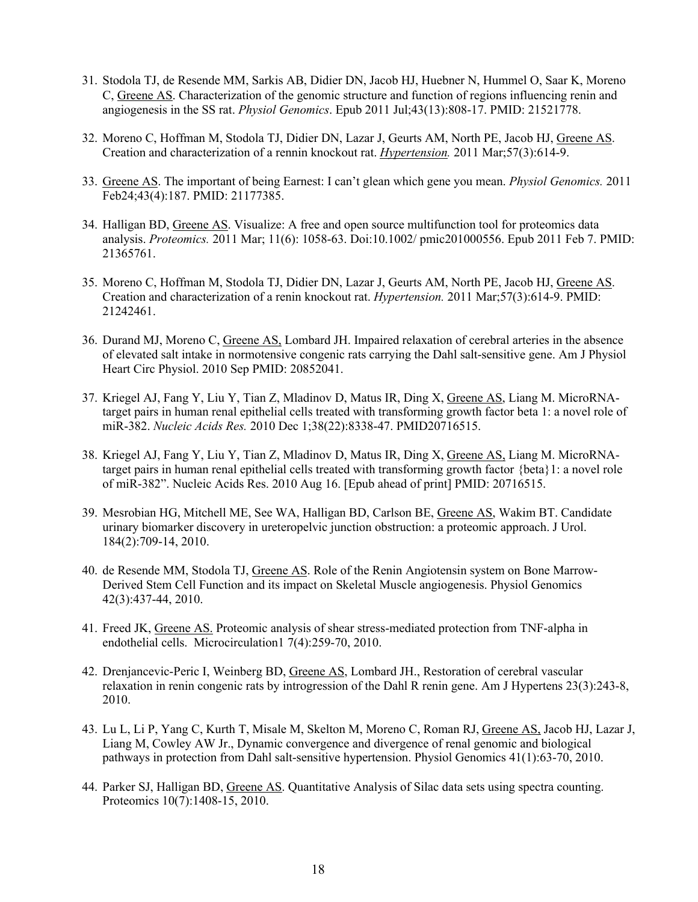31. Stodola TJ, de Resende MM, Sarkis AB, Didier DN, Jacob HJ, Huebner N, Hummel O, Saar K, Moreno C, Greene AS. Characterization of the genomic structure and function of regions influencing renin and angiogenesis in the SS rat. *Physiol Genomics*. Epub 2011 Jul;43(13):808-17. PMID: 21521778.

32. Moreno C, Hoffman M, Stodola TJ, Didier DN, Lazar J, Geurts AM, North PE, Jacob HJ, Greene AS. Creation and characterization of a rennin knockout rat. *Hypertension.* 2011 Mar;57(3):614-9.

33. Greene AS. The important of being Earnest: I can't glean which gene you mean. *Physiol Genomics.* 2011 Feb24;43(4):187. PMID: 21177385.

34. Halligan BD, Greene AS. Visualize: A free and open source multifunction tool for proteomics data analysis. *Proteomics.* 2011 Mar; 11(6): 1058-63. Doi:10.1002/ pmic201000556. Epub 2011 Feb 7. PMID: 21365761.

35. Moreno C, Hoffman M, Stodola TJ, Didier DN, Lazar J, Geurts AM, North PE, Jacob HJ, Greene AS. Creation and characterization of a renin knockout rat. *Hypertension.* 2011 Mar;57(3):614-9. PMID: 21242461.

36. Durand MJ, Moreno C, Greene AS, Lombard JH. Impaired relaxation of cerebral arteries in the absence of elevated salt intake in normotensive congenic rats carrying the Dahl salt-sensitive gene. Am J Physiol Heart Circ Physiol. 2010 Sep PMID: 20852041.

37. Kriegel AJ, Fang Y, Liu Y, Tian Z, Mladinov D, Matus IR, Ding X, Greene AS, Liang M. MicroRNA-target pairs in human renal epithelial cells treated with transforming growth factor beta 1: a novel role of miR-382. *Nucleic Acids Res.* 2010 Dec 1;38(22):8338-47. PMID20716515.

38. Kriegel AJ, Fang Y, Liu Y, Tian Z, Mladinov D, Matus IR, Ding X, Greene AS, Liang M. MicroRNA-target pairs in human renal epithelial cells treated with transforming growth factor {beta}1: a novel role of miR-382". Nucleic Acids Res. 2010 Aug 16. [Epub ahead of print] PMID: 20716515.

39. Mesrobian HG, Mitchell ME, See WA, Halligan BD, Carlson BE, Greene AS, Wakim BT. Candidate urinary biomarker discovery in ureteropelvic junction obstruction: a proteomic approach. J Urol. 184(2):709-14, 2010.

40. de Resende MM, Stodola TJ, Greene AS. Role of the Renin Angiotensin system on Bone Marrow-Derived Stem Cell Function and its impact on Skeletal Muscle angiogenesis. Physiol Genomics 42(3):437-44, 2010.

41. Freed JK, Greene AS. Proteomic analysis of shear stress-mediated protection from TNF-alpha in endothelial cells. Microcirculation1 7(4):259-70, 2010.

42. Drenjancevic-Peric I, Weinberg BD, Greene AS, Lombard JH., Restoration of cerebral vascular relaxation in renin congenic rats by introgression of the Dahl R renin gene. Am J Hypertens 23(3):243-8, 2010.

43. Lu L, Li P, Yang C, Kurth T, Misale M, Skelton M, Moreno C, Roman RJ, Greene AS, Jacob HJ, Lazar J, Liang M, Cowley AW Jr., Dynamic convergence and divergence of renal genomic and biological pathways in protection from Dahl salt-sensitive hypertension. Physiol Genomics 41(1):63-70, 2010.

44. Parker SJ, Halligan BD, Greene AS. Quantitative Analysis of Silac data sets using spectra counting. Proteomics 10(7):1408-15, 2010.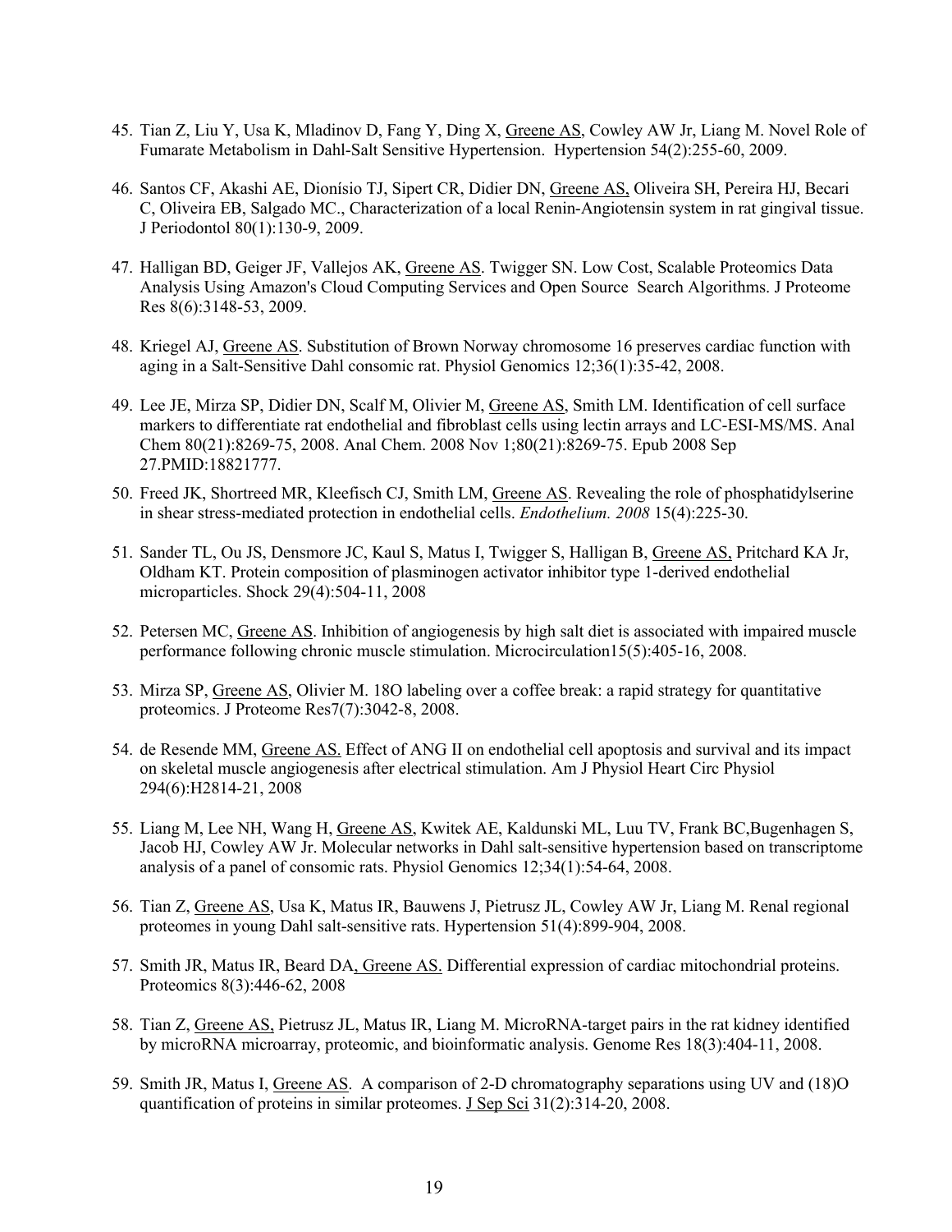45. Tian Z, Liu Y, Usa K, Mladinov D, Fang Y, Ding X, Greene AS, Cowley AW Jr, Liang M. Novel Role of Fumarate Metabolism in Dahl-Salt Sensitive Hypertension. Hypertension 54(2):255-60, 2009.

46. Santos CF, Akashi AE, Dionísio TJ, Sipert CR, Didier DN, Greene AS, Oliveira SH, Pereira HJ, Becari C, Oliveira EB, Salgado MC., Characterization of a local Renin-Angiotensin system in rat gingival tissue. J Periodontol 80(1):130-9, 2009.

47. Halligan BD, Geiger JF, Vallejos AK, Greene AS. Twigger SN. Low Cost, Scalable Proteomics Data Analysis Using Amazon's Cloud Computing Services and Open Source Search Algorithms. J Proteome Res 8(6):3148-53, 2009.

48. Kriegel AJ, Greene AS. Substitution of Brown Norway chromosome 16 preserves cardiac function with aging in a Salt-Sensitive Dahl consomic rat. Physiol Genomics 12;36(1):35-42, 2008.

49. Lee JE, Mirza SP, Didier DN, Scalf M, Olivier M, Greene AS, Smith LM. Identification of cell surface markers to differentiate rat endothelial and fibroblast cells using lectin arrays and LC-ESI-MS/MS. Anal Chem 80(21):8269-75, 2008. Anal Chem. 2008 Nov 1;80(21):8269-75. Epub 2008 Sep 27.PMID:18821777.

50. Freed JK, Shortreed MR, Kleefisch CJ, Smith LM, Greene AS. Revealing the role of phosphatidylserine in shear stress-mediated protection in endothelial cells. *Endothelium. 2008* 15(4):225-30.

51. Sander TL, Ou JS, Densmore JC, Kaul S, Matus I, Twigger S, Halligan B, Greene AS, Pritchard KA Jr, Oldham KT. Protein composition of plasminogen activator inhibitor type 1-derived endothelial microparticles. Shock 29(4):504-11, 2008

52. Petersen MC, Greene AS. Inhibition of angiogenesis by high salt diet is associated with impaired muscle performance following chronic muscle stimulation. Microcirculation15(5):405-16, 2008.

53. Mirza SP, Greene AS, Olivier M. 18O labeling over a coffee break: a rapid strategy for quantitative proteomics. J Proteome Res7(7):3042-8, 2008.

54. de Resende MM, Greene AS. Effect of ANG II on endothelial cell apoptosis and survival and its impact on skeletal muscle angiogenesis after electrical stimulation. Am J Physiol Heart Circ Physiol 294(6):H2814-21, 2008

55. Liang M, Lee NH, Wang H, Greene AS, Kwitek AE, Kaldunski ML, Luu TV, Frank BC,Bugenhagen S, Jacob HJ, Cowley AW Jr. Molecular networks in Dahl salt-sensitive hypertension based on transcriptome analysis of a panel of consomic rats. Physiol Genomics 12;34(1):54-64, 2008.

56. Tian Z, Greene AS, Usa K, Matus IR, Bauwens J, Pietrusz JL, Cowley AW Jr, Liang M. Renal regional proteomes in young Dahl salt-sensitive rats. Hypertension 51(4):899-904, 2008.

57. Smith JR, Matus IR, Beard DA, Greene AS. Differential expression of cardiac mitochondrial proteins. Proteomics 8(3):446-62, 2008

58. Tian Z, Greene AS, Pietrusz JL, Matus IR, Liang M. MicroRNA-target pairs in the rat kidney identified by microRNA microarray, proteomic, and bioinformatic analysis. Genome Res 18(3):404-11, 2008.

59. Smith JR, Matus I, Greene AS. A comparison of 2-D chromatography separations using UV and (18)O quantification of proteins in similar proteomes. J Sep Sci 31(2):314-20, 2008.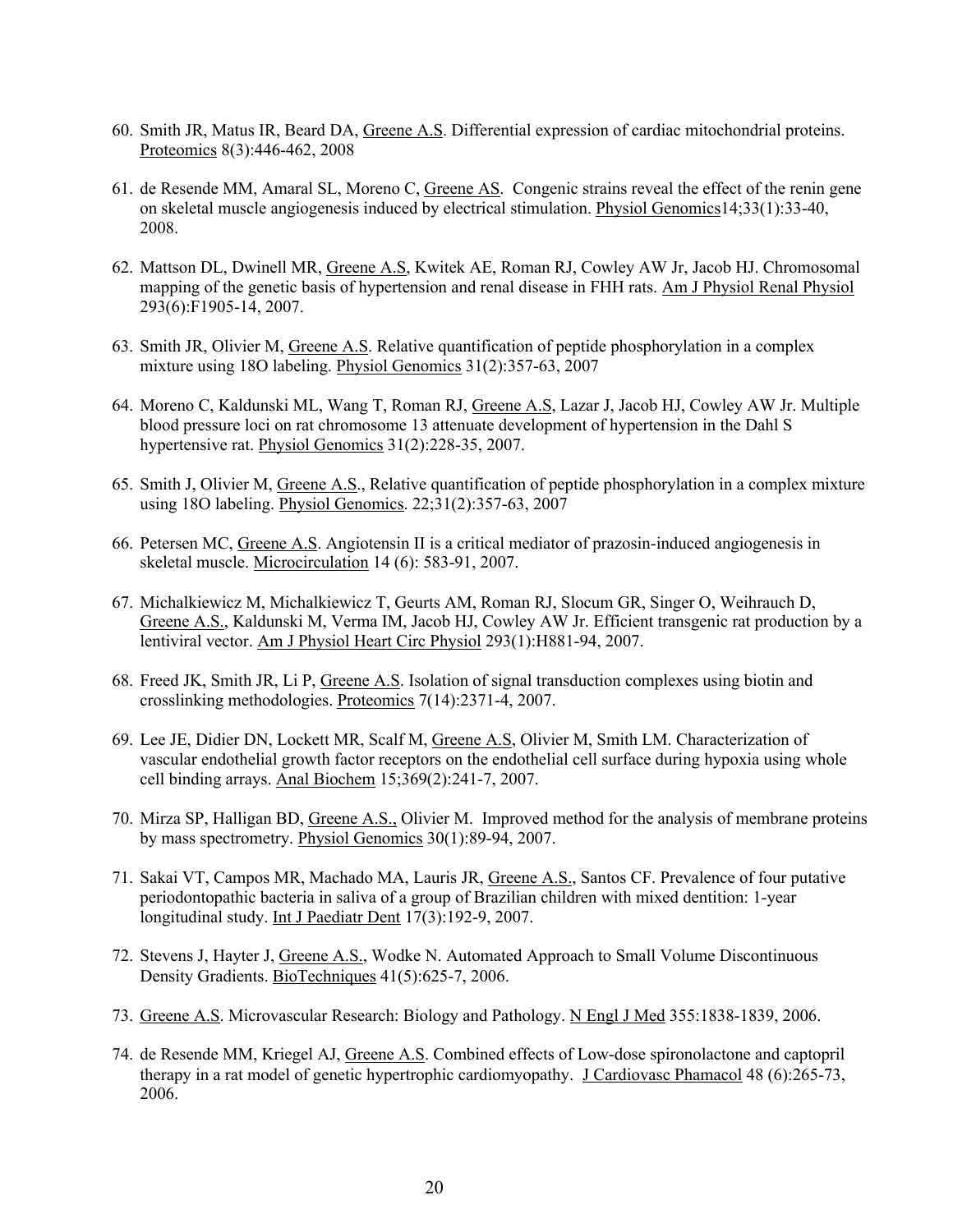60. Smith JR, Matus IR, Beard DA, Greene A.S. Differential expression of cardiac mitochondrial proteins. Proteomics 8(3):446-462, 2008

61. de Resende MM, Amaral SL, Moreno C, Greene AS. Congenic strains reveal the effect of the renin gene on skeletal muscle angiogenesis induced by electrical stimulation. Physiol Genomics14;33(1):33-40, 2008.

62. Mattson DL, Dwinell MR, Greene A.S, Kwitek AE, Roman RJ, Cowley AW Jr, Jacob HJ. Chromosomal mapping of the genetic basis of hypertension and renal disease in FHH rats. Am J Physiol Renal Physiol 293(6):F1905-14, 2007.

63. Smith JR, Olivier M, Greene A.S. Relative quantification of peptide phosphorylation in a complex mixture using 18O labeling. Physiol Genomics 31(2):357-63, 2007

64. Moreno C, Kaldunski ML, Wang T, Roman RJ, Greene A.S, Lazar J, Jacob HJ, Cowley AW Jr. Multiple blood pressure loci on rat chromosome 13 attenuate development of hypertension in the Dahl S hypertensive rat. Physiol Genomics 31(2):228-35, 2007.

65. Smith J, Olivier M, Greene A.S., Relative quantification of peptide phosphorylation in a complex mixture using 18O labeling. Physiol Genomics. 22;31(2):357-63, 2007

66. Petersen MC, Greene A.S. Angiotensin II is a critical mediator of prazosin-induced angiogenesis in skeletal muscle. Microcirculation 14 (6): 583-91, 2007.

67. Michalkiewicz M, Michalkiewicz T, Geurts AM, Roman RJ, Slocum GR, Singer O, Weihrauch D, Greene A.S., Kaldunski M, Verma IM, Jacob HJ, Cowley AW Jr. Efficient transgenic rat production by a lentiviral vector. Am J Physiol Heart Circ Physiol 293(1):H881-94, 2007.

68. Freed JK, Smith JR, Li P, Greene A.S. Isolation of signal transduction complexes using biotin and crosslinking methodologies. Proteomics 7(14):2371-4, 2007.

69. Lee JE, Didier DN, Lockett MR, Scalf M, Greene A.S, Olivier M, Smith LM. Characterization of vascular endothelial growth factor receptors on the endothelial cell surface during hypoxia using whole cell binding arrays. Anal Biochem 15;369(2):241-7, 2007.

70. Mirza SP, Halligan BD, Greene A.S., Olivier M. Improved method for the analysis of membrane proteins by mass spectrometry. Physiol Genomics 30(1):89-94, 2007.

71. Sakai VT, Campos MR, Machado MA, Lauris JR, Greene A.S., Santos CF. Prevalence of four putative periodontopathic bacteria in saliva of a group of Brazilian children with mixed dentition: 1-year longitudinal study. Int J Paediatr Dent 17(3):192-9, 2007.

72. Stevens J, Hayter J, Greene A.S., Wodke N. Automated Approach to Small Volume Discontinuous Density Gradients. BioTechniques 41(5):625-7, 2006.

73. Greene A.S. Microvascular Research: Biology and Pathology. N Engl J Med 355:1838-1839, 2006.

74. de Resende MM, Kriegel AJ, Greene A.S. Combined effects of Low-dose spironolactone and captopril therapy in a rat model of genetic hypertrophic cardiomyopathy. J Cardiovasc Phamacol 48 (6):265-73, 2006.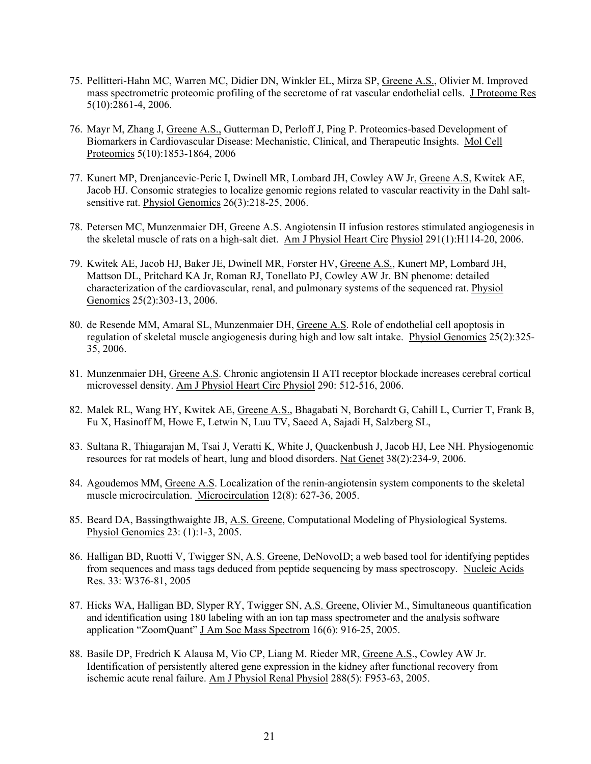75. Pellitteri-Hahn MC, Warren MC, Didier DN, Winkler EL, Mirza SP, Greene A.S., Olivier M. Improved mass spectrometric proteomic profiling of the secretome of rat vascular endothelial cells. J Proteome Res 5(10):2861-4, 2006.

76. Mayr M, Zhang J, Greene A.S., Gutterman D, Perloff J, Ping P. Proteomics-based Development of Biomarkers in Cardiovascular Disease: Mechanistic, Clinical, and Therapeutic Insights. Mol Cell Proteomics 5(10):1853-1864, 2006

77. Kunert MP, Drenjancevic-Peric I, Dwinell MR, Lombard JH, Cowley AW Jr, Greene A.S, Kwitek AE, Jacob HJ. Consomic strategies to localize genomic regions related to vascular reactivity in the Dahl salt-sensitive rat. Physiol Genomics 26(3):218-25, 2006.

78. Petersen MC, Munzenmaier DH, Greene A.S. Angiotensin II infusion restores stimulated angiogenesis in the skeletal muscle of rats on a high-salt diet. Am J Physiol Heart Circ Physiol 291(1):H114-20, 2006.

79. Kwitek AE, Jacob HJ, Baker JE, Dwinell MR, Forster HV, Greene A.S., Kunert MP, Lombard JH, Mattson DL, Pritchard KA Jr, Roman RJ, Tonellato PJ, Cowley AW Jr. BN phenome: detailed characterization of the cardiovascular, renal, and pulmonary systems of the sequenced rat. Physiol Genomics 25(2):303-13, 2006.

80. de Resende MM, Amaral SL, Munzenmaier DH, Greene A.S. Role of endothelial cell apoptosis in regulation of skeletal muscle angiogenesis during high and low salt intake. Physiol Genomics 25(2):325-35, 2006.

81. Munzenmaier DH, Greene A.S. Chronic angiotensin II ATI receptor blockade increases cerebral cortical microvessel density. Am J Physiol Heart Circ Physiol 290: 512-516, 2006.

82. Malek RL, Wang HY, Kwitek AE, Greene A.S., Bhagabati N, Borchardt G, Cahill L, Currier T, Frank B, Fu X, Hasinoff M, Howe E, Letwin N, Luu TV, Saeed A, Sajadi H, Salzberg SL,

83. Sultana R, Thiagarajan M, Tsai J, Veratti K, White J, Quackenbush J, Jacob HJ, Lee NH. Physiogenomic resources for rat models of heart, lung and blood disorders. Nat Genet 38(2):234-9, 2006.

84. Agoudemos MM, Greene A.S. Localization of the renin-angiotensin system components to the skeletal muscle microcirculation. Microcirculation 12(8): 627-36, 2005.

85. Beard DA, Bassingthwaighte JB, A.S. Greene, Computational Modeling of Physiological Systems. Physiol Genomics 23: (1):1-3, 2005.

86. Halligan BD, Ruotti V, Twigger SN, A.S. Greene, DeNovoID; a web based tool for identifying peptides from sequences and mass tags deduced from peptide sequencing by mass spectroscopy. Nucleic Acids Res. 33: W376-81, 2005

87. Hicks WA, Halligan BD, Slyper RY, Twigger SN, A.S. Greene, Olivier M., Simultaneous quantification and identification using 18O labeling with an ion tap mass spectrometer and the analysis software application "ZoomQuant" J Am Soc Mass Spectrom 16(6): 916-25, 2005.

88. Basile DP, Fredrich K Alausa M, Vio CP, Liang M. Rieder MR, Greene A.S., Cowley AW Jr. Identification of persistently altered gene expression in the kidney after functional recovery from ischemic acute renal failure. Am J Physiol Renal Physiol 288(5): F953-63, 2005.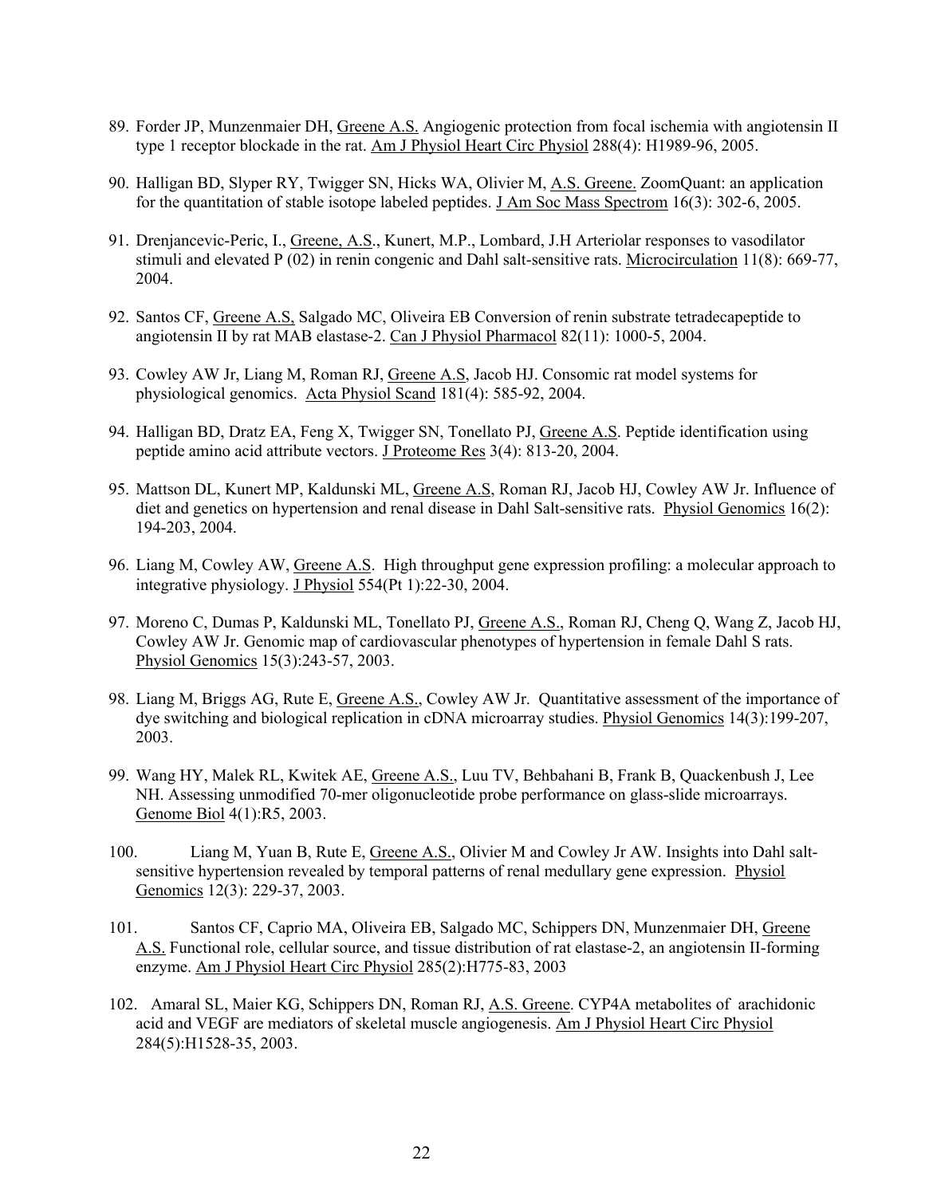89. Forder JP, Munzenmaier DH, Greene A.S. Angiogenic protection from focal ischemia with angiotensin II type 1 receptor blockade in the rat. Am J Physiol Heart Circ Physiol 288(4): H1989-96, 2005.

90. Halligan BD, Slyper RY, Twigger SN, Hicks WA, Olivier M, A.S. Greene. ZoomQuant: an application for the quantitation of stable isotope labeled peptides. J Am Soc Mass Spectrom 16(3): 302-6, 2005.

91. Drenjancevic-Peric, I., Greene, A.S., Kunert, M.P., Lombard, J.H Arteriolar responses to vasodilator stimuli and elevated P (02) in renin congenic and Dahl salt-sensitive rats. Microcirculation 11(8): 669-77, 2004.

92. Santos CF, Greene A.S, Salgado MC, Oliveira EB Conversion of renin substrate tetradecapeptide to angiotensin II by rat MAB elastase-2. Can J Physiol Pharmacol 82(11): 1000-5, 2004.

93. Cowley AW Jr, Liang M, Roman RJ, Greene A.S, Jacob HJ. Consomic rat model systems for physiological genomics. Acta Physiol Scand 181(4): 585-92, 2004.

94. Halligan BD, Dratz EA, Feng X, Twigger SN, Tonellato PJ, Greene A.S. Peptide identification using peptide amino acid attribute vectors. J Proteome Res 3(4): 813-20, 2004.

95. Mattson DL, Kunert MP, Kaldunski ML, Greene A.S, Roman RJ, Jacob HJ, Cowley AW Jr. Influence of diet and genetics on hypertension and renal disease in Dahl Salt-sensitive rats. Physiol Genomics 16(2): 194-203, 2004.

96. Liang M, Cowley AW, Greene A.S. High throughput gene expression profiling: a molecular approach to integrative physiology. J Physiol 554(Pt 1):22-30, 2004.

97. Moreno C, Dumas P, Kaldunski ML, Tonellato PJ, Greene A.S., Roman RJ, Cheng Q, Wang Z, Jacob HJ, Cowley AW Jr. Genomic map of cardiovascular phenotypes of hypertension in female Dahl S rats. Physiol Genomics 15(3):243-57, 2003.

98. Liang M, Briggs AG, Rute E, Greene A.S., Cowley AW Jr. Quantitative assessment of the importance of dye switching and biological replication in cDNA microarray studies. Physiol Genomics 14(3):199-207, 2003.

99. Wang HY, Malek RL, Kwitek AE, Greene A.S., Luu TV, Behbahani B, Frank B, Quackenbush J, Lee NH. Assessing unmodified 70-mer oligonucleotide probe performance on glass-slide microarrays. Genome Biol 4(1):R5, 2003.

100. Liang M, Yuan B, Rute E, Greene A.S., Olivier M and Cowley Jr AW. Insights into Dahl salt-sensitive hypertension revealed by temporal patterns of renal medullary gene expression. Physiol Genomics 12(3): 229-37, 2003.

101. Santos CF, Caprio MA, Oliveira EB, Salgado MC, Schippers DN, Munzenmaier DH, Greene A.S. Functional role, cellular source, and tissue distribution of rat elastase-2, an angiotensin II-forming enzyme. Am J Physiol Heart Circ Physiol 285(2):H775-83, 2003

102. Amaral SL, Maier KG, Schippers DN, Roman RJ, A.S. Greene. CYP4A metabolites of arachidonic acid and VEGF are mediators of skeletal muscle angiogenesis. Am J Physiol Heart Circ Physiol 284(5):H1528-35, 2003.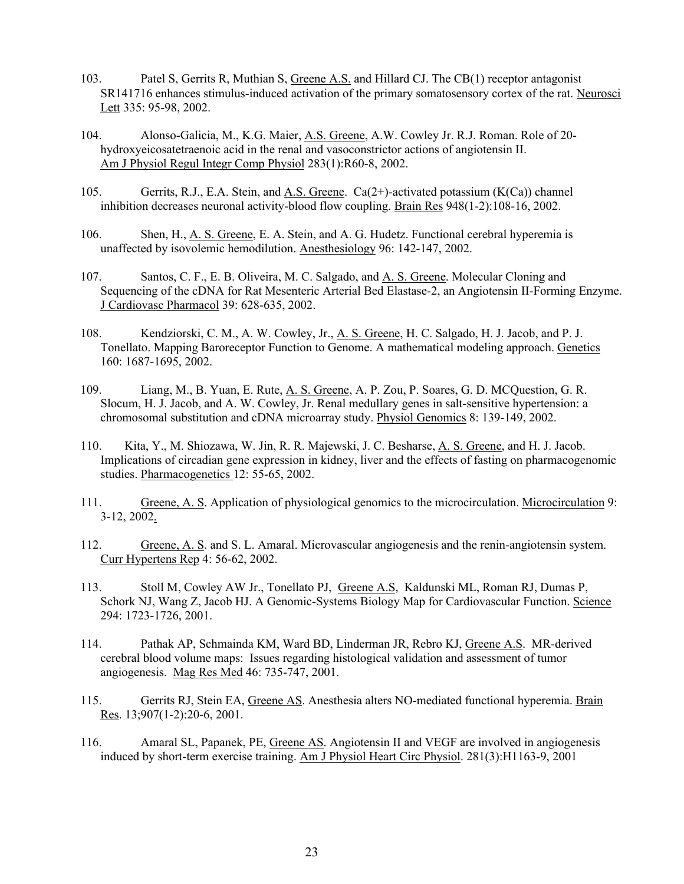103. Patel S, Gerrits R, Muthian S, Greene A.S. and Hillard CJ. The CB(1) receptor antagonist SR141716 enhances stimulus-induced activation of the primary somatosensory cortex of the rat. Neurosci Lett 335: 95-98, 2002.

104. Alonso-Galicia, M., K.G. Maier, A.S. Greene, A.W. Cowley Jr. R.J. Roman. Role of 20-hydroxyeicosatetraenoic acid in the renal and vasoconstrictor actions of angiotensin II. Am J Physiol Regul Integr Comp Physiol 283(1):R60-8, 2002.

105. Gerrits, R.J., E.A. Stein, and A.S. Greene. Ca(2+)-activated potassium (K(Ca)) channel inhibition decreases neuronal activity-blood flow coupling. Brain Res 948(1-2):108-16, 2002.

106. Shen, H., A. S. Greene, E. A. Stein, and A. G. Hudetz. Functional cerebral hyperemia is unaffected by isovolemic hemodilution. Anesthesiology 96: 142-147, 2002.

107. Santos, C. F., E. B. Oliveira, M. C. Salgado, and A. S. Greene. Molecular Cloning and Sequencing of the cDNA for Rat Mesenteric Arterial Bed Elastase-2, an Angiotensin II-Forming Enzyme. J Cardiovasc Pharmacol 39: 628-635, 2002.

108. Kendziorski, C. M., A. W. Cowley, Jr., A. S. Greene, H. C. Salgado, H. J. Jacob, and P. J. Tonellato. Mapping Baroreceptor Function to Genome. A mathematical modeling approach. Genetics 160: 1687-1695, 2002.

109. Liang, M., B. Yuan, E. Rute, A. S. Greene, A. P. Zou, P. Soares, G. D. MCQuestion, G. R. Slocum, H. J. Jacob, and A. W. Cowley, Jr. Renal medullary genes in salt-sensitive hypertension: a chromosomal substitution and cDNA microarray study. Physiol Genomics 8: 139-149, 2002.

110. Kita, Y., M. Shiozawa, W. Jin, R. R. Majewski, J. C. Besharse, A. S. Greene, and H. J. Jacob. Implications of circadian gene expression in kidney, liver and the effects of fasting on pharmacogenomic studies. Pharmacogenetics 12: 55-65, 2002.

111. Greene, A. S. Application of physiological genomics to the microcirculation. Microcirculation 9: 3-12, 2002.

112. Greene, A. S. and S. L. Amaral. Microvascular angiogenesis and the renin-angiotensin system. Curr Hypertens Rep 4: 56-62, 2002.

113. Stoll M, Cowley AW Jr., Tonellato PJ, Greene A.S, Kaldunski ML, Roman RJ, Dumas P, Schork NJ, Wang Z, Jacob HJ. A Genomic-Systems Biology Map for Cardiovascular Function. Science 294: 1723-1726, 2001.

114. Pathak AP, Schmainda KM, Ward BD, Linderman JR, Rebro KJ, Greene A.S. MR-derived cerebral blood volume maps: Issues regarding histological validation and assessment of tumor angiogenesis. Mag Res Med 46: 735-747, 2001.

115. Gerrits RJ, Stein EA, Greene AS. Anesthesia alters NO-mediated functional hyperemia. Brain Res. 13;907(1-2):20-6, 2001.

116. Amaral SL, Papanek, PE, Greene AS. Angiotensin II and VEGF are involved in angiogenesis induced by short-term exercise training. Am J Physiol Heart Circ Physiol. 281(3):H1163-9, 2001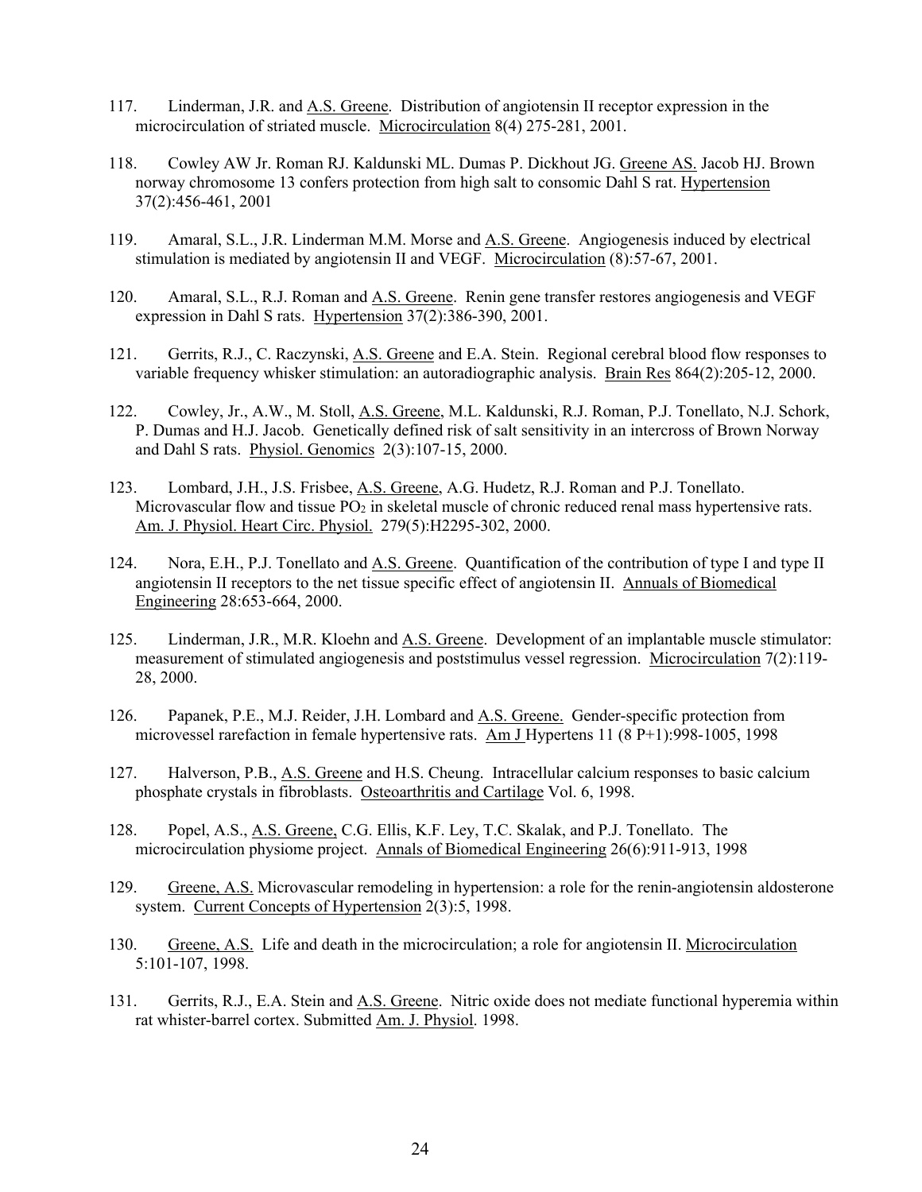117. Linderman, J.R. and A.S. Greene. Distribution of angiotensin II receptor expression in the microcirculation of striated muscle. Microcirculation 8(4) 275-281, 2001.

118. Cowley AW Jr. Roman RJ. Kaldunski ML. Dumas P. Dickhout JG. Greene AS. Jacob HJ. Brown norway chromosome 13 confers protection from high salt to consomic Dahl S rat. Hypertension 37(2):456-461, 2001

119. Amaral, S.L., J.R. Linderman M.M. Morse and A.S. Greene. Angiogenesis induced by electrical stimulation is mediated by angiotensin II and VEGF. Microcirculation (8):57-67, 2001.

120. Amaral, S.L., R.J. Roman and A.S. Greene. Renin gene transfer restores angiogenesis and VEGF expression in Dahl S rats. Hypertension 37(2):386-390, 2001.

121. Gerrits, R.J., C. Raczynski, A.S. Greene and E.A. Stein. Regional cerebral blood flow responses to variable frequency whisker stimulation: an autoradiographic analysis. Brain Res 864(2):205-12, 2000.

122. Cowley, Jr., A.W., M. Stoll, A.S. Greene, M.L. Kaldunski, R.J. Roman, P.J. Tonellato, N.J. Schork, P. Dumas and H.J. Jacob. Genetically defined risk of salt sensitivity in an intercross of Brown Norway and Dahl S rats. Physiol. Genomics 2(3):107-15, 2000.

123. Lombard, J.H., J.S. Frisbee, A.S. Greene, A.G. Hudetz, R.J. Roman and P.J. Tonellato. Microvascular flow and tissue $PO_2$ in skeletal muscle of chronic reduced renal mass hypertensive rats. Am. J. Physiol. Heart Circ. Physiol. 279(5):H2295-302, 2000.

124. Nora, E.H., P.J. Tonellato and A.S. Greene. Quantification of the contribution of type I and type II angiotensin II receptors to the net tissue specific effect of angiotensin II. Annuals of Biomedical Engineering 28:653-664, 2000.

125. Linderman, J.R., M.R. Kloehn and A.S. Greene. Development of an implantable muscle stimulator: measurement of stimulated angiogenesis and poststimulus vessel regression. Microcirculation 7(2):119-28, 2000.

126. Papanek, P.E., M.J. Reider, J.H. Lombard and A.S. Greene. Gender-specific protection from microvessel rarefaction in female hypertensive rats. Am J Hypertens 11 (8 P+1):998-1005, 1998

127. Halverson, P.B., A.S. Greene and H.S. Cheung. Intracellular calcium responses to basic calcium phosphate crystals in fibroblasts. Osteoarthritis and Cartilage Vol. 6, 1998.

128. Popel, A.S., A.S. Greene, C.G. Ellis, K.F. Ley, T.C. Skalak, and P.J. Tonellato. The microcirculation physiome project. Annals of Biomedical Engineering 26(6):911-913, 1998

129. Greene, A.S. Microvascular remodeling in hypertension: a role for the renin-angiotensin aldosterone system. Current Concepts of Hypertension 2(3):5, 1998.

130. Greene, A.S. Life and death in the microcirculation; a role for angiotensin II. Microcirculation 5:101-107, 1998.

131. Gerrits, R.J., E.A. Stein and A.S. Greene. Nitric oxide does not mediate functional hyperemia within rat whister-barrel cortex. Submitted Am. J. Physiol. 1998.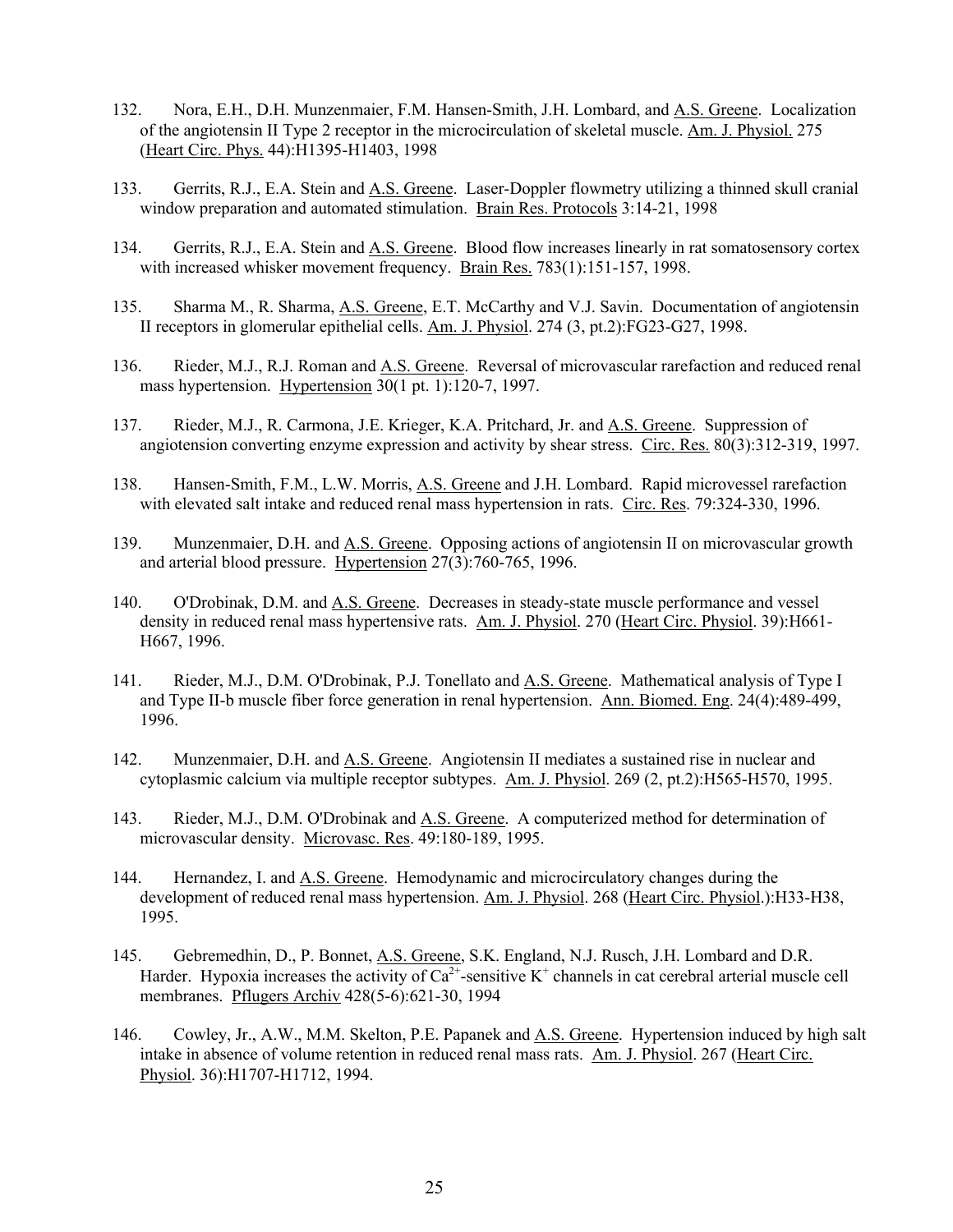132. Nora, E.H., D.H. Munzenmaier, F.M. Hansen-Smith, J.H. Lombard, and A.S. Greene. Localization of the angiotensin II Type 2 receptor in the microcirculation of skeletal muscle. Am. J. Physiol. 275 (Heart Circ. Phys. 44):H1395-H1403, 1998

133. Gerrits, R.J., E.A. Stein and A.S. Greene. Laser-Doppler flowmetry utilizing a thinned skull cranial window preparation and automated stimulation. Brain Res. Protocols 3:14-21, 1998

134. Gerrits, R.J., E.A. Stein and A.S. Greene. Blood flow increases linearly in rat somatosensory cortex with increased whisker movement frequency. Brain Res. 783(1):151-157, 1998.

135. Sharma M., R. Sharma, A.S. Greene, E.T. McCarthy and V.J. Savin. Documentation of angiotensin II receptors in glomerular epithelial cells. Am. J. Physiol. 274 (3, pt.2):FG23-G27, 1998.

136. Rieder, M.J., R.J. Roman and A.S. Greene. Reversal of microvascular rarefaction and reduced renal mass hypertension. Hypertension 30(1 pt. 1):120-7, 1997.

137. Rieder, M.J., R. Carmona, J.E. Krieger, K.A. Pritchard, Jr. and A.S. Greene. Suppression of angiotension converting enzyme expression and activity by shear stress. Circ. Res. 80(3):312-319, 1997.

138. Hansen-Smith, F.M., L.W. Morris, A.S. Greene and J.H. Lombard. Rapid microvessel rarefaction with elevated salt intake and reduced renal mass hypertension in rats. Circ. Res. 79:324-330, 1996.

139. Munzenmaier, D.H. and A.S. Greene. Opposing actions of angiotensin II on microvascular growth and arterial blood pressure. Hypertension 27(3):760-765, 1996.

140. O'Drobinak, D.M. and A.S. Greene. Decreases in steady-state muscle performance and vessel density in reduced renal mass hypertensive rats. Am. J. Physiol. 270 (Heart Circ. Physiol. 39):H661-H667, 1996.

141. Rieder, M.J., D.M. O'Drobinak, P.J. Tonellato and A.S. Greene. Mathematical analysis of Type I and Type II-b muscle fiber force generation in renal hypertension. Ann. Biomed. Eng. 24(4):489-499, 1996.

142. Munzenmaier, D.H. and A.S. Greene. Angiotensin II mediates a sustained rise in nuclear and cytoplasmic calcium via multiple receptor subtypes. Am. J. Physiol. 269 (2, pt.2):H565-H570, 1995.

143. Rieder, M.J., D.M. O'Drobinak and A.S. Greene. A computerized method for determination of microvascular density. Microvasc. Res. 49:180-189, 1995.

144. Hernandez, I. and A.S. Greene. Hemodynamic and microcirculatory changes during the development of reduced renal mass hypertension. Am. J. Physiol. 268 (Heart Circ. Physiol.):H33-H38, 1995.

145. Gebremedhin, D., P. Bonnet, A.S. Greene, S.K. England, N.J. Rusch, J.H. Lombard and D.R. Harder. Hypoxia increases the activity of $Ca^{2+}$-sensitive $K^{+}$ channels in cat cerebral arterial muscle cell membranes. Pflugers Archiv 428(5-6):621-30, 1994

146. Cowley, Jr., A.W., M.M. Skelton, P.E. Papanek and A.S. Greene. Hypertension induced by high salt intake in absence of volume retention in reduced renal mass rats. Am. J. Physiol. 267 (Heart Circ. Physiol. 36):H1707-H1712, 1994.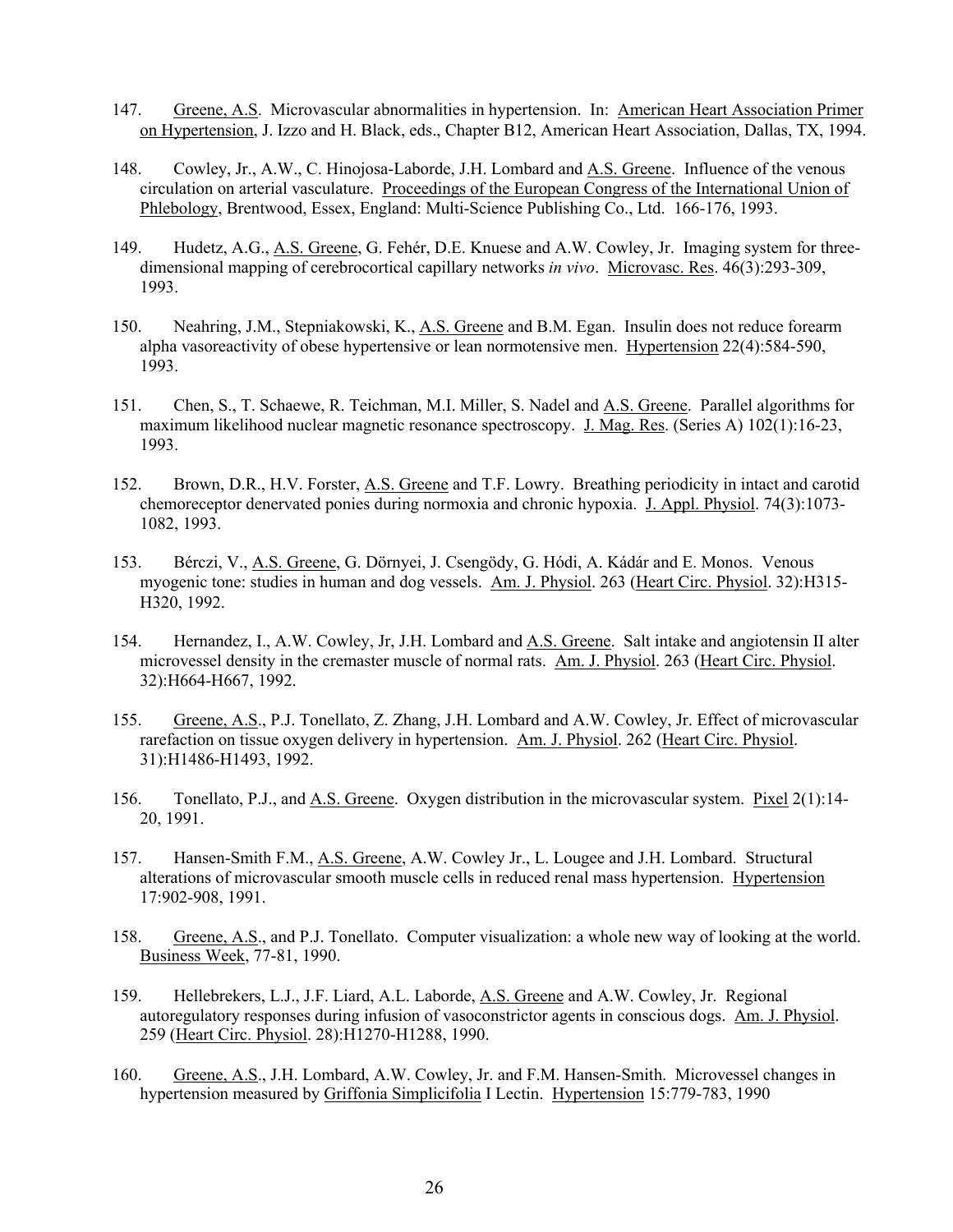147. Greene, A.S. Microvascular abnormalities in hypertension. In: American Heart Association Primer on Hypertension, J. Izzo and H. Black, eds., Chapter B12, American Heart Association, Dallas, TX, 1994.

148. Cowley, Jr., A.W., C. Hinojosa-Laborde, J.H. Lombard and A.S. Greene. Influence of the venous circulation on arterial vasculature. Proceedings of the European Congress of the International Union of Phlebology, Brentwood, Essex, England: Multi-Science Publishing Co., Ltd. 166-176, 1993.

149. Hudetz, A.G., A.S. Greene, G. Fehér, D.E. Knuese and A.W. Cowley, Jr. Imaging system for three-dimensional mapping of cerebrocortical capillary networks *in vivo*. Microvasc. Res. 46(3):293-309, 1993.

150. Neahring, J.M., Stepniakowski, K., A.S. Greene and B.M. Egan. Insulin does not reduce forearm alpha vasoreactivity of obese hypertensive or lean normotensive men. Hypertension 22(4):584-590, 1993.

151. Chen, S., T. Schaewe, R. Teichman, M.I. Miller, S. Nadel and A.S. Greene. Parallel algorithms for maximum likelihood nuclear magnetic resonance spectroscopy. J. Mag. Res. (Series A) 102(1):16-23, 1993.

152. Brown, D.R., H.V. Forster, A.S. Greene and T.F. Lowry. Breathing periodicity in intact and carotid chemoreceptor denervated ponies during normoxia and chronic hypoxia. J. Appl. Physiol. 74(3):1073-1082, 1993.

153. Bérczi, V., A.S. Greene, G. Dörnyei, J. Csengödy, G. Hódi, A. Kádár and E. Monos. Venous myogenic tone: studies in human and dog vessels. Am. J. Physiol. 263 (Heart Circ. Physiol. 32):H315-H320, 1992.

154. Hernandez, I., A.W. Cowley, Jr, J.H. Lombard and A.S. Greene. Salt intake and angiotensin II alter microvessel density in the cremaster muscle of normal rats. Am. J. Physiol. 263 (Heart Circ. Physiol. 32):H664-H667, 1992.

155. Greene, A.S., P.J. Tonellato, Z. Zhang, J.H. Lombard and A.W. Cowley, Jr. Effect of microvascular rarefaction on tissue oxygen delivery in hypertension. Am. J. Physiol. 262 (Heart Circ. Physiol. 31):H1486-H1493, 1992.

156. Tonellato, P.J., and A.S. Greene. Oxygen distribution in the microvascular system. Pixel 2(1):14-20, 1991.

157. Hansen-Smith F.M., A.S. Greene, A.W. Cowley Jr., L. Lougee and J.H. Lombard. Structural alterations of microvascular smooth muscle cells in reduced renal mass hypertension. Hypertension 17:902-908, 1991.

158. Greene, A.S., and P.J. Tonellato. Computer visualization: a whole new way of looking at the world. Business Week, 77-81, 1990.

159. Hellebrekers, L.J., J.F. Liard, A.L. Laborde, A.S. Greene and A.W. Cowley, Jr. Regional autoregulatory responses during infusion of vasoconstrictor agents in conscious dogs. Am. J. Physiol. 259 (Heart Circ. Physiol. 28):H1270-H1288, 1990.

160. Greene, A.S., J.H. Lombard, A.W. Cowley, Jr. and F.M. Hansen-Smith. Microvessel changes in hypertension measured by Griffonia Simplicifolia I Lectin. Hypertension 15:779-783, 1990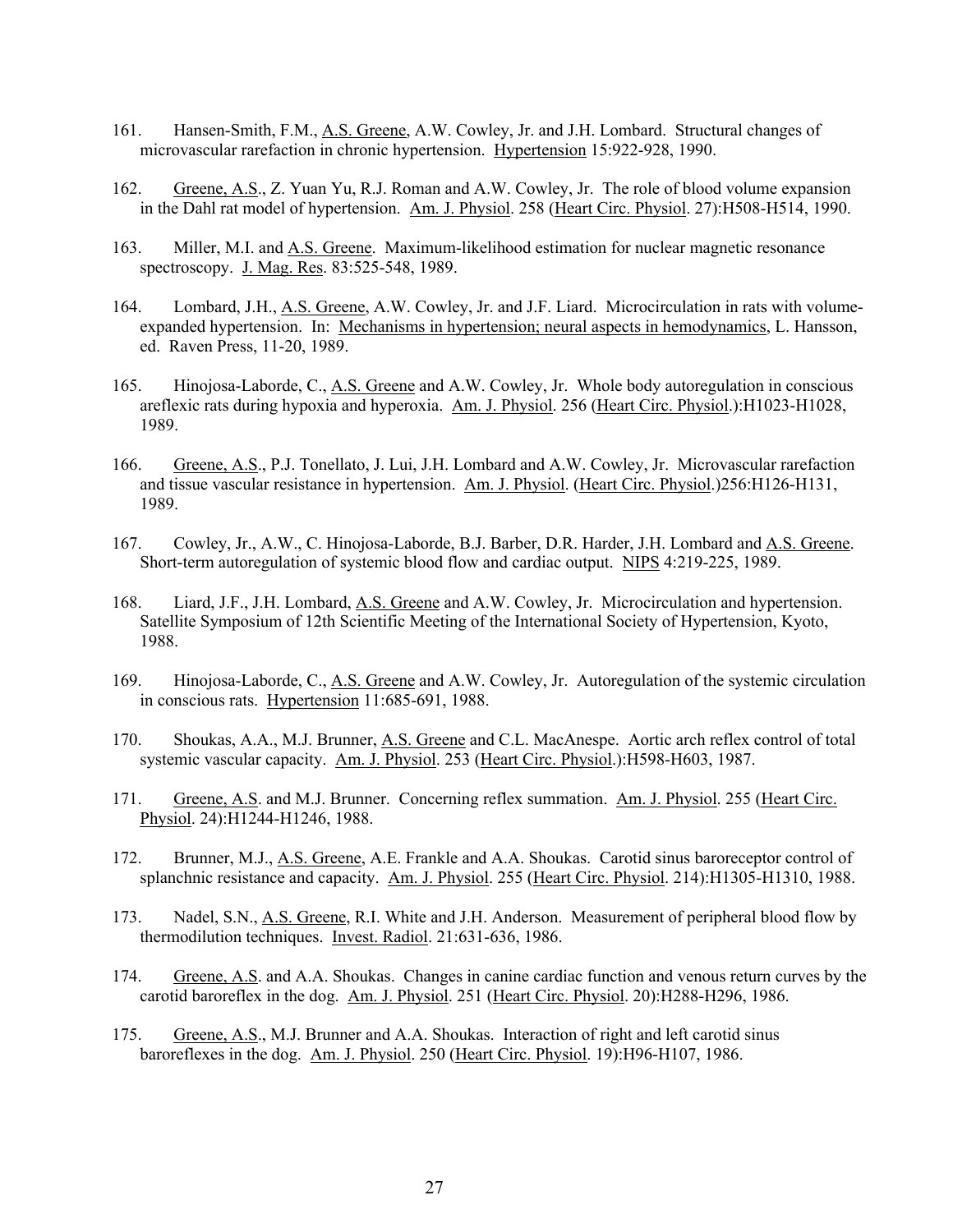161. Hansen-Smith, F.M., A.S. Greene, A.W. Cowley, Jr. and J.H. Lombard. Structural changes of microvascular rarefaction in chronic hypertension. Hypertension 15:922-928, 1990.

162. Greene, A.S., Z. Yuan Yu, R.J. Roman and A.W. Cowley, Jr. The role of blood volume expansion in the Dahl rat model of hypertension. Am. J. Physiol. 258 (Heart Circ. Physiol. 27):H508-H514, 1990.

163. Miller, M.I. and A.S. Greene. Maximum-likelihood estimation for nuclear magnetic resonance spectroscopy. J. Mag. Res. 83:525-548, 1989.

164. Lombard, J.H., A.S. Greene, A.W. Cowley, Jr. and J.F. Liard. Microcirculation in rats with volume-expanded hypertension. In: Mechanisms in hypertension; neural aspects in hemodynamics, L. Hansson, ed. Raven Press, 11-20, 1989.

165. Hinojosa-Laborde, C., A.S. Greene and A.W. Cowley, Jr. Whole body autoregulation in conscious areflexic rats during hypoxia and hyperoxia. Am. J. Physiol. 256 (Heart Circ. Physiol.):H1023-H1028, 1989.

166. Greene, A.S., P.J. Tonellato, J. Lui, J.H. Lombard and A.W. Cowley, Jr. Microvascular rarefaction and tissue vascular resistance in hypertension. Am. J. Physiol. (Heart Circ. Physiol.)256:H126-H131, 1989.

167. Cowley, Jr., A.W., C. Hinojosa-Laborde, B.J. Barber, D.R. Harder, J.H. Lombard and A.S. Greene. Short-term autoregulation of systemic blood flow and cardiac output. NIPS 4:219-225, 1989.

168. Liard, J.F., J.H. Lombard, A.S. Greene and A.W. Cowley, Jr. Microcirculation and hypertension. Satellite Symposium of 12th Scientific Meeting of the International Society of Hypertension, Kyoto, 1988.

169. Hinojosa-Laborde, C., A.S. Greene and A.W. Cowley, Jr. Autoregulation of the systemic circulation in conscious rats. Hypertension 11:685-691, 1988.

170. Shoukas, A.A., M.J. Brunner, A.S. Greene and C.L. MacAnespe. Aortic arch reflex control of total systemic vascular capacity. Am. J. Physiol. 253 (Heart Circ. Physiol.):H598-H603, 1987.

171. Greene, A.S. and M.J. Brunner. Concerning reflex summation. Am. J. Physiol. 255 (Heart Circ. Physiol. 24):H1244-H1246, 1988.

172. Brunner, M.J., A.S. Greene, A.E. Frankle and A.A. Shoukas. Carotid sinus baroreceptor control of splanchnic resistance and capacity. Am. J. Physiol. 255 (Heart Circ. Physiol. 214):H1305-H1310, 1988.

173. Nadel, S.N., A.S. Greene, R.I. White and J.H. Anderson. Measurement of peripheral blood flow by thermodilution techniques. Invest. Radiol. 21:631-636, 1986.

174. Greene, A.S. and A.A. Shoukas. Changes in canine cardiac function and venous return curves by the carotid baroreflex in the dog. Am. J. Physiol. 251 (Heart Circ. Physiol. 20):H288-H296, 1986.

175. Greene, A.S., M.J. Brunner and A.A. Shoukas. Interaction of right and left carotid sinus baroreflexes in the dog. Am. J. Physiol. 250 (Heart Circ. Physiol. 19):H96-H107, 1986.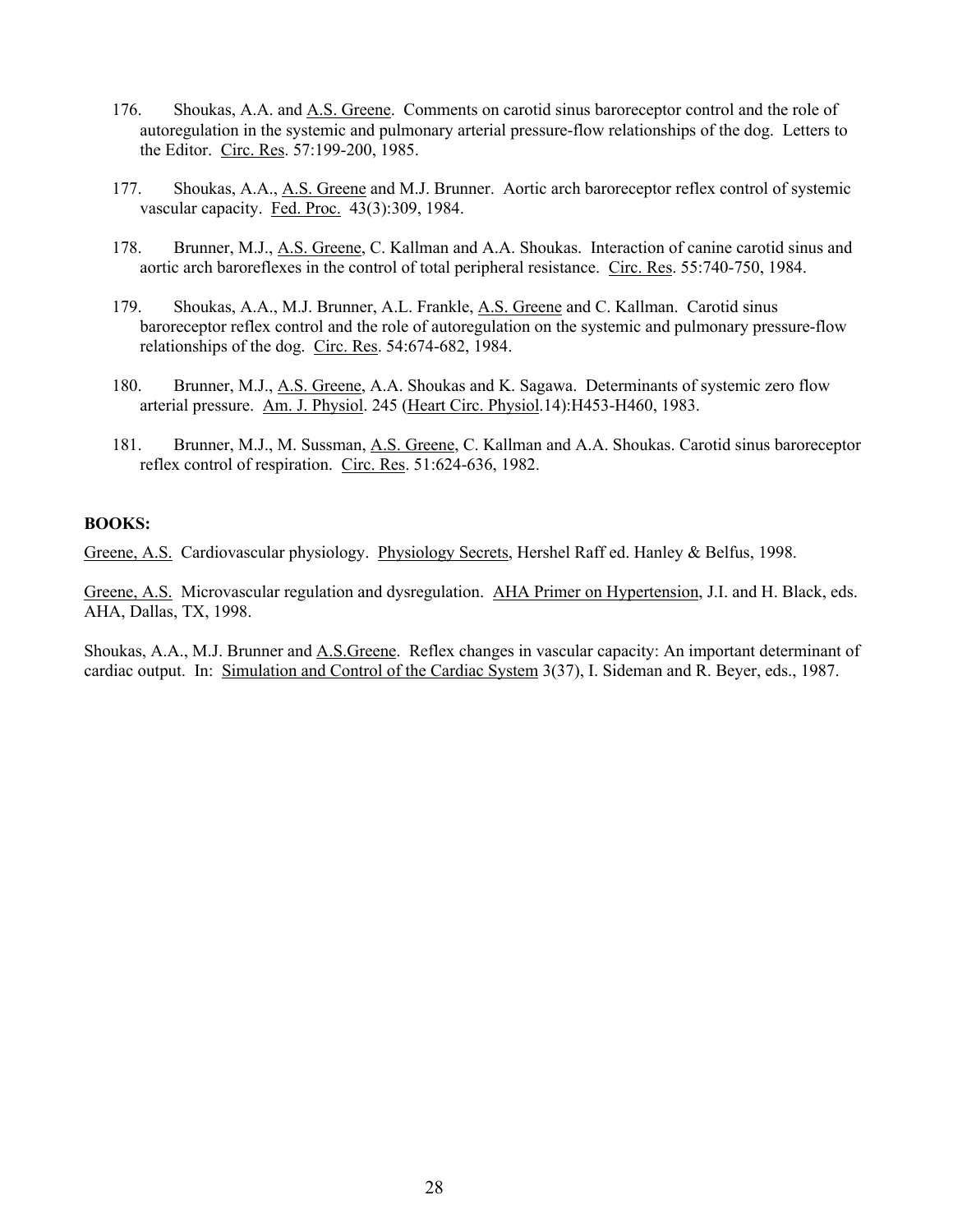176. Shoukas, A.A. and A.S. Greene. Comments on carotid sinus baroreceptor control and the role of autoregulation in the systemic and pulmonary arterial pressure-flow relationships of the dog. Letters to the Editor. Circ. Res. 57:199-200, 1985.

177. Shoukas, A.A., A.S. Greene and M.J. Brunner. Aortic arch baroreceptor reflex control of systemic vascular capacity. Fed. Proc. 43(3):309, 1984.

178. Brunner, M.J., A.S. Greene, C. Kallman and A.A. Shoukas. Interaction of canine carotid sinus and aortic arch baroreflexes in the control of total peripheral resistance. Circ. Res. 55:740-750, 1984.

179. Shoukas, A.A., M.J. Brunner, A.L. Frankle, A.S. Greene and C. Kallman. Carotid sinus baroreceptor reflex control and the role of autoregulation on the systemic and pulmonary pressure-flow relationships of the dog. Circ. Res. 54:674-682, 1984.

180. Brunner, M.J., A.S. Greene, A.A. Shoukas and K. Sagawa. Determinants of systemic zero flow arterial pressure. Am. J. Physiol. 245 (Heart Circ. Physiol.14):H453-H460, 1983.

181. Brunner, M.J., M. Sussman, A.S. Greene, C. Kallman and A.A. Shoukas. Carotid sinus baroreceptor reflex control of respiration. Circ. Res. 51:624-636, 1982.

**BOOKS:**

Greene, A.S. Cardiovascular physiology. Physiology Secrets, Hershel Raff ed. Hanley & Belfus, 1998.

Greene, A.S. Microvascular regulation and dysregulation. AHA Primer on Hypertension, J.I. and H. Black, eds. AHA, Dallas, TX, 1998.

Shoukas, A.A., M.J. Brunner and A.S.Greene. Reflex changes in vascular capacity: An important determinant of cardiac output. In: Simulation and Control of the Cardiac System 3(37), I. Sideman and R. Beyer, eds., 1987.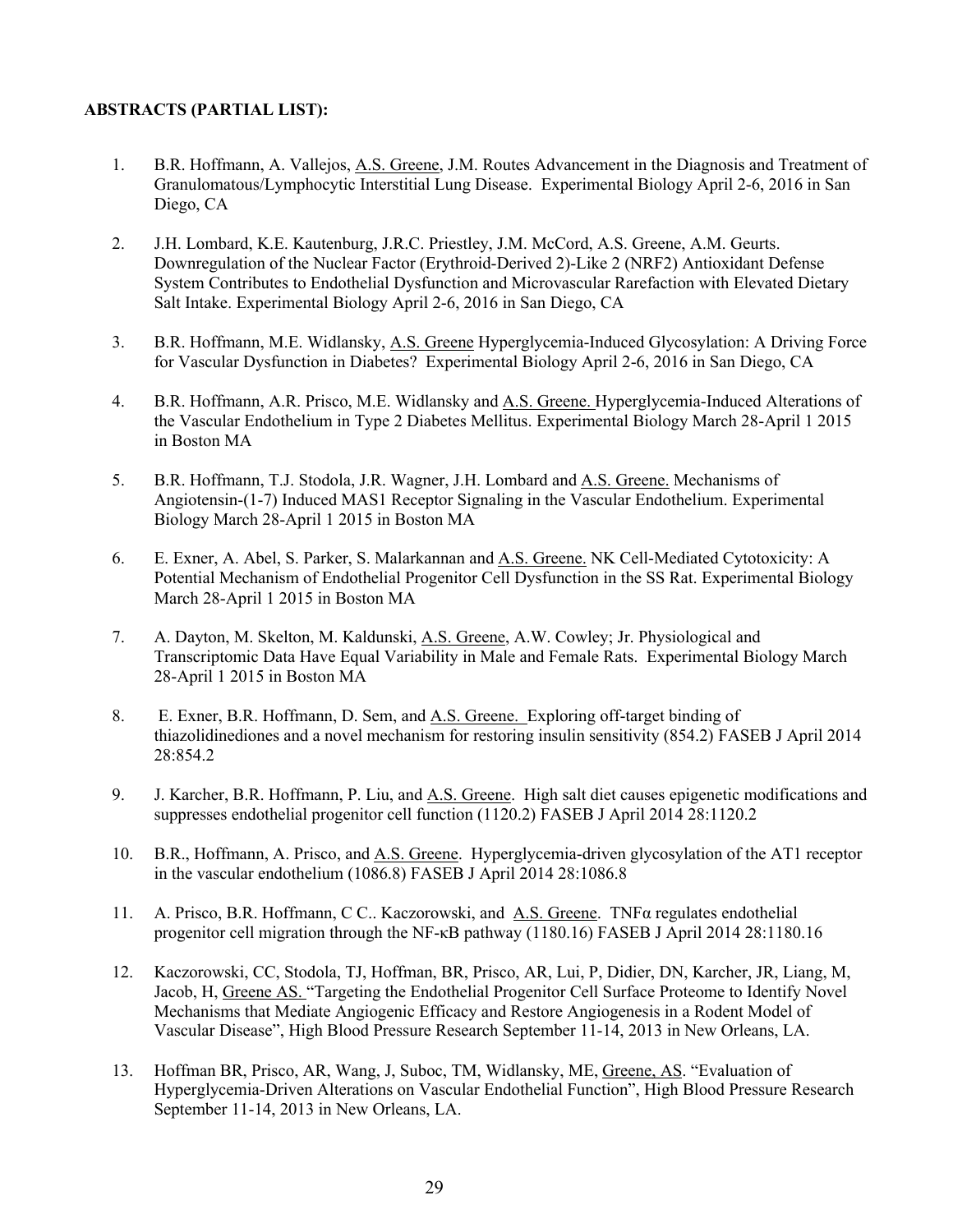**ABSTRACTS (PARTIAL LIST):**

1. B.R. Hoffmann, A. Vallejos, A.S. Greene, J.M. Routes Advancement in the Diagnosis and Treatment of Granulomatous/Lymphocytic Interstitial Lung Disease. Experimental Biology April 2-6, 2016 in San Diego, CA

2. J.H. Lombard, K.E. Kautenburg, J.R.C. Priestley, J.M. McCord, A.S. Greene, A.M. Geurts. Downregulation of the Nuclear Factor (Erythroid-Derived 2)-Like 2 (NRF2) Antioxidant Defense System Contributes to Endothelial Dysfunction and Microvascular Rarefaction with Elevated Dietary Salt Intake. Experimental Biology April 2-6, 2016 in San Diego, CA

3. B.R. Hoffmann, M.E. Widlansky, A.S. Greene Hyperglycemia-Induced Glycosylation: A Driving Force for Vascular Dysfunction in Diabetes? Experimental Biology April 2-6, 2016 in San Diego, CA

4. B.R. Hoffmann, A.R. Prisco, M.E. Widlansky and A.S. Greene. Hyperglycemia-Induced Alterations of the Vascular Endothelium in Type 2 Diabetes Mellitus. Experimental Biology March 28-April 1 2015 in Boston MA

5. B.R. Hoffmann, T.J. Stodola, J.R. Wagner, J.H. Lombard and A.S. Greene. Mechanisms of Angiotensin-(1-7) Induced MAS1 Receptor Signaling in the Vascular Endothelium. Experimental Biology March 28-April 1 2015 in Boston MA

6. E. Exner, A. Abel, S. Parker, S. Malarkannan and A.S. Greene. NK Cell-Mediated Cytotoxicity: A Potential Mechanism of Endothelial Progenitor Cell Dysfunction in the SS Rat. Experimental Biology March 28-April 1 2015 in Boston MA

7. A. Dayton, M. Skelton, M. Kaldunski, A.S. Greene, A.W. Cowley; Jr. Physiological and Transcriptomic Data Have Equal Variability in Male and Female Rats. Experimental Biology March 28-April 1 2015 in Boston MA

8. E. Exner, B.R. Hoffmann, D. Sem, and A.S. Greene. Exploring off-target binding of thiazolidinediones and a novel mechanism for restoring insulin sensitivity (854.2) FASEB J April 2014 28:854.2

9. J. Karcher, B.R. Hoffmann, P. Liu, and A.S. Greene. High salt diet causes epigenetic modifications and suppresses endothelial progenitor cell function (1120.2) FASEB J April 2014 28:1120.2

10. B.R., Hoffmann, A. Prisco, and A.S. Greene. Hyperglycemia-driven glycosylation of the AT1 receptor in the vascular endothelium (1086.8) FASEB J April 2014 28:1086.8

11. A. Prisco, B.R. Hoffmann, C C.. Kaczorowski, and A.S. Greene. TNFα regulates endothelial progenitor cell migration through the NF-κB pathway (1180.16) FASEB J April 2014 28:1180.16

12. Kaczorowski, CC, Stodola, TJ, Hoffman, BR, Prisco, AR, Lui, P, Didier, DN, Karcher, JR, Liang, M, Jacob, H, Greene AS. "Targeting the Endothelial Progenitor Cell Surface Proteome to Identify Novel Mechanisms that Mediate Angiogenic Efficacy and Restore Angiogenesis in a Rodent Model of Vascular Disease", High Blood Pressure Research September 11-14, 2013 in New Orleans, LA.

13. Hoffman BR, Prisco, AR, Wang, J, Suboc, TM, Widlansky, ME, Greene, AS. "Evaluation of Hyperglycemia-Driven Alterations on Vascular Endothelial Function", High Blood Pressure Research September 11-14, 2013 in New Orleans, LA.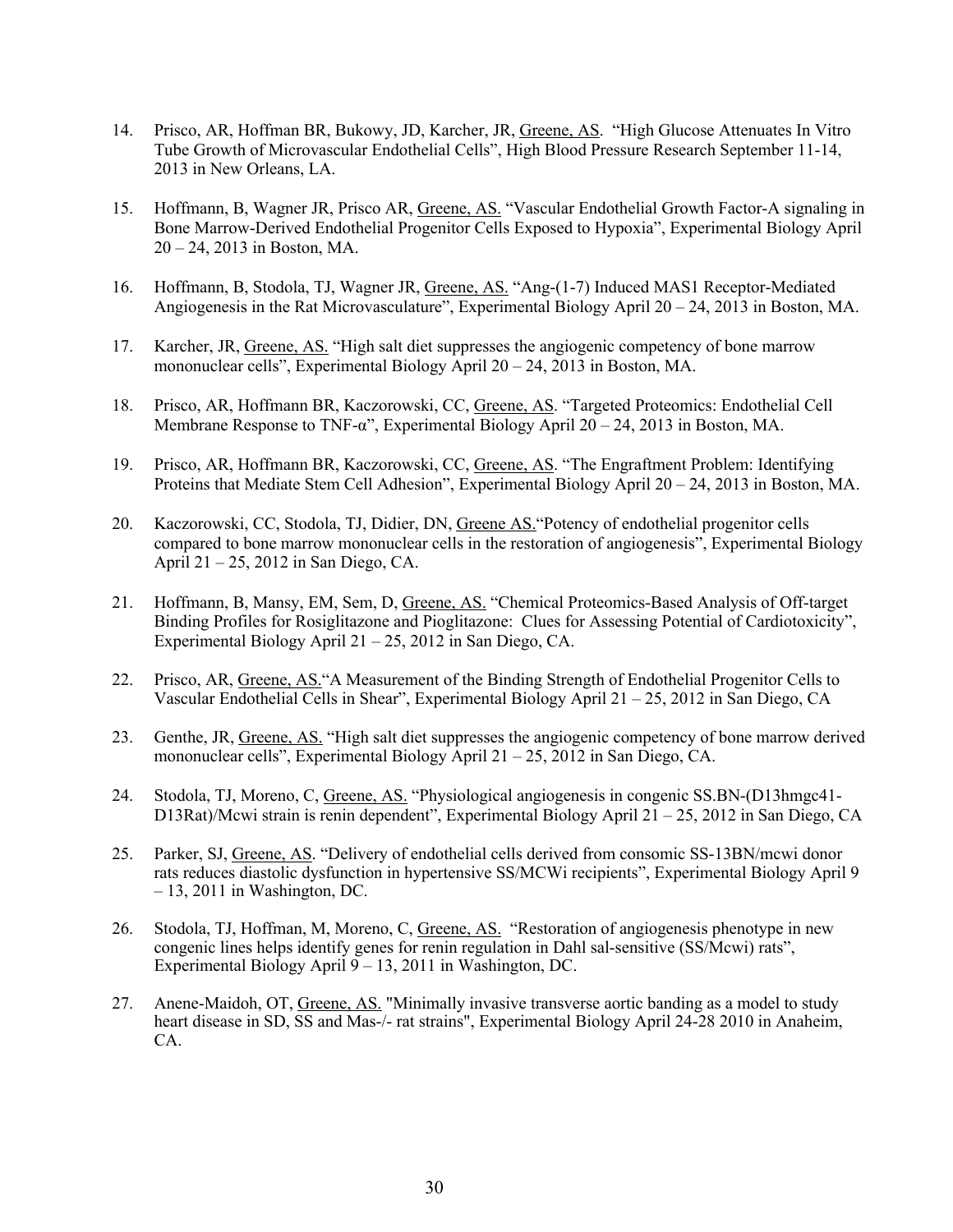14. Prisco, AR, Hoffman BR, Bukowy, JD, Karcher, JR, Greene, AS. "High Glucose Attenuates In Vitro Tube Growth of Microvascular Endothelial Cells", High Blood Pressure Research September 11-14, 2013 in New Orleans, LA.

15. Hoffmann, B, Wagner JR, Prisco AR, Greene, AS. "Vascular Endothelial Growth Factor-A signaling in Bone Marrow-Derived Endothelial Progenitor Cells Exposed to Hypoxia", Experimental Biology April 20 – 24, 2013 in Boston, MA.

16. Hoffmann, B, Stodola, TJ, Wagner JR, Greene, AS. "Ang-(1-7) Induced MAS1 Receptor-Mediated Angiogenesis in the Rat Microvasculature", Experimental Biology April 20 – 24, 2013 in Boston, MA.

17. Karcher, JR, Greene, AS. "High salt diet suppresses the angiogenic competency of bone marrow mononuclear cells", Experimental Biology April 20 – 24, 2013 in Boston, MA.

18. Prisco, AR, Hoffmann BR, Kaczorowski, CC, Greene, AS. "Targeted Proteomics: Endothelial Cell Membrane Response to TNF-α", Experimental Biology April 20 – 24, 2013 in Boston, MA.

19. Prisco, AR, Hoffmann BR, Kaczorowski, CC, Greene, AS. "The Engraftment Problem: Identifying Proteins that Mediate Stem Cell Adhesion", Experimental Biology April 20 – 24, 2013 in Boston, MA.

20. Kaczorowski, CC, Stodola, TJ, Didier, DN, Greene AS."Potency of endothelial progenitor cells compared to bone marrow mononuclear cells in the restoration of angiogenesis", Experimental Biology April 21 – 25, 2012 in San Diego, CA.

21. Hoffmann, B, Mansy, EM, Sem, D, Greene, AS. "Chemical Proteomics-Based Analysis of Off-target Binding Profiles for Rosiglitazone and Pioglitazone: Clues for Assessing Potential of Cardiotoxicity", Experimental Biology April 21 – 25, 2012 in San Diego, CA.

22. Prisco, AR, Greene, AS."A Measurement of the Binding Strength of Endothelial Progenitor Cells to Vascular Endothelial Cells in Shear", Experimental Biology April 21 – 25, 2012 in San Diego, CA

23. Genthe, JR, Greene, AS. "High salt diet suppresses the angiogenic competency of bone marrow derived mononuclear cells", Experimental Biology April 21 – 25, 2012 in San Diego, CA.

24. Stodola, TJ, Moreno, C, Greene, AS. "Physiological angiogenesis in congenic SS.BN-(D13hmgc41-D13Rat)/Mcwi strain is renin dependent", Experimental Biology April 21 – 25, 2012 in San Diego, CA

25. Parker, SJ, Greene, AS. "Delivery of endothelial cells derived from consomic SS-13BN/mcwi donor rats reduces diastolic dysfunction in hypertensive SS/MCWi recipients", Experimental Biology April 9 – 13, 2011 in Washington, DC.

26. Stodola, TJ, Hoffman, M, Moreno, C, Greene, AS. "Restoration of angiogenesis phenotype in new congenic lines helps identify genes for renin regulation in Dahl sal-sensitive (SS/Mcwi) rats", Experimental Biology April 9 – 13, 2011 in Washington, DC.

27. Anene-Maidoh, OT, Greene, AS. "Minimally invasive transverse aortic banding as a model to study heart disease in SD, SS and Mas-/- rat strains", Experimental Biology April 24-28 2010 in Anaheim, CA.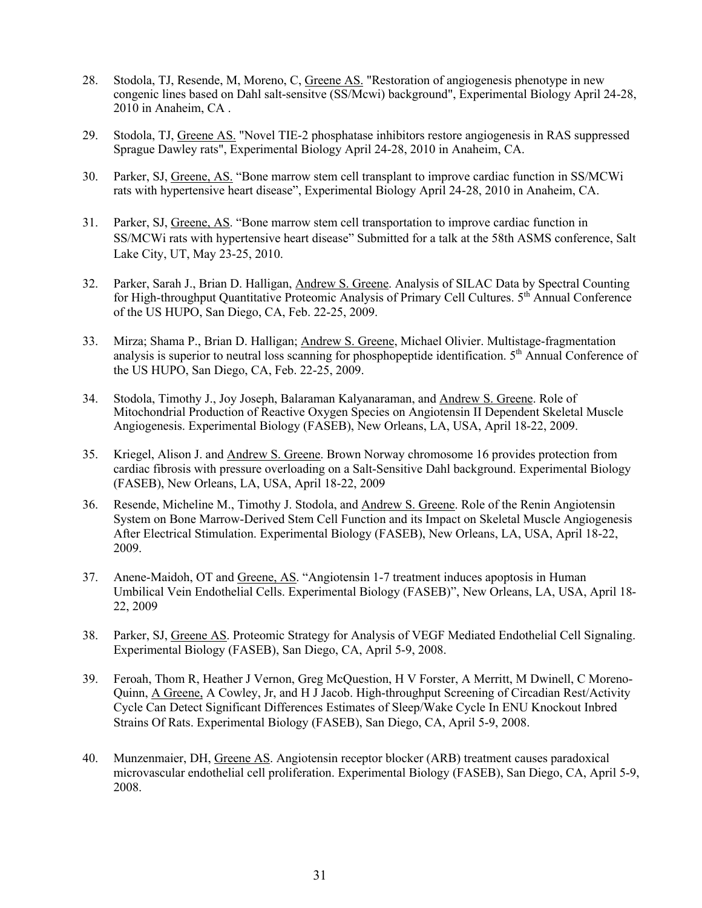28. Stodola, TJ, Resende, M, Moreno, C, Greene AS. "Restoration of angiogenesis phenotype in new congenic lines based on Dahl salt-sensitve (SS/Mcwi) background", Experimental Biology April 24-28, 2010 in Anaheim, CA .

29. Stodola, TJ, Greene AS. "Novel TIE-2 phosphatase inhibitors restore angiogenesis in RAS suppressed Sprague Dawley rats", Experimental Biology April 24-28, 2010 in Anaheim, CA.

30. Parker, SJ, Greene, AS. "Bone marrow stem cell transplant to improve cardiac function in SS/MCWi rats with hypertensive heart disease", Experimental Biology April 24-28, 2010 in Anaheim, CA.

31. Parker, SJ, Greene, AS. "Bone marrow stem cell transportation to improve cardiac function in SS/MCWi rats with hypertensive heart disease" Submitted for a talk at the 58th ASMS conference, Salt Lake City, UT, May 23-25, 2010.

32. Parker, Sarah J., Brian D. Halligan, Andrew S. Greene. Analysis of SILAC Data by Spectral Counting for High-throughput Quantitative Proteomic Analysis of Primary Cell Cultures. 5th Annual Conference of the US HUPO, San Diego, CA, Feb. 22-25, 2009.

33. Mirza; Shama P., Brian D. Halligan; Andrew S. Greene, Michael Olivier. Multistage-fragmentation analysis is superior to neutral loss scanning for phosphopeptide identification. 5th Annual Conference of the US HUPO, San Diego, CA, Feb. 22-25, 2009.

34. Stodola, Timothy J., Joy Joseph, Balaraman Kalyanaraman, and Andrew S. Greene. Role of Mitochondrial Production of Reactive Oxygen Species on Angiotensin II Dependent Skeletal Muscle Angiogenesis. Experimental Biology (FASEB), New Orleans, LA, USA, April 18-22, 2009.

35. Kriegel, Alison J. and Andrew S. Greene. Brown Norway chromosome 16 provides protection from cardiac fibrosis with pressure overloading on a Salt-Sensitive Dahl background. Experimental Biology (FASEB), New Orleans, LA, USA, April 18-22, 2009

36. Resende, Micheline M., Timothy J. Stodola, and Andrew S. Greene. Role of the Renin Angiotensin System on Bone Marrow-Derived Stem Cell Function and its Impact on Skeletal Muscle Angiogenesis After Electrical Stimulation. Experimental Biology (FASEB), New Orleans, LA, USA, April 18-22, 2009.

37. Anene-Maidoh, OT and Greene, AS. "Angiotensin 1-7 treatment induces apoptosis in Human Umbilical Vein Endothelial Cells. Experimental Biology (FASEB)", New Orleans, LA, USA, April 18-22, 2009

38. Parker, SJ, Greene AS. Proteomic Strategy for Analysis of VEGF Mediated Endothelial Cell Signaling. Experimental Biology (FASEB), San Diego, CA, April 5-9, 2008.

39. Feroah, Thom R, Heather J Vernon, Greg McQuestion, H V Forster, A Merritt, M Dwinell, C Moreno-Quinn, A Greene, A Cowley, Jr, and H J Jacob. High-throughput Screening of Circadian Rest/Activity Cycle Can Detect Significant Differences Estimates of Sleep/Wake Cycle In ENU Knockout Inbred Strains Of Rats. Experimental Biology (FASEB), San Diego, CA, April 5-9, 2008.

40. Munzenmaier, DH, Greene AS. Angiotensin receptor blocker (ARB) treatment causes paradoxical microvascular endothelial cell proliferation. Experimental Biology (FASEB), San Diego, CA, April 5-9, 2008.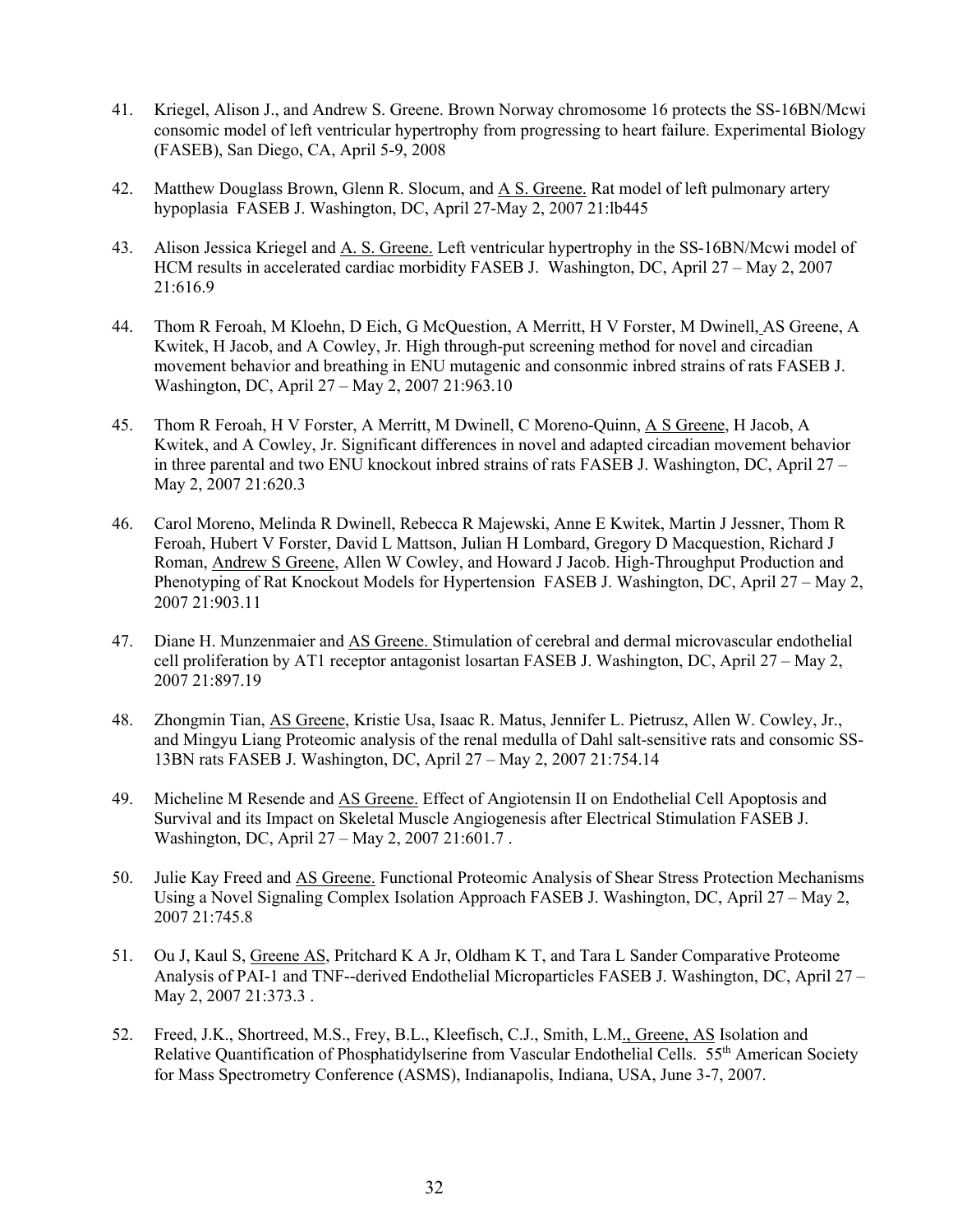41. Kriegel, Alison J., and Andrew S. Greene. Brown Norway chromosome 16 protects the SS-16BN/Mcwi consomic model of left ventricular hypertrophy from progressing to heart failure. Experimental Biology (FASEB), San Diego, CA, April 5-9, 2008

42. Matthew Douglass Brown, Glenn R. Slocum, and A S. Greene. Rat model of left pulmonary artery hypoplasia FASEB J. Washington, DC, April 27-May 2, 2007 21:lb445

43. Alison Jessica Kriegel and A. S. Greene. Left ventricular hypertrophy in the SS-16BN/Mcwi model of HCM results in accelerated cardiac morbidity FASEB J. Washington, DC, April 27 – May 2, 2007 21:616.9

44. Thom R Feroah, M Kloehn, D Eich, G McQuestion, A Merritt, H V Forster, M Dwinell, AS Greene, A Kwitek, H Jacob, and A Cowley, Jr. High through-put screening method for novel and circadian movement behavior and breathing in ENU mutagenic and consonmic inbred strains of rats FASEB J. Washington, DC, April 27 – May 2, 2007 21:963.10

45. Thom R Feroah, H V Forster, A Merritt, M Dwinell, C Moreno-Quinn, A S Greene, H Jacob, A Kwitek, and A Cowley, Jr. Significant differences in novel and adapted circadian movement behavior in three parental and two ENU knockout inbred strains of rats FASEB J. Washington, DC, April 27 – May 2, 2007 21:620.3

46. Carol Moreno, Melinda R Dwinell, Rebecca R Majewski, Anne E Kwitek, Martin J Jessner, Thom R Feroah, Hubert V Forster, David L Mattson, Julian H Lombard, Gregory D Macquestion, Richard J Roman, Andrew S Greene, Allen W Cowley, and Howard J Jacob. High-Throughput Production and Phenotyping of Rat Knockout Models for Hypertension FASEB J. Washington, DC, April 27 – May 2, 2007 21:903.11

47. Diane H. Munzenmaier and AS Greene. Stimulation of cerebral and dermal microvascular endothelial cell proliferation by AT1 receptor antagonist losartan FASEB J. Washington, DC, April 27 – May 2, 2007 21:897.19

48. Zhongmin Tian, AS Greene, Kristie Usa, Isaac R. Matus, Jennifer L. Pietrusz, Allen W. Cowley, Jr., and Mingyu Liang Proteomic analysis of the renal medulla of Dahl salt-sensitive rats and consomic SS-13BN rats FASEB J. Washington, DC, April 27 – May 2, 2007 21:754.14

49. Micheline M Resende and AS Greene. Effect of Angiotensin II on Endothelial Cell Apoptosis and Survival and its Impact on Skeletal Muscle Angiogenesis after Electrical Stimulation FASEB J. Washington, DC, April 27 – May 2, 2007 21:601.7 .

50. Julie Kay Freed and AS Greene. Functional Proteomic Analysis of Shear Stress Protection Mechanisms Using a Novel Signaling Complex Isolation Approach FASEB J. Washington, DC, April 27 – May 2, 2007 21:745.8

51. Ou J, Kaul S, Greene AS, Pritchard K A Jr, Oldham K T, and Tara L Sander Comparative Proteome Analysis of PAI-1 and TNF--derived Endothelial Microparticles FASEB J. Washington, DC, April 27 – May 2, 2007 21:373.3 .

52. Freed, J.K., Shortreed, M.S., Frey, B.L., Kleefisch, C.J., Smith, L.M., Greene, AS Isolation and Relative Quantification of Phosphatidylserine from Vascular Endothelial Cells. 55th American Society for Mass Spectrometry Conference (ASMS), Indianapolis, Indiana, USA, June 3-7, 2007.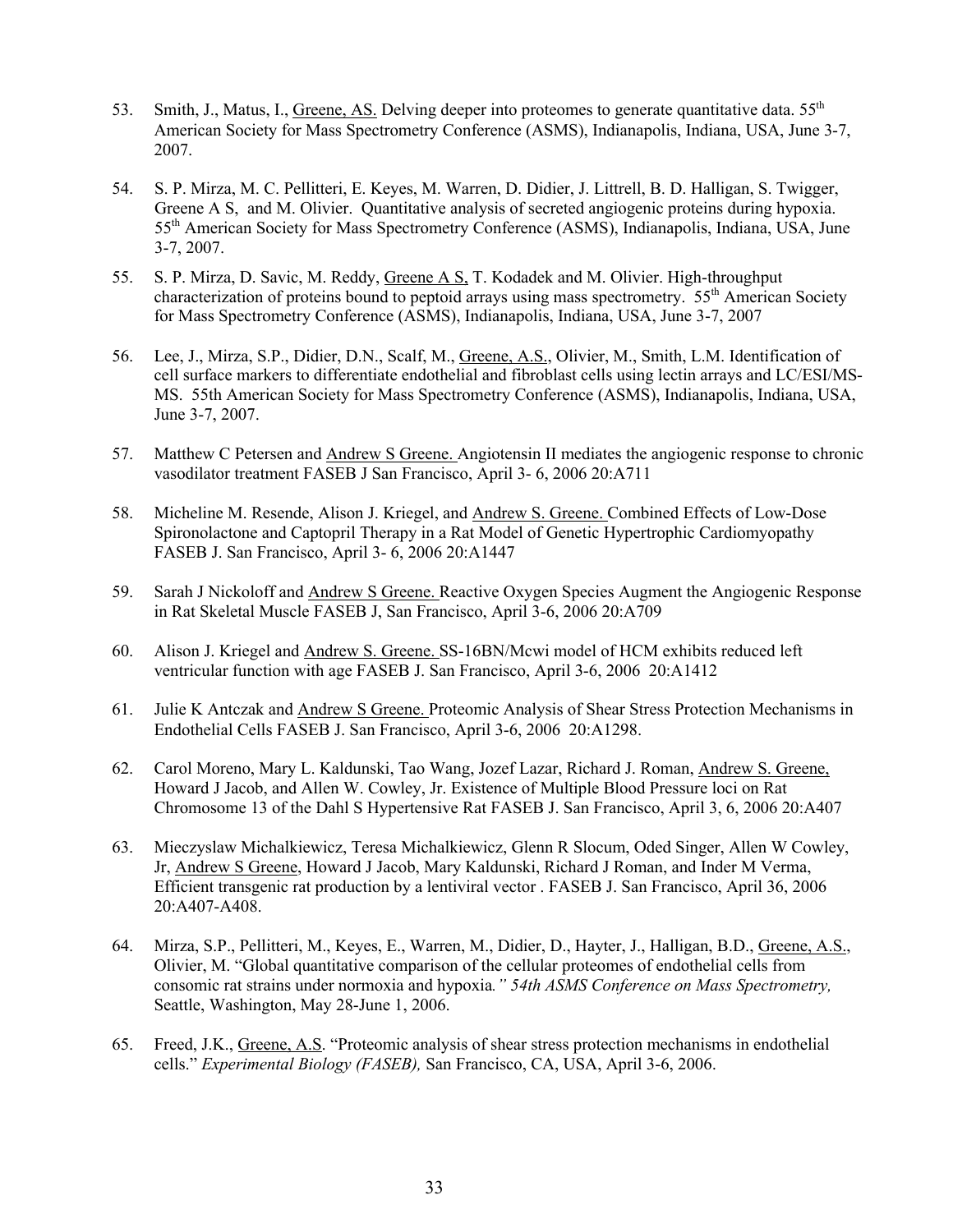53. Smith, J., Matus, I., <u>Greene, AS.</u> Delving deeper into proteomes to generate quantitative data. 55[th] American Society for Mass Spectrometry Conference (ASMS), Indianapolis, Indiana, USA, June 3-7, 2007.

54. S. P. Mirza, M. C. Pellitteri, E. Keyes, M. Warren, D. Didier, J. Littrell, B. D. Halligan, S. Twigger, Greene A S, and M. Olivier. Quantitative analysis of secreted angiogenic proteins during hypoxia. 55[th] American Society for Mass Spectrometry Conference (ASMS), Indianapolis, Indiana, USA, June 3-7, 2007.

55. S. P. Mirza, D. Savic, M. Reddy, <u>Greene A S,</u> T. Kodadek and M. Olivier. High-throughput characterization of proteins bound to peptoid arrays using mass spectrometry. 55[th] American Society for Mass Spectrometry Conference (ASMS), Indianapolis, Indiana, USA, June 3-7, 2007

56. Lee, J., Mirza, S.P., Didier, D.N., Scalf, M., <u>Greene, A.S.</u>, Olivier, M., Smith, L.M. Identification of cell surface markers to differentiate endothelial and fibroblast cells using lectin arrays and LC/ESI/MS-MS. 55th American Society for Mass Spectrometry Conference (ASMS), Indianapolis, Indiana, USA, June 3-7, 2007.

57. Matthew C Petersen and <u>Andrew S Greene.</u> Angiotensin II mediates the angiogenic response to chronic vasodilator treatment FASEB J San Francisco, April 3- 6, 2006 20:A711

58. Micheline M. Resende, Alison J. Kriegel, and <u>Andrew S. Greene.</u> Combined Effects of Low-Dose Spironolactone and Captopril Therapy in a Rat Model of Genetic Hypertrophic Cardiomyopathy FASEB J. San Francisco, April 3- 6, 2006 20:A1447

59. Sarah J Nickoloff and <u>Andrew S Greene.</u> Reactive Oxygen Species Augment the Angiogenic Response in Rat Skeletal Muscle FASEB J, San Francisco, April 3-6, 2006 20:A709

60. Alison J. Kriegel and <u>Andrew S. Greene.</u> SS-16BN/Mcwi model of HCM exhibits reduced left ventricular function with age FASEB J. San Francisco, April 3-6, 2006 20:A1412

61. Julie K Antczak and <u>Andrew S Greene.</u> Proteomic Analysis of Shear Stress Protection Mechanisms in Endothelial Cells FASEB J. San Francisco, April 3-6, 2006 20:A1298.

62. Carol Moreno, Mary L. Kaldunski, Tao Wang, Jozef Lazar, Richard J. Roman, <u>Andrew S. Greene,</u> Howard J Jacob, and Allen W. Cowley, Jr. Existence of Multiple Blood Pressure loci on Rat Chromosome 13 of the Dahl S Hypertensive Rat FASEB J. San Francisco, April 3, 6, 2006 20:A407

63. Mieczyslaw Michalkiewicz, Teresa Michalkiewicz, Glenn R Slocum, Oded Singer, Allen W Cowley, Jr, <u>Andrew S Greene</u>, Howard J Jacob, Mary Kaldunski, Richard J Roman, and Inder M Verma, Efficient transgenic rat production by a lentiviral vector . FASEB J. San Francisco, April 36, 2006 20:A407-A408.

64. Mirza, S.P., Pellitteri, M., Keyes, E., Warren, M., Didier, D., Hayter, J., Halligan, B.D., <u>Greene, A.S.</u>, Olivier, M. "Global quantitative comparison of the cellular proteomes of endothelial cells from consomic rat strains under normoxia and hypoxia*." 54th ASMS Conference on Mass Spectrometry,* Seattle, Washington, May 28-June 1, 2006.

65. Freed, J.K., <u>Greene, A.S</u>. "Proteomic analysis of shear stress protection mechanisms in endothelial cells." *Experimental Biology (FASEB),* San Francisco, CA, USA, April 3-6, 2006.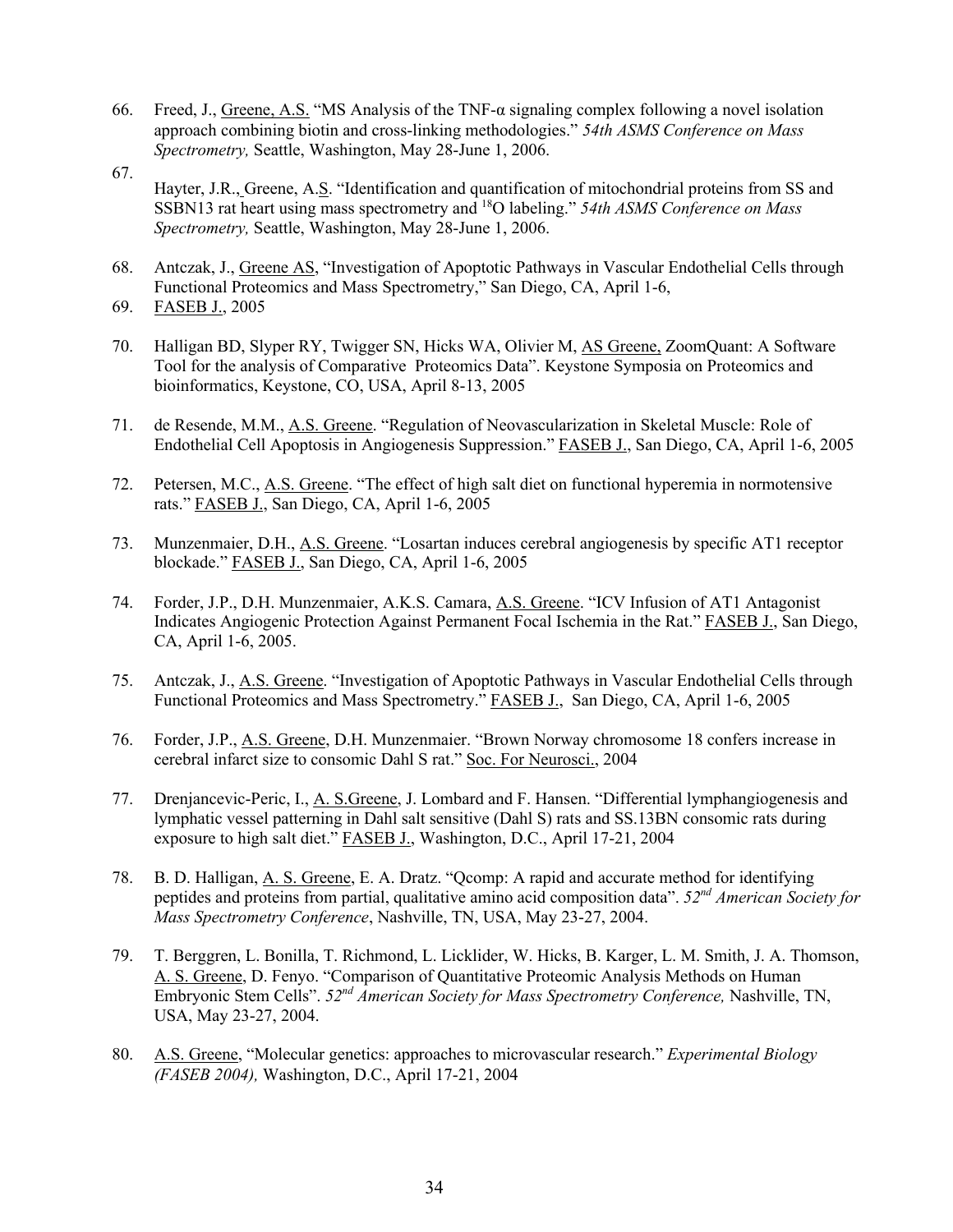66. Freed, J., Greene, A.S. "MS Analysis of the TNF-α signaling complex following a novel isolation approach combining biotin and cross-linking methodologies." *54th ASMS Conference on Mass Spectrometry,* Seattle, Washington, May 28-June 1, 2006.

67. Hayter, J.R., Greene, A.S. "Identification and quantification of mitochondrial proteins from SS and SSBN13 rat heart using mass spectrometry and $^{18}O$ labeling." *54th ASMS Conference on Mass Spectrometry,* Seattle, Washington, May 28-June 1, 2006.

68. Antczak, J., Greene AS, "Investigation of Apoptotic Pathways in Vascular Endothelial Cells through Functional Proteomics and Mass Spectrometry," San Diego, CA, April 1-6,

69. FASEB J., 2005

70. Halligan BD, Slyper RY, Twigger SN, Hicks WA, Olivier M, AS Greene, ZoomQuant: A Software Tool for the analysis of Comparative Proteomics Data". Keystone Symposia on Proteomics and bioinformatics, Keystone, CO, USA, April 8-13, 2005

71. de Resende, M.M., A.S. Greene. "Regulation of Neovascularization in Skeletal Muscle: Role of Endothelial Cell Apoptosis in Angiogenesis Suppression." FASEB J., San Diego, CA, April 1-6, 2005

72. Petersen, M.C., A.S. Greene. "The effect of high salt diet on functional hyperemia in normotensive rats." FASEB J., San Diego, CA, April 1-6, 2005

73. Munzenmaier, D.H., A.S. Greene. "Losartan induces cerebral angiogenesis by specific AT1 receptor blockade." FASEB J., San Diego, CA, April 1-6, 2005

74. Forder, J.P., D.H. Munzenmaier, A.K.S. Camara, A.S. Greene. "ICV Infusion of AT1 Antagonist Indicates Angiogenic Protection Against Permanent Focal Ischemia in the Rat." FASEB J., San Diego, CA, April 1-6, 2005.

75. Antczak, J., A.S. Greene. "Investigation of Apoptotic Pathways in Vascular Endothelial Cells through Functional Proteomics and Mass Spectrometry." FASEB J., San Diego, CA, April 1-6, 2005

76. Forder, J.P., A.S. Greene, D.H. Munzenmaier. "Brown Norway chromosome 18 confers increase in cerebral infarct size to consomic Dahl S rat." Soc. For Neurosci., 2004

77. Drenjancevic-Peric, I., A. S.Greene, J. Lombard and F. Hansen. "Differential lymphangiogenesis and lymphatic vessel patterning in Dahl salt sensitive (Dahl S) rats and SS.13BN consomic rats during exposure to high salt diet." FASEB J., Washington, D.C., April 17-21, 2004

78. B. D. Halligan, A. S. Greene, E. A. Dratz. "Qcomp: A rapid and accurate method for identifying peptides and proteins from partial, qualitative amino acid composition data". *52nd American Society for Mass Spectrometry Conference*, Nashville, TN, USA, May 23-27, 2004.

79. T. Berggren, L. Bonilla, T. Richmond, L. Licklider, W. Hicks, B. Karger, L. M. Smith, J. A. Thomson, A. S. Greene, D. Fenyo. "Comparison of Quantitative Proteomic Analysis Methods on Human Embryonic Stem Cells". *52nd American Society for Mass Spectrometry Conference,* Nashville, TN, USA, May 23-27, 2004.

80. A.S. Greene, "Molecular genetics: approaches to microvascular research." *Experimental Biology (FASEB 2004),* Washington, D.C., April 17-21, 2004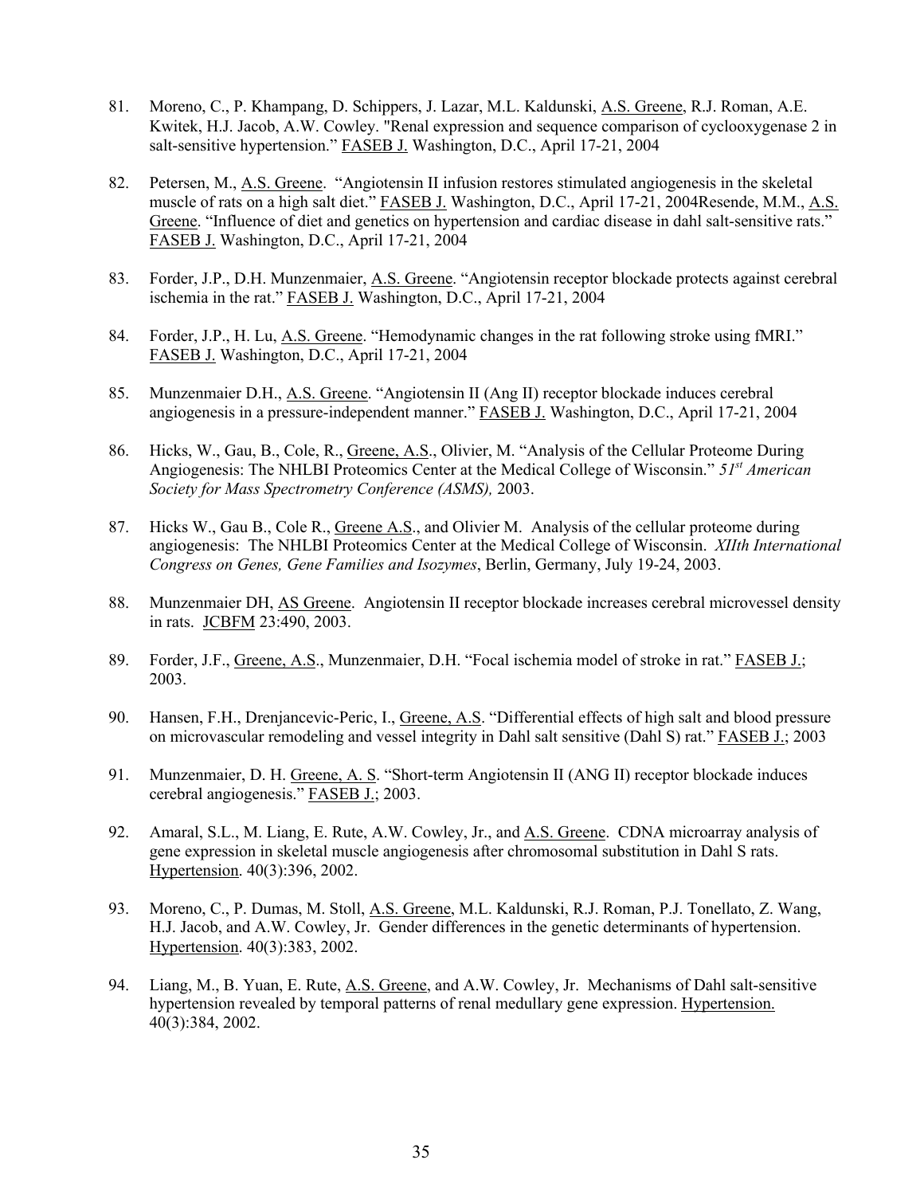81. Moreno, C., P. Khampang, D. Schippers, J. Lazar, M.L. Kaldunski, A.S. Greene, R.J. Roman, A.E. Kwitek, H.J. Jacob, A.W. Cowley. "Renal expression and sequence comparison of cyclooxygenase 2 in salt-sensitive hypertension." FASEB J. Washington, D.C., April 17-21, 2004

82. Petersen, M., A.S. Greene. "Angiotensin II infusion restores stimulated angiogenesis in the skeletal muscle of rats on a high salt diet." FASEB J. Washington, D.C., April 17-21, 2004Resende, M.M., A.S. Greene. "Influence of diet and genetics on hypertension and cardiac disease in dahl salt-sensitive rats." FASEB J. Washington, D.C., April 17-21, 2004

83. Forder, J.P., D.H. Munzenmaier, A.S. Greene. "Angiotensin receptor blockade protects against cerebral ischemia in the rat." FASEB J. Washington, D.C., April 17-21, 2004

84. Forder, J.P., H. Lu, A.S. Greene. "Hemodynamic changes in the rat following stroke using fMRI." FASEB J. Washington, D.C., April 17-21, 2004

85. Munzenmaier D.H., A.S. Greene. "Angiotensin II (Ang II) receptor blockade induces cerebral angiogenesis in a pressure-independent manner." FASEB J. Washington, D.C., April 17-21, 2004

86. Hicks, W., Gau, B., Cole, R., Greene, A.S., Olivier, M. "Analysis of the Cellular Proteome During Angiogenesis: The NHLBI Proteomics Center at the Medical College of Wisconsin." *51st American Society for Mass Spectrometry Conference (ASMS),* 2003.

87. Hicks W., Gau B., Cole R., Greene A.S., and Olivier M. Analysis of the cellular proteome during angiogenesis: The NHLBI Proteomics Center at the Medical College of Wisconsin. *XIIth International Congress on Genes, Gene Families and Isozymes*, Berlin, Germany, July 19-24, 2003.

88. Munzenmaier DH, AS Greene. Angiotensin II receptor blockade increases cerebral microvessel density in rats. JCBFM 23:490, 2003.

89. Forder, J.F., Greene, A.S., Munzenmaier, D.H. "Focal ischemia model of stroke in rat." FASEB J.; 2003.

90. Hansen, F.H., Drenjancevic-Peric, I., Greene, A.S. "Differential effects of high salt and blood pressure on microvascular remodeling and vessel integrity in Dahl salt sensitive (Dahl S) rat." FASEB J.; 2003

91. Munzenmaier, D. H. Greene, A. S. "Short-term Angiotensin II (ANG II) receptor blockade induces cerebral angiogenesis." FASEB J.; 2003.

92. Amaral, S.L., M. Liang, E. Rute, A.W. Cowley, Jr., and A.S. Greene. CDNA microarray analysis of gene expression in skeletal muscle angiogenesis after chromosomal substitution in Dahl S rats. Hypertension. 40(3):396, 2002.

93. Moreno, C., P. Dumas, M. Stoll, A.S. Greene, M.L. Kaldunski, R.J. Roman, P.J. Tonellato, Z. Wang, H.J. Jacob, and A.W. Cowley, Jr. Gender differences in the genetic determinants of hypertension. Hypertension. 40(3):383, 2002.

94. Liang, M., B. Yuan, E. Rute, A.S. Greene, and A.W. Cowley, Jr. Mechanisms of Dahl salt-sensitive hypertension revealed by temporal patterns of renal medullary gene expression. Hypertension. 40(3):384, 2002.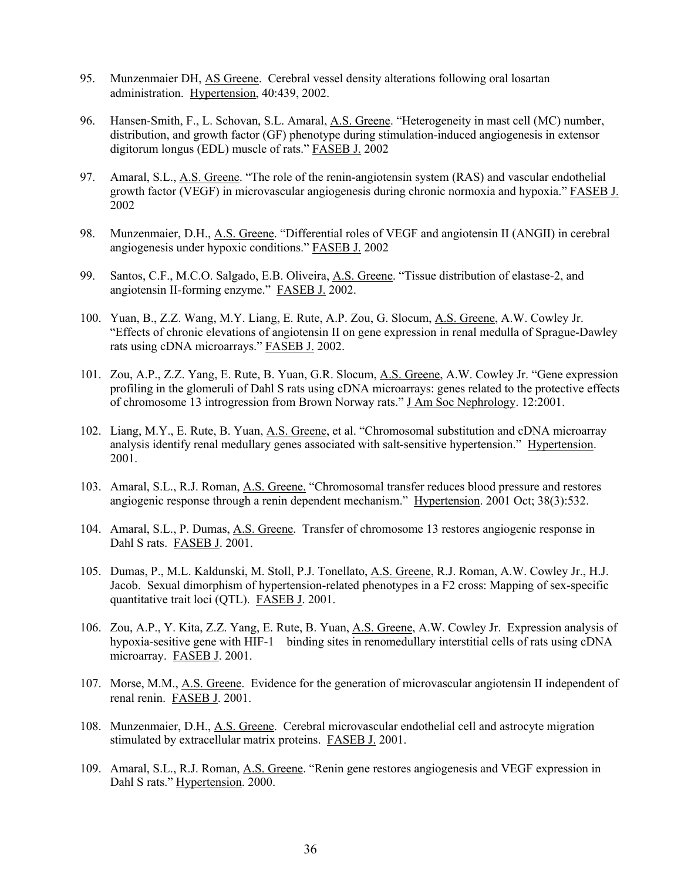95. Munzenmaier DH, AS Greene. Cerebral vessel density alterations following oral losartan administration. Hypertension, 40:439, 2002.

96. Hansen-Smith, F., L. Schovan, S.L. Amaral, A.S. Greene. "Heterogeneity in mast cell (MC) number, distribution, and growth factor (GF) phenotype during stimulation-induced angiogenesis in extensor digitorum longus (EDL) muscle of rats." FASEB J. 2002

97. Amaral, S.L., A.S. Greene. "The role of the renin-angiotensin system (RAS) and vascular endothelial growth factor (VEGF) in microvascular angiogenesis during chronic normoxia and hypoxia." FASEB J. 2002

98. Munzenmaier, D.H., A.S. Greene. "Differential roles of VEGF and angiotensin II (ANGII) in cerebral angiogenesis under hypoxic conditions." FASEB J. 2002

99. Santos, C.F., M.C.O. Salgado, E.B. Oliveira, A.S. Greene. "Tissue distribution of elastase-2, and angiotensin II-forming enzyme." FASEB J. 2002.

100. Yuan, B., Z.Z. Wang, M.Y. Liang, E. Rute, A.P. Zou, G. Slocum, A.S. Greene, A.W. Cowley Jr. "Effects of chronic elevations of angiotensin II on gene expression in renal medulla of Sprague-Dawley rats using cDNA microarrays." FASEB J. 2002.

101. Zou, A.P., Z.Z. Yang, E. Rute, B. Yuan, G.R. Slocum, A.S. Greene, A.W. Cowley Jr. "Gene expression profiling in the glomeruli of Dahl S rats using cDNA microarrays: genes related to the protective effects of chromosome 13 introgression from Brown Norway rats." J Am Soc Nephrology. 12:2001.

102. Liang, M.Y., E. Rute, B. Yuan, A.S. Greene, et al. "Chromosomal substitution and cDNA microarray analysis identify renal medullary genes associated with salt-sensitive hypertension." Hypertension. 2001.

103. Amaral, S.L., R.J. Roman, A.S. Greene. "Chromosomal transfer reduces blood pressure and restores angiogenic response through a renin dependent mechanism." Hypertension. 2001 Oct; 38(3):532.

104. Amaral, S.L., P. Dumas, A.S. Greene. Transfer of chromosome 13 restores angiogenic response in Dahl S rats. FASEB J. 2001.

105. Dumas, P., M.L. Kaldunski, M. Stoll, P.J. Tonellato, A.S. Greene, R.J. Roman, A.W. Cowley Jr., H.J. Jacob. Sexual dimorphism of hypertension-related phenotypes in a F2 cross: Mapping of sex-specific quantitative trait loci (QTL). FASEB J. 2001.

106. Zou, A.P., Y. Kita, Z.Z. Yang, E. Rute, B. Yuan, A.S. Greene, A.W. Cowley Jr. Expression analysis of hypoxia-sesitive gene with HIF-1 binding sites in renomedullary interstitial cells of rats using cDNA microarray. FASEB J. 2001.

107. Morse, M.M., A.S. Greene. Evidence for the generation of microvascular angiotensin II independent of renal renin. FASEB J. 2001.

108. Munzenmaier, D.H., A.S. Greene. Cerebral microvascular endothelial cell and astrocyte migration stimulated by extracellular matrix proteins. FASEB J. 2001.

109. Amaral, S.L., R.J. Roman, A.S. Greene. "Renin gene restores angiogenesis and VEGF expression in Dahl S rats." Hypertension. 2000.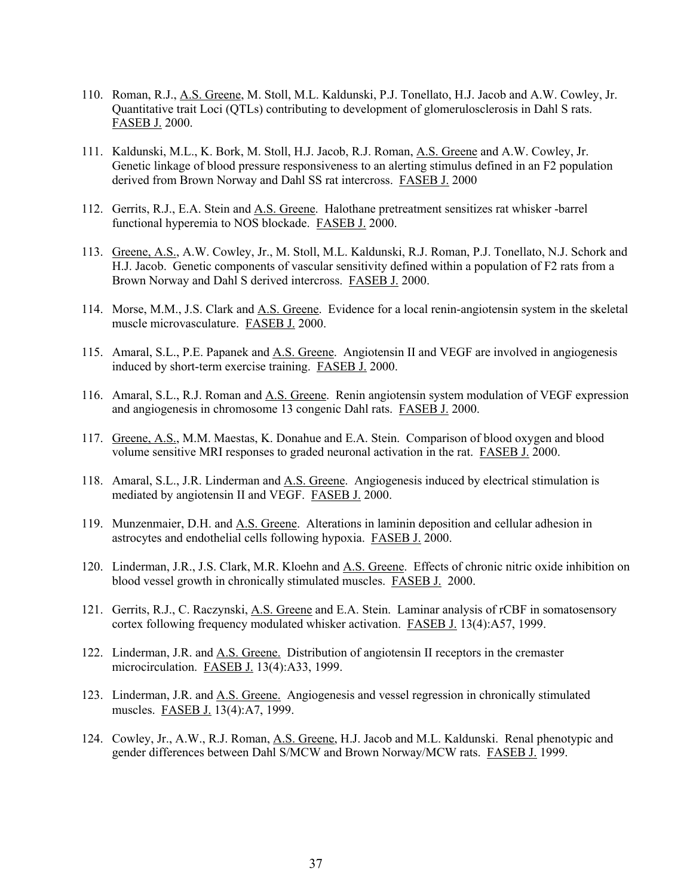110. Roman, R.J., A.S. Greene, M. Stoll, M.L. Kaldunski, P.J. Tonellato, H.J. Jacob and A.W. Cowley, Jr. Quantitative trait Loci (QTLs) contributing to development of glomerulosclerosis in Dahl S rats. FASEB J. 2000.

111. Kaldunski, M.L., K. Bork, M. Stoll, H.J. Jacob, R.J. Roman, A.S. Greene and A.W. Cowley, Jr. Genetic linkage of blood pressure responsiveness to an alerting stimulus defined in an F2 population derived from Brown Norway and Dahl SS rat intercross. FASEB J. 2000

112. Gerrits, R.J., E.A. Stein and A.S. Greene. Halothane pretreatment sensitizes rat whisker -barrel functional hyperemia to NOS blockade. FASEB J. 2000.

113. Greene, A.S., A.W. Cowley, Jr., M. Stoll, M.L. Kaldunski, R.J. Roman, P.J. Tonellato, N.J. Schork and H.J. Jacob. Genetic components of vascular sensitivity defined within a population of F2 rats from a Brown Norway and Dahl S derived intercross. FASEB J. 2000.

114. Morse, M.M., J.S. Clark and A.S. Greene. Evidence for a local renin-angiotensin system in the skeletal muscle microvasculature. FASEB J. 2000.

115. Amaral, S.L., P.E. Papanek and A.S. Greene. Angiotensin II and VEGF are involved in angiogenesis induced by short-term exercise training. FASEB J. 2000.

116. Amaral, S.L., R.J. Roman and A.S. Greene. Renin angiotensin system modulation of VEGF expression and angiogenesis in chromosome 13 congenic Dahl rats. FASEB J. 2000.

117. Greene, A.S., M.M. Maestas, K. Donahue and E.A. Stein. Comparison of blood oxygen and blood volume sensitive MRI responses to graded neuronal activation in the rat. FASEB J. 2000.

118. Amaral, S.L., J.R. Linderman and A.S. Greene. Angiogenesis induced by electrical stimulation is mediated by angiotensin II and VEGF. FASEB J. 2000.

119. Munzenmaier, D.H. and A.S. Greene. Alterations in laminin deposition and cellular adhesion in astrocytes and endothelial cells following hypoxia. FASEB J. 2000.

120. Linderman, J.R., J.S. Clark, M.R. Kloehn and A.S. Greene. Effects of chronic nitric oxide inhibition on blood vessel growth in chronically stimulated muscles. FASEB J. 2000.

121. Gerrits, R.J., C. Raczynski, A.S. Greene and E.A. Stein. Laminar analysis of rCBF in somatosensory cortex following frequency modulated whisker activation. FASEB J. 13(4):A57, 1999.

122. Linderman, J.R. and A.S. Greene. Distribution of angiotensin II receptors in the cremaster microcirculation. FASEB J. 13(4):A33, 1999.

123. Linderman, J.R. and A.S. Greene. Angiogenesis and vessel regression in chronically stimulated muscles. FASEB J. 13(4):A7, 1999.

124. Cowley, Jr., A.W., R.J. Roman, A.S. Greene, H.J. Jacob and M.L. Kaldunski. Renal phenotypic and gender differences between Dahl S/MCW and Brown Norway/MCW rats. FASEB J. 1999.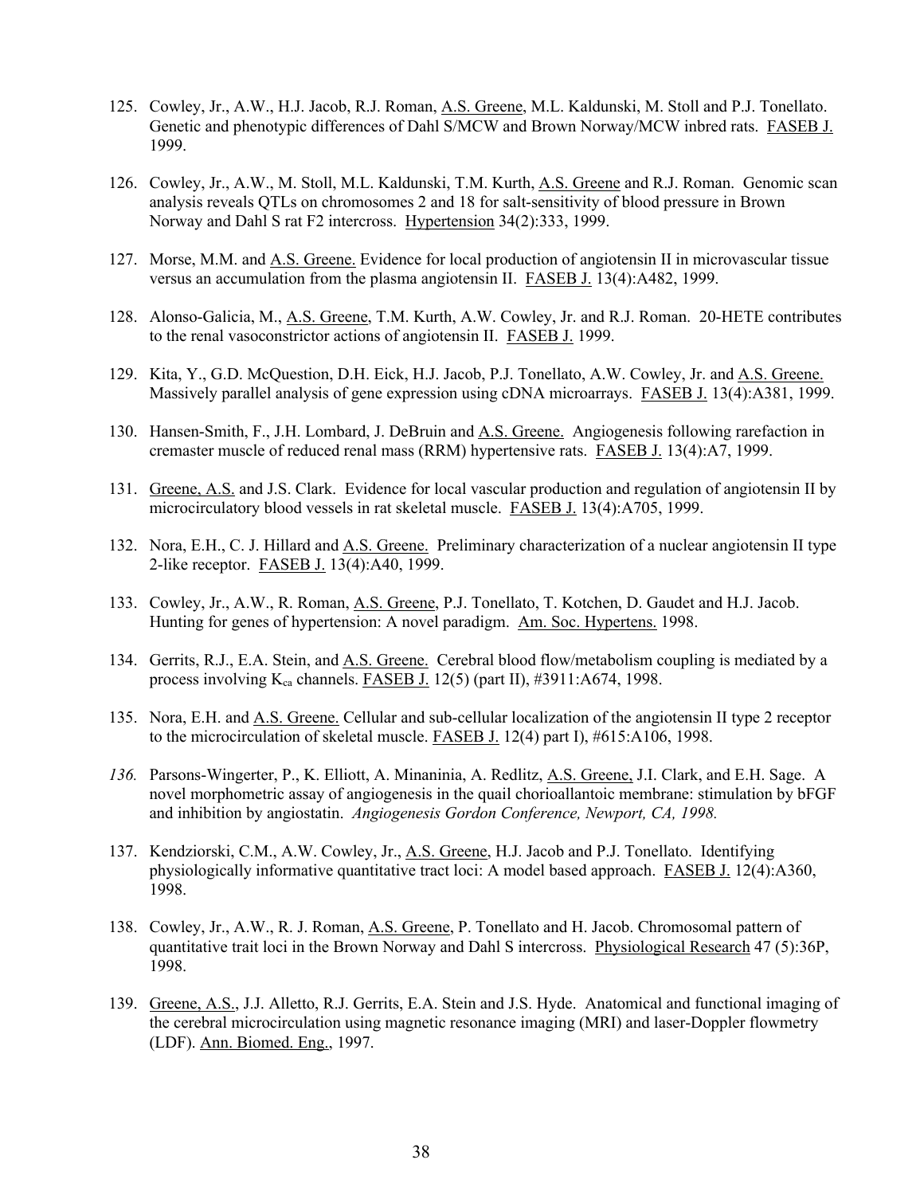125. Cowley, Jr., A.W., H.J. Jacob, R.J. Roman, <u>A.S. Greene</u>, M.L. Kaldunski, M. Stoll and P.J. Tonellato. Genetic and phenotypic differences of Dahl S/MCW and Brown Norway/MCW inbred rats. <u>FASEB J.</u> 1999.

126. Cowley, Jr., A.W., M. Stoll, M.L. Kaldunski, T.M. Kurth, <u>A.S. Greene</u> and R.J. Roman. Genomic scan analysis reveals QTLs on chromosomes 2 and 18 for salt-sensitivity of blood pressure in Brown Norway and Dahl S rat F2 intercross. <u>Hypertension</u> 34(2):333, 1999.

127. Morse, M.M. and <u>A.S. Greene.</u> Evidence for local production of angiotensin II in microvascular tissue versus an accumulation from the plasma angiotensin II. <u>FASEB J.</u> 13(4):A482, 1999.

128. Alonso-Galicia, M., <u>A.S. Greene</u>, T.M. Kurth, A.W. Cowley, Jr. and R.J. Roman. 20-HETE contributes to the renal vasoconstrictor actions of angiotensin II. <u>FASEB J.</u> 1999.

129. Kita, Y., G.D. McQuestion, D.H. Eick, H.J. Jacob, P.J. Tonellato, A.W. Cowley, Jr. and <u>A.S. Greene.</u> Massively parallel analysis of gene expression using cDNA microarrays. <u>FASEB J.</u> 13(4):A381, 1999.

130. Hansen-Smith, F., J.H. Lombard, J. DeBruin and <u>A.S. Greene.</u> Angiogenesis following rarefaction in cremaster muscle of reduced renal mass (RRM) hypertensive rats. <u>FASEB J.</u> 13(4):A7, 1999.

131. <u>Greene, A.S.</u> and J.S. Clark. Evidence for local vascular production and regulation of angiotensin II by microcirculatory blood vessels in rat skeletal muscle. <u>FASEB J.</u> 13(4):A705, 1999.

132. Nora, E.H., C. J. Hillard and <u>A.S. Greene.</u> Preliminary characterization of a nuclear angiotensin II type 2-like receptor. <u>FASEB J.</u> 13(4):A40, 1999.

133. Cowley, Jr., A.W., R. Roman, <u>A.S. Greene</u>, P.J. Tonellato, T. Kotchen, D. Gaudet and H.J. Jacob. Hunting for genes of hypertension: A novel paradigm. <u>Am. Soc. Hypertens.</u> 1998.

134. Gerrits, R.J., E.A. Stein, and <u>A.S. Greene.</u> Cerebral blood flow/metabolism coupling is mediated by a process involving $K_{ca}$ channels. <u>FASEB J.</u> 12(5) (part II), #3911:A674, 1998.

135. Nora, E.H. and <u>A.S. Greene.</u> Cellular and sub-cellular localization of the angiotensin II type 2 receptor to the microcirculation of skeletal muscle. <u>FASEB J.</u> 12(4) part I), #615:A106, 1998.

*136.* Parsons-Wingerter, P., K. Elliott, A. Minaninia, A. Redlitz, <u>A.S. Greene,</u> J.I. Clark, and E.H. Sage. A novel morphometric assay of angiogenesis in the quail chorioallantoic membrane: stimulation by bFGF and inhibition by angiostatin. *Angiogenesis Gordon Conference, Newport, CA, 1998.*

137. Kendziorski, C.M., A.W. Cowley, Jr., <u>A.S. Greene</u>, H.J. Jacob and P.J. Tonellato. Identifying physiologically informative quantitative tract loci: A model based approach. <u>FASEB J.</u> 12(4):A360, 1998.

138. Cowley, Jr., A.W., R. J. Roman, <u>A.S. Greene</u>, P. Tonellato and H. Jacob. Chromosomal pattern of quantitative trait loci in the Brown Norway and Dahl S intercross. <u>Physiological Research</u> 47 (5):36P, 1998.

139. <u>Greene, A.S.</u>, J.J. Alletto, R.J. Gerrits, E.A. Stein and J.S. Hyde. Anatomical and functional imaging of the cerebral microcirculation using magnetic resonance imaging (MRI) and laser-Doppler flowmetry (LDF). <u>Ann. Biomed. Eng.</u>, 1997.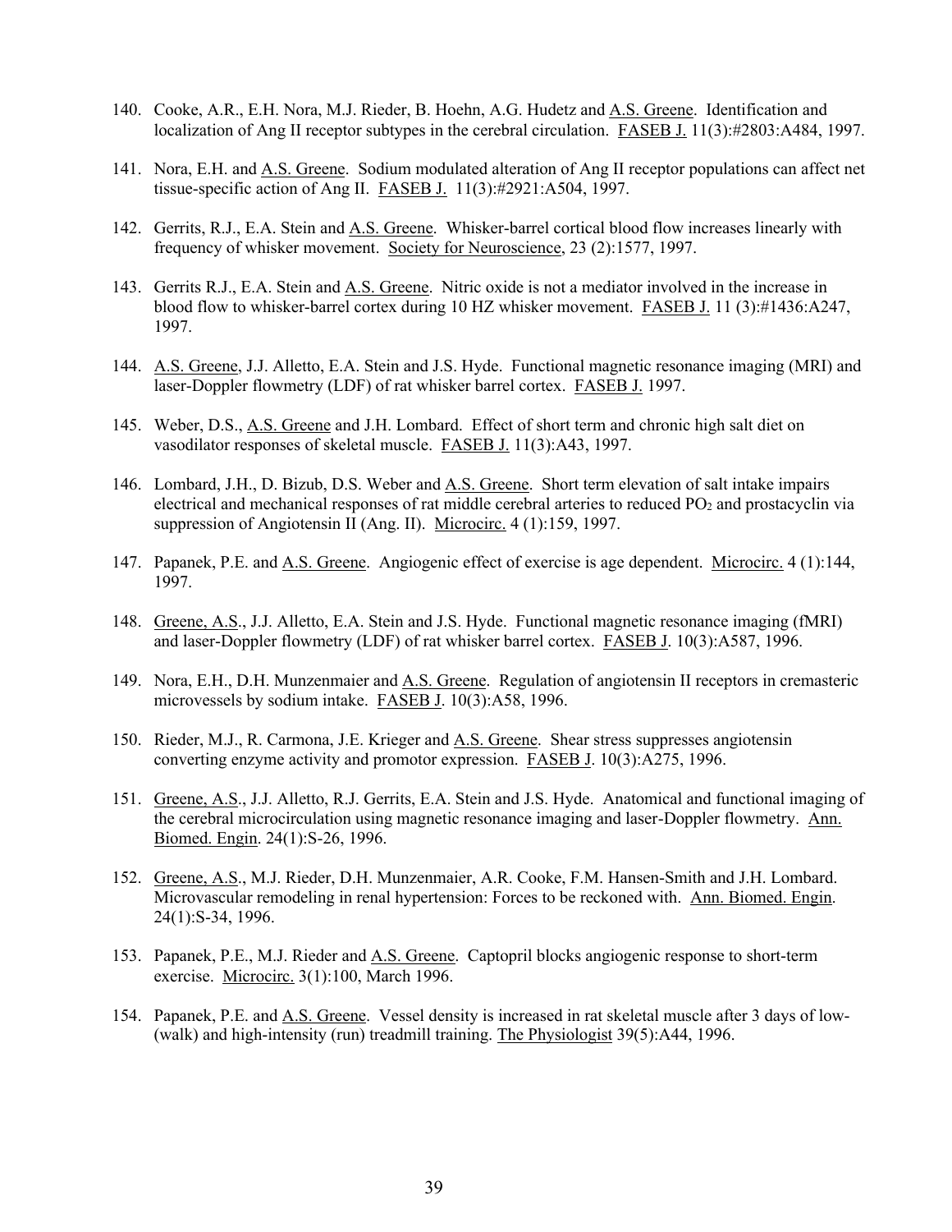140. Cooke, A.R., E.H. Nora, M.J. Rieder, B. Hoehn, A.G. Hudetz and A.S. Greene. Identification and localization of Ang II receptor subtypes in the cerebral circulation. FASEB J. 11(3):#2803:A484, 1997.

141. Nora, E.H. and A.S. Greene. Sodium modulated alteration of Ang II receptor populations can affect net tissue-specific action of Ang II. FASEB J. 11(3):#2921:A504, 1997.

142. Gerrits, R.J., E.A. Stein and A.S. Greene. Whisker-barrel cortical blood flow increases linearly with frequency of whisker movement. Society for Neuroscience, 23 (2):1577, 1997.

143. Gerrits R.J., E.A. Stein and A.S. Greene. Nitric oxide is not a mediator involved in the increase in blood flow to whisker-barrel cortex during 10 HZ whisker movement. FASEB J. 11 (3):#1436:A247, 1997.

144. A.S. Greene, J.J. Alletto, E.A. Stein and J.S. Hyde. Functional magnetic resonance imaging (MRI) and laser-Doppler flowmetry (LDF) of rat whisker barrel cortex. FASEB J. 1997.

145. Weber, D.S., A.S. Greene and J.H. Lombard. Effect of short term and chronic high salt diet on vasodilator responses of skeletal muscle. FASEB J. 11(3):A43, 1997.

146. Lombard, J.H., D. Bizub, D.S. Weber and A.S. Greene. Short term elevation of salt intake impairs electrical and mechanical responses of rat middle cerebral arteries to reduced $PO_2$ and prostacyclin via suppression of Angiotensin II (Ang. II). Microcirc. 4 (1):159, 1997.

147. Papanek, P.E. and A.S. Greene. Angiogenic effect of exercise is age dependent. Microcirc. 4 (1):144, 1997.

148. Greene, A.S., J.J. Alletto, E.A. Stein and J.S. Hyde. Functional magnetic resonance imaging (fMRI) and laser-Doppler flowmetry (LDF) of rat whisker barrel cortex. FASEB J. 10(3):A587, 1996.

149. Nora, E.H., D.H. Munzenmaier and A.S. Greene. Regulation of angiotensin II receptors in cremasteric microvessels by sodium intake. FASEB J. 10(3):A58, 1996.

150. Rieder, M.J., R. Carmona, J.E. Krieger and A.S. Greene. Shear stress suppresses angiotensin converting enzyme activity and promotor expression. FASEB J. 10(3):A275, 1996.

151. Greene, A.S., J.J. Alletto, R.J. Gerrits, E.A. Stein and J.S. Hyde. Anatomical and functional imaging of the cerebral microcirculation using magnetic resonance imaging and laser-Doppler flowmetry. Ann. Biomed. Engin. 24(1):S-26, 1996.

152. Greene, A.S., M.J. Rieder, D.H. Munzenmaier, A.R. Cooke, F.M. Hansen-Smith and J.H. Lombard. Microvascular remodeling in renal hypertension: Forces to be reckoned with. Ann. Biomed. Engin. 24(1):S-34, 1996.

153. Papanek, P.E., M.J. Rieder and A.S. Greene. Captopril blocks angiogenic response to short-term exercise. Microcirc. 3(1):100, March 1996.

154. Papanek, P.E. and A.S. Greene. Vessel density is increased in rat skeletal muscle after 3 days of low- (walk) and high-intensity (run) treadmill training. The Physiologist 39(5):A44, 1996.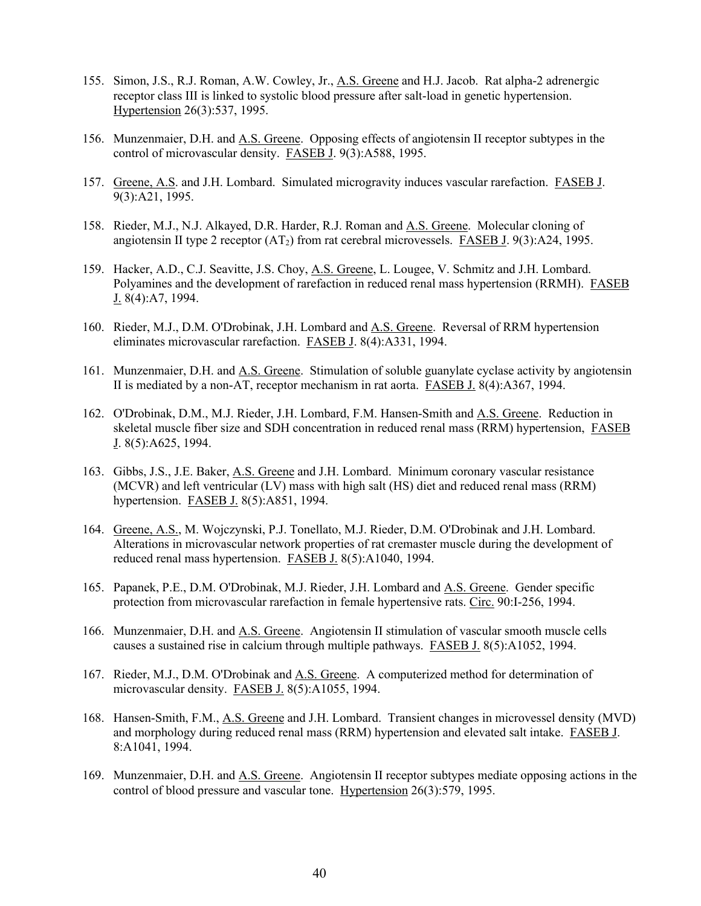155. Simon, J.S., R.J. Roman, A.W. Cowley, Jr., A.S. Greene and H.J. Jacob. Rat alpha-2 adrenergic receptor class III is linked to systolic blood pressure after salt-load in genetic hypertension. Hypertension 26(3):537, 1995.

156. Munzenmaier, D.H. and A.S. Greene. Opposing effects of angiotensin II receptor subtypes in the control of microvascular density. FASEB J. 9(3):A588, 1995.

157. Greene, A.S. and J.H. Lombard. Simulated microgravity induces vascular rarefaction. FASEB J. 9(3):A21, 1995.

158. Rieder, M.J., N.J. Alkayed, D.R. Harder, R.J. Roman and A.S. Greene. Molecular cloning of angiotensin II type 2 receptor ($AT_2$) from rat cerebral microvessels. FASEB J. 9(3):A24, 1995.

159. Hacker, A.D., C.J. Seavitte, J.S. Choy, A.S. Greene, L. Lougee, V. Schmitz and J.H. Lombard. Polyamines and the development of rarefaction in reduced renal mass hypertension (RRMH). FASEB J. 8(4):A7, 1994.

160. Rieder, M.J., D.M. O'Drobinak, J.H. Lombard and A.S. Greene. Reversal of RRM hypertension eliminates microvascular rarefaction. FASEB J. 8(4):A331, 1994.

161. Munzenmaier, D.H. and A.S. Greene. Stimulation of soluble guanylate cyclase activity by angiotensin II is mediated by a non-AT, receptor mechanism in rat aorta. FASEB J. 8(4):A367, 1994.

162. O'Drobinak, D.M., M.J. Rieder, J.H. Lombard, F.M. Hansen-Smith and A.S. Greene. Reduction in skeletal muscle fiber size and SDH concentration in reduced renal mass (RRM) hypertension, FASEB J. 8(5):A625, 1994.

163. Gibbs, J.S., J.E. Baker, A.S. Greene and J.H. Lombard. Minimum coronary vascular resistance (MCVR) and left ventricular (LV) mass with high salt (HS) diet and reduced renal mass (RRM) hypertension. FASEB J. 8(5):A851, 1994.

164. Greene, A.S., M. Wojczynski, P.J. Tonellato, M.J. Rieder, D.M. O'Drobinak and J.H. Lombard. Alterations in microvascular network properties of rat cremaster muscle during the development of reduced renal mass hypertension. FASEB J. 8(5):A1040, 1994.

165. Papanek, P.E., D.M. O'Drobinak, M.J. Rieder, J.H. Lombard and A.S. Greene. Gender specific protection from microvascular rarefaction in female hypertensive rats. Circ. 90:I-256, 1994.

166. Munzenmaier, D.H. and A.S. Greene. Angiotensin II stimulation of vascular smooth muscle cells causes a sustained rise in calcium through multiple pathways. FASEB J. 8(5):A1052, 1994.

167. Rieder, M.J., D.M. O'Drobinak and A.S. Greene. A computerized method for determination of microvascular density. FASEB J. 8(5):A1055, 1994.

168. Hansen-Smith, F.M., A.S. Greene and J.H. Lombard. Transient changes in microvessel density (MVD) and morphology during reduced renal mass (RRM) hypertension and elevated salt intake. FASEB J. 8:A1041, 1994.

169. Munzenmaier, D.H. and A.S. Greene. Angiotensin II receptor subtypes mediate opposing actions in the control of blood pressure and vascular tone. Hypertension 26(3):579, 1995.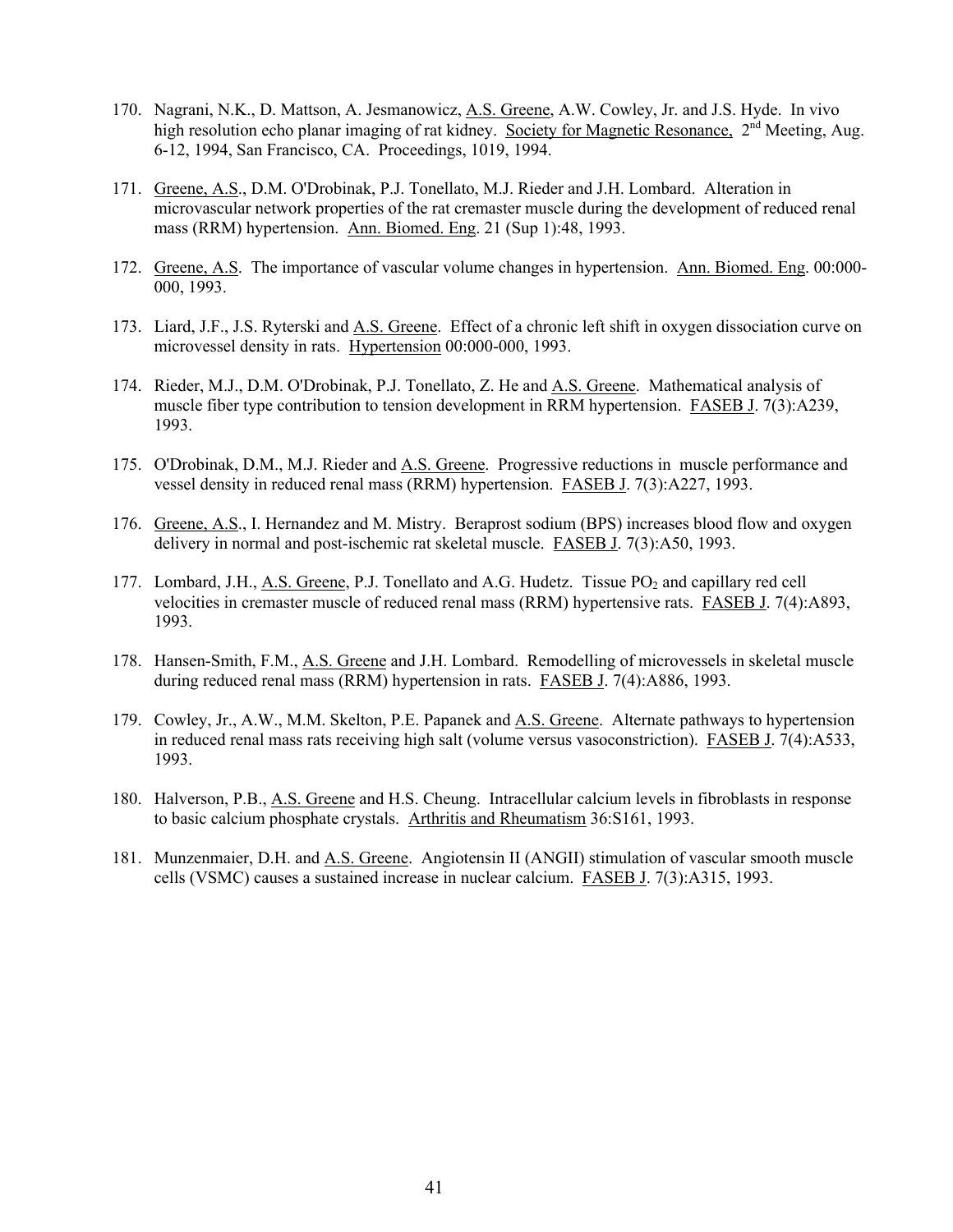170. Nagrani, N.K., D. Mattson, A. Jesmanowicz, A.S. Greene, A.W. Cowley, Jr. and J.S. Hyde. In vivo high resolution echo planar imaging of rat kidney. Society for Magnetic Resonance, 2nd Meeting, Aug. 6-12, 1994, San Francisco, CA. Proceedings, 1019, 1994.

171. Greene, A.S., D.M. O'Drobinak, P.J. Tonellato, M.J. Rieder and J.H. Lombard. Alteration in microvascular network properties of the rat cremaster muscle during the development of reduced renal mass (RRM) hypertension. Ann. Biomed. Eng. 21 (Sup 1):48, 1993.

172. Greene, A.S. The importance of vascular volume changes in hypertension. Ann. Biomed. Eng. 00:000-000, 1993.

173. Liard, J.F., J.S. Ryterski and A.S. Greene. Effect of a chronic left shift in oxygen dissociation curve on microvessel density in rats. Hypertension 00:000-000, 1993.

174. Rieder, M.J., D.M. O'Drobinak, P.J. Tonellato, Z. He and A.S. Greene. Mathematical analysis of muscle fiber type contribution to tension development in RRM hypertension. FASEB J. 7(3):A239, 1993.

175. O'Drobinak, D.M., M.J. Rieder and A.S. Greene. Progressive reductions in muscle performance and vessel density in reduced renal mass (RRM) hypertension. FASEB J. 7(3):A227, 1993.

176. Greene, A.S., I. Hernandez and M. Mistry. Beraprost sodium (BPS) increases blood flow and oxygen delivery in normal and post-ischemic rat skeletal muscle. FASEB J. 7(3):A50, 1993.

177. Lombard, J.H., A.S. Greene, P.J. Tonellato and A.G. Hudetz. Tissue $PO_2$ and capillary red cell velocities in cremaster muscle of reduced renal mass (RRM) hypertensive rats. FASEB J. 7(4):A893, 1993.

178. Hansen-Smith, F.M., A.S. Greene and J.H. Lombard. Remodelling of microvessels in skeletal muscle during reduced renal mass (RRM) hypertension in rats. FASEB J. 7(4):A886, 1993.

179. Cowley, Jr., A.W., M.M. Skelton, P.E. Papanek and A.S. Greene. Alternate pathways to hypertension in reduced renal mass rats receiving high salt (volume versus vasoconstriction). FASEB J. 7(4):A533, 1993.

180. Halverson, P.B., A.S. Greene and H.S. Cheung. Intracellular calcium levels in fibroblasts in response to basic calcium phosphate crystals. Arthritis and Rheumatism 36:S161, 1993.

181. Munzenmaier, D.H. and A.S. Greene. Angiotensin II (ANGII) stimulation of vascular smooth muscle cells (VSMC) causes a sustained increase in nuclear calcium. FASEB J. 7(3):A315, 1993.